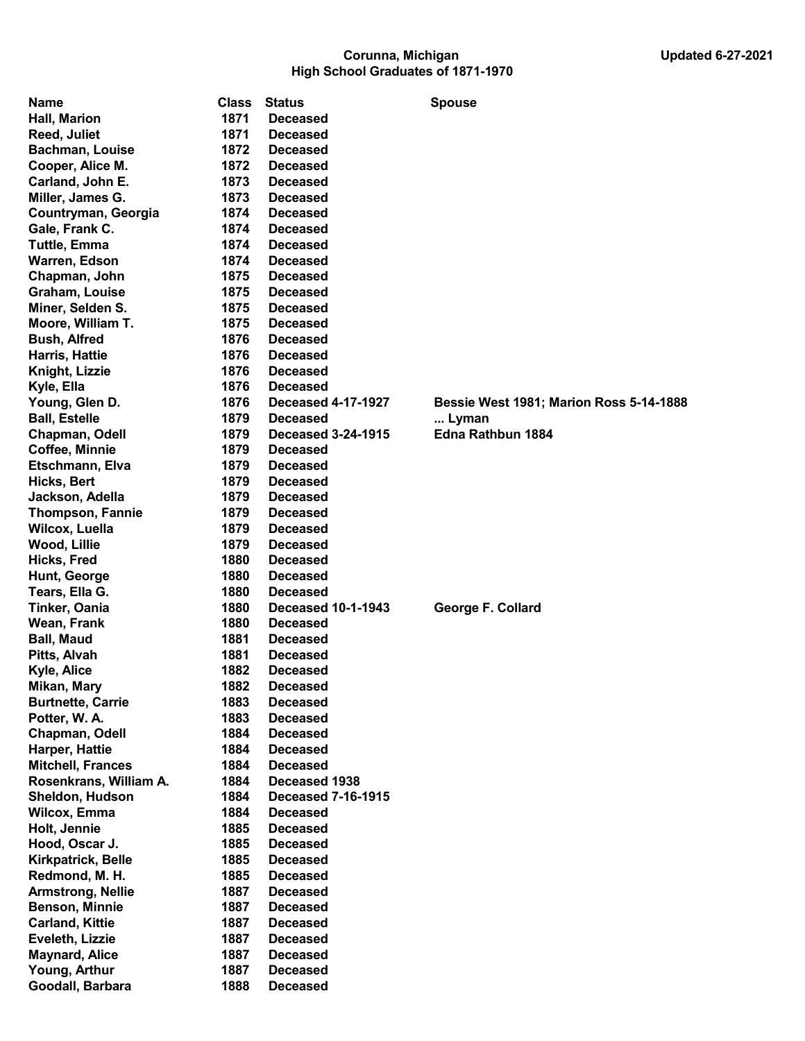# Corunna, Michigan
## High School Graduates of 1871-1970

Updated 6-27-2021

| Name | Class | Status | Spouse |
|---|---|---|---|
| Hall, Marion | 1871 | Deceased | |
| Reed, Juliet | 1871 | Deceased | |
| Bachman, Louise | 1872 | Deceased | |
| Cooper, Alice M. | 1872 | Deceased | |
| Carland, John E. | 1873 | Deceased | |
| Miller, James G. | 1873 | Deceased | |
| Countryman, Georgia | 1874 | Deceased | |
| Gale, Frank C. | 1874 | Deceased | |
| Tuttle, Emma | 1874 | Deceased | |
| Warren, Edson | 1874 | Deceased | |
| Chapman, John | 1875 | Deceased | |
| Graham, Louise | 1875 | Deceased | |
| Miner, Selden S. | 1875 | Deceased | |
| Moore, William T. | 1875 | Deceased | |
| Bush, Alfred | 1876 | Deceased | |
| Harris, Hattie | 1876 | Deceased | |
| Knight, Lizzie | 1876 | Deceased | |
| Kyle, Ella | 1876 | Deceased | |
| Young, Glen D. | 1876 | Deceased 4-17-1927 | Bessie West 1981; Marion Ross 5-14-1888 |
| Ball, Estelle | 1879 | Deceased | ... Lyman |
| Chapman, Odell | 1879 | Deceased 3-24-1915 | Edna Rathbun 1884 |
| Coffee, Minnie | 1879 | Deceased | |
| Etschmann, Elva | 1879 | Deceased | |
| Hicks, Bert | 1879 | Deceased | |
| Jackson, Adella | 1879 | Deceased | |
| Thompson, Fannie | 1879 | Deceased | |
| Wilcox, Luella | 1879 | Deceased | |
| Wood, Lillie | 1879 | Deceased | |
| Hicks, Fred | 1880 | Deceased | |
| Hunt, George | 1880 | Deceased | |
| Tears, Ella G. | 1880 | Deceased | |
| Tinker, Oania | 1880 | Deceased 10-1-1943 | George F. Collard |
| Wean, Frank | 1880 | Deceased | |
| Ball, Maud | 1881 | Deceased | |
| Pitts, Alvah | 1881 | Deceased | |
| Kyle, Alice | 1882 | Deceased | |
| Mikan, Mary | 1882 | Deceased | |
| Burtnette, Carrie | 1883 | Deceased | |
| Potter, W. A. | 1883 | Deceased | |
| Chapman, Odell | 1884 | Deceased | |
| Harper, Hattie | 1884 | Deceased | |
| Mitchell, Frances | 1884 | Deceased | |
| Rosenkrans, William A. | 1884 | Deceased 1938 | |
| Sheldon, Hudson | 1884 | Deceased 7-16-1915 | |
| Wilcox, Emma | 1884 | Deceased | |
| Holt, Jennie | 1885 | Deceased | |
| Hood, Oscar J. | 1885 | Deceased | |
| Kirkpatrick, Belle | 1885 | Deceased | |
| Redmond, M. H. | 1885 | Deceased | |
| Armstrong, Nellie | 1887 | Deceased | |
| Benson, Minnie | 1887 | Deceased | |
| Carland, Kittie | 1887 | Deceased | |
| Eveleth, Lizzie | 1887 | Deceased | |
| Maynard, Alice | 1887 | Deceased | |
| Young, Arthur | 1887 | Deceased | |
| Goodall, Barbara | 1888 | Deceased | |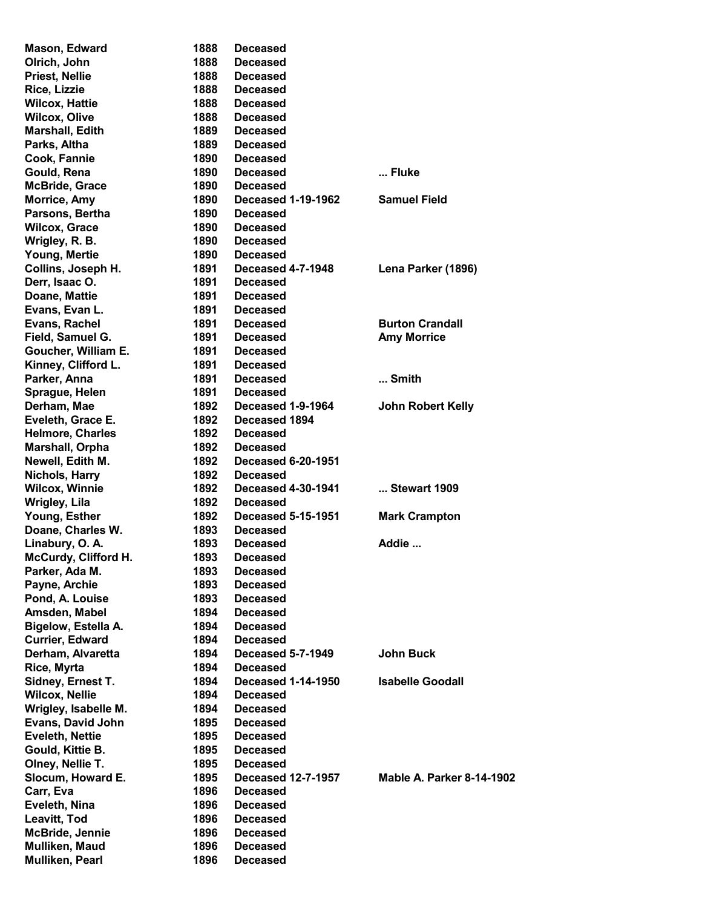| | | | |
|---|---|---|---|
| **Mason, Edward** | **1888** | **Deceased** | |
| **Olrich, John** | **1888** | **Deceased** | |
| **Priest, Nellie** | **1888** | **Deceased** | |
| **Rice, Lizzie** | **1888** | **Deceased** | |
| **Wilcox, Hattie** | **1888** | **Deceased** | |
| **Wilcox, Olive** | **1888** | **Deceased** | |
| **Marshall, Edith** | **1889** | **Deceased** | |
| **Parks, Altha** | **1889** | **Deceased** | |
| **Cook, Fannie** | **1890** | **Deceased** | |
| **Gould, Rena** | **1890** | **Deceased** | **... Fluke** |
| **McBride, Grace** | **1890** | **Deceased** | |
| **Morrice, Amy** | **1890** | **Deceased 1-19-1962** | **Samuel Field** |
| **Parsons, Bertha** | **1890** | **Deceased** | |
| **Wilcox, Grace** | **1890** | **Deceased** | |
| **Wrigley, R. B.** | **1890** | **Deceased** | |
| **Young, Mertie** | **1890** | **Deceased** | |
| **Collins, Joseph H.** | **1891** | **Deceased 4-7-1948** | **Lena Parker (1896)** |
| **Derr, Isaac O.** | **1891** | **Deceased** | |
| **Doane, Mattie** | **1891** | **Deceased** | |
| **Evans, Evan L.** | **1891** | **Deceased** | |
| **Evans, Rachel** | **1891** | **Deceased** | **Burton Crandall** |
| **Field, Samuel G.** | **1891** | **Deceased** | **Amy Morrice** |
| **Goucher, William E.** | **1891** | **Deceased** | |
| **Kinney, Clifford L.** | **1891** | **Deceased** | |
| **Parker, Anna** | **1891** | **Deceased** | **... Smith** |
| **Sprague, Helen** | **1891** | **Deceased** | |
| **Derham, Mae** | **1892** | **Deceased 1-9-1964** | **John Robert Kelly** |
| **Eveleth, Grace E.** | **1892** | **Deceased 1894** | |
| **Helmore, Charles** | **1892** | **Deceased** | |
| **Marshall, Orpha** | **1892** | **Deceased** | |
| **Newell, Edith M.** | **1892** | **Deceased 6-20-1951** | |
| **Nichols, Harry** | **1892** | **Deceased** | |
| **Wilcox, Winnie** | **1892** | **Deceased 4-30-1941** | **... Stewart 1909** |
| **Wrigley, Lila** | **1892** | **Deceased** | |
| **Young, Esther** | **1892** | **Deceased 5-15-1951** | **Mark Crampton** |
| **Doane, Charles W.** | **1893** | **Deceased** | |
| **Linabury, O. A.** | **1893** | **Deceased** | **Addie ...** |
| **McCurdy, Clifford H.** | **1893** | **Deceased** | |
| **Parker, Ada M.** | **1893** | **Deceased** | |
| **Payne, Archie** | **1893** | **Deceased** | |
| **Pond, A. Louise** | **1893** | **Deceased** | |
| **Amsden, Mabel** | **1894** | **Deceased** | |
| **Bigelow, Estella A.** | **1894** | **Deceased** | |
| **Currier, Edward** | **1894** | **Deceased** | |
| **Derham, Alvaretta** | **1894** | **Deceased 5-7-1949** | **John Buck** |
| **Rice, Myrta** | **1894** | **Deceased** | |
| **Sidney, Ernest T.** | **1894** | **Deceased 1-14-1950** | **Isabelle Goodall** |
| **Wilcox, Nellie** | **1894** | **Deceased** | |
| **Wrigley, Isabelle M.** | **1894** | **Deceased** | |
| **Evans, David John** | **1895** | **Deceased** | |
| **Eveleth, Nettie** | **1895** | **Deceased** | |
| **Gould, Kittie B.** | **1895** | **Deceased** | |
| **Olney, Nellie T.** | **1895** | **Deceased** | |
| **Slocum, Howard E.** | **1895** | **Deceased 12-7-1957** | **Mable A. Parker 8-14-1902** |
| **Carr, Eva** | **1896** | **Deceased** | |
| **Eveleth, Nina** | **1896** | **Deceased** | |
| **Leavitt, Tod** | **1896** | **Deceased** | |
| **McBride, Jennie** | **1896** | **Deceased** | |
| **Mulliken, Maud** | **1896** | **Deceased** | |
| **Mulliken, Pearl** | **1896** | **Deceased** | |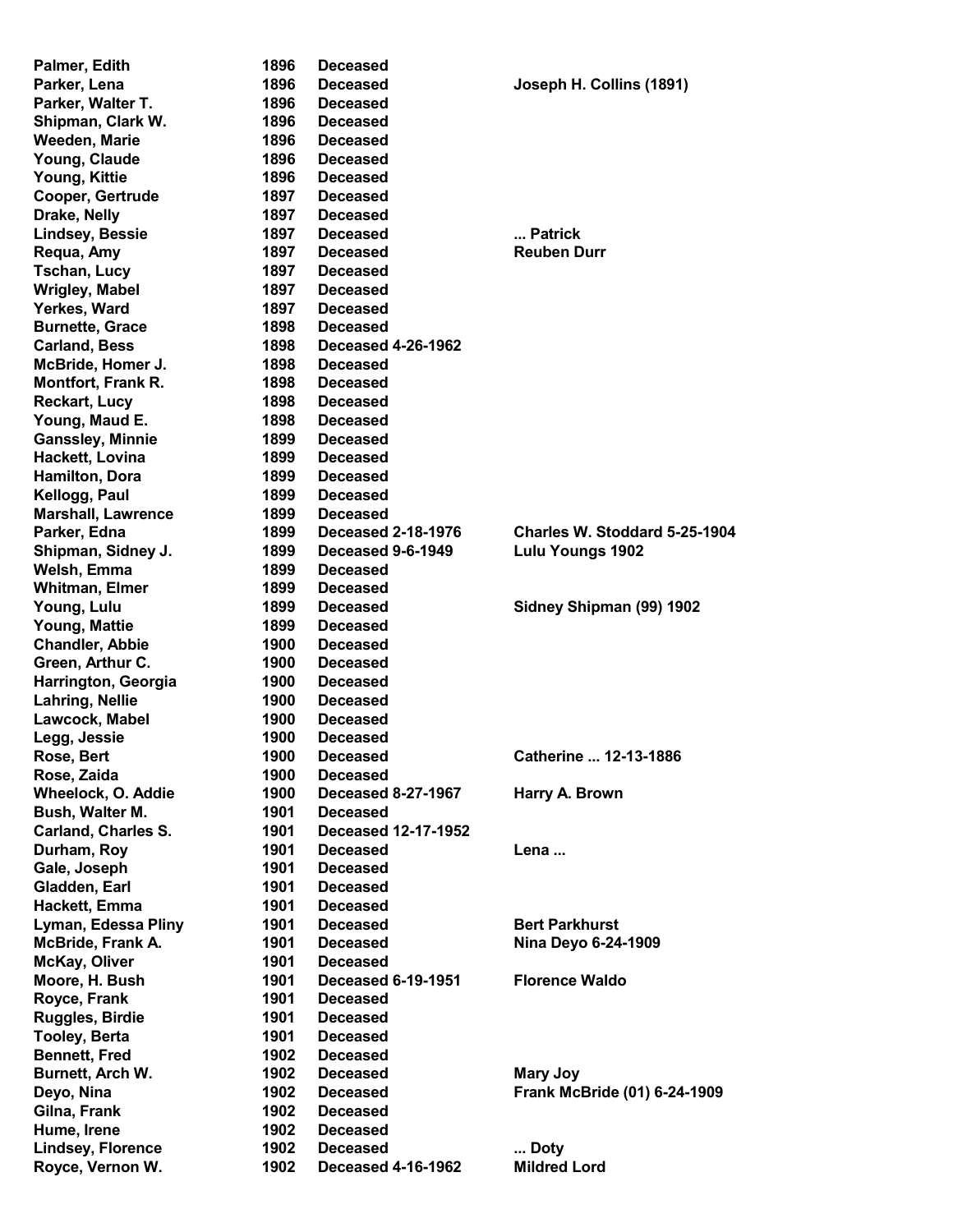| | | | |
|---|---|---|---|
| Palmer, Edith | 1896 | Deceased | |
| Parker, Lena | 1896 | Deceased | Joseph H. Collins (1891) |
| Parker, Walter T. | 1896 | Deceased | |
| Shipman, Clark W. | 1896 | Deceased | |
| Weeden, Marie | 1896 | Deceased | |
| Young, Claude | 1896 | Deceased | |
| Young, Kittie | 1896 | Deceased | |
| Cooper, Gertrude | 1897 | Deceased | |
| Drake, Nelly | 1897 | Deceased | |
| Lindsey, Bessie | 1897 | Deceased | ... Patrick |
| Requa, Amy | 1897 | Deceased | Reuben Durr |
| Tschan, Lucy | 1897 | Deceased | |
| Wrigley, Mabel | 1897 | Deceased | |
| Yerkes, Ward | 1897 | Deceased | |
| Burnette, Grace | 1898 | Deceased | |
| Carland, Bess | 1898 | Deceased 4-26-1962 | |
| McBride, Homer J. | 1898 | Deceased | |
| Montfort, Frank R. | 1898 | Deceased | |
| Reckart, Lucy | 1898 | Deceased | |
| Young, Maud E. | 1898 | Deceased | |
| Ganssley, Minnie | 1899 | Deceased | |
| Hackett, Lovina | 1899 | Deceased | |
| Hamilton, Dora | 1899 | Deceased | |
| Kellogg, Paul | 1899 | Deceased | |
| Marshall, Lawrence | 1899 | Deceased | |
| Parker, Edna | 1899 | Deceased 2-18-1976 | Charles W. Stoddard 5-25-1904 |
| Shipman, Sidney J. | 1899 | Deceased 9-6-1949 | Lulu Youngs 1902 |
| Welsh, Emma | 1899 | Deceased | |
| Whitman, Elmer | 1899 | Deceased | |
| Young, Lulu | 1899 | Deceased | Sidney Shipman (99) 1902 |
| Young, Mattie | 1899 | Deceased | |
| Chandler, Abbie | 1900 | Deceased | |
| Green, Arthur C. | 1900 | Deceased | |
| Harrington, Georgia | 1900 | Deceased | |
| Lahring, Nellie | 1900 | Deceased | |
| Lawcock, Mabel | 1900 | Deceased | |
| Legg, Jessie | 1900 | Deceased | |
| Rose, Bert | 1900 | Deceased | Catherine ... 12-13-1886 |
| Rose, Zaida | 1900 | Deceased | |
| Wheelock, O. Addie | 1900 | Deceased 8-27-1967 | Harry A. Brown |
| Bush, Walter M. | 1901 | Deceased | |
| Carland, Charles S. | 1901 | Deceased 12-17-1952 | |
| Durham, Roy | 1901 | Deceased | Lena ... |
| Gale, Joseph | 1901 | Deceased | |
| Gladden, Earl | 1901 | Deceased | |
| Hackett, Emma | 1901 | Deceased | |
| Lyman, Edessa Pliny | 1901 | Deceased | Bert Parkhurst |
| McBride, Frank A. | 1901 | Deceased | Nina Deyo 6-24-1909 |
| McKay, Oliver | 1901 | Deceased | |
| Moore, H. Bush | 1901 | Deceased 6-19-1951 | Florence Waldo |
| Royce, Frank | 1901 | Deceased | |
| Ruggles, Birdie | 1901 | Deceased | |
| Tooley, Berta | 1901 | Deceased | |
| Bennett, Fred | 1902 | Deceased | |
| Burnett, Arch W. | 1902 | Deceased | Mary Joy |
| Deyo, Nina | 1902 | Deceased | Frank McBride (01) 6-24-1909 |
| Gilna, Frank | 1902 | Deceased | |
| Hume, Irene | 1902 | Deceased | |
| Lindsey, Florence | 1902 | Deceased | ... Doty |
| Royce, Vernon W. | 1902 | Deceased 4-16-1962 | Mildred Lord |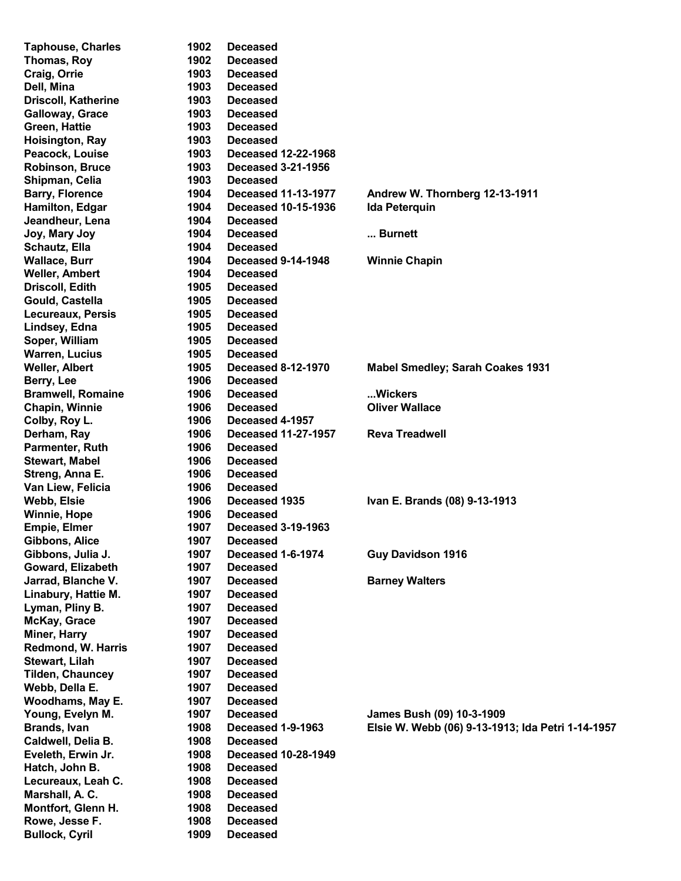| | | | |
|---|---|---|---|
| **Taphouse, Charles** | **1902** | **Deceased** | |
| **Thomas, Roy** | **1902** | **Deceased** | |
| **Craig, Orrie** | **1903** | **Deceased** | |
| **Dell, Mina** | **1903** | **Deceased** | |
| **Driscoll, Katherine** | **1903** | **Deceased** | |
| **Galloway, Grace** | **1903** | **Deceased** | |
| **Green, Hattie** | **1903** | **Deceased** | |
| **Hoisington, Ray** | **1903** | **Deceased** | |
| **Peacock, Louise** | **1903** | **Deceased 12-22-1968** | |
| **Robinson, Bruce** | **1903** | **Deceased 3-21-1956** | |
| **Shipman, Celia** | **1903** | **Deceased** | |
| **Barry, Florence** | **1904** | **Deceased 11-13-1977** | **Andrew W. Thornberg 12-13-1911** |
| **Hamilton, Edgar** | **1904** | **Deceased 10-15-1936** | **Ida Peterquin** |
| **Jeandheur, Lena** | **1904** | **Deceased** | |
| **Joy, Mary Joy** | **1904** | **Deceased** | **... Burnett** |
| **Schautz, Ella** | **1904** | **Deceased** | |
| **Wallace, Burr** | **1904** | **Deceased 9-14-1948** | **Winnie Chapin** |
| **Weller, Ambert** | **1904** | **Deceased** | |
| **Driscoll, Edith** | **1905** | **Deceased** | |
| **Gould, Castella** | **1905** | **Deceased** | |
| **Lecureaux, Persis** | **1905** | **Deceased** | |
| **Lindsey, Edna** | **1905** | **Deceased** | |
| **Soper, William** | **1905** | **Deceased** | |
| **Warren, Lucius** | **1905** | **Deceased** | |
| **Weller, Albert** | **1905** | **Deceased 8-12-1970** | **Mabel Smedley; Sarah Coakes 1931** |
| **Berry, Lee** | **1906** | **Deceased** | |
| **Bramwell, Romaine** | **1906** | **Deceased** | **...Wickers** |
| **Chapin, Winnie** | **1906** | **Deceased** | **Oliver Wallace** |
| **Colby, Roy L.** | **1906** | **Deceased 4-1957** | |
| **Derham, Ray** | **1906** | **Deceased 11-27-1957** | **Reva Treadwell** |
| **Parmenter, Ruth** | **1906** | **Deceased** | |
| **Stewart, Mabel** | **1906** | **Deceased** | |
| **Streng, Anna E.** | **1906** | **Deceased** | |
| **Van Liew, Felicia** | **1906** | **Deceased** | |
| **Webb, Elsie** | **1906** | **Deceased 1935** | **Ivan E. Brands (08) 9-13-1913** |
| **Winnie, Hope** | **1906** | **Deceased** | |
| **Empie, Elmer** | **1907** | **Deceased 3-19-1963** | |
| **Gibbons, Alice** | **1907** | **Deceased** | |
| **Gibbons, Julia J.** | **1907** | **Deceased 1-6-1974** | **Guy Davidson 1916** |
| **Goward, Elizabeth** | **1907** | **Deceased** | |
| **Jarrad, Blanche V.** | **1907** | **Deceased** | **Barney Walters** |
| **Linabury, Hattie M.** | **1907** | **Deceased** | |
| **Lyman, Pliny B.** | **1907** | **Deceased** | |
| **McKay, Grace** | **1907** | **Deceased** | |
| **Miner, Harry** | **1907** | **Deceased** | |
| **Redmond, W. Harris** | **1907** | **Deceased** | |
| **Stewart, Lilah** | **1907** | **Deceased** | |
| **Tilden, Chauncey** | **1907** | **Deceased** | |
| **Webb, Della E.** | **1907** | **Deceased** | |
| **Woodhams, May E.** | **1907** | **Deceased** | |
| **Young, Evelyn M.** | **1907** | **Deceased** | **James Bush (09) 10-3-1909** |
| **Brands, Ivan** | **1908** | **Deceased 1-9-1963** | **Elsie W. Webb (06) 9-13-1913; Ida Petri 1-14-1957** |
| **Caldwell, Delia B.** | **1908** | **Deceased** | |
| **Eveleth, Erwin Jr.** | **1908** | **Deceased 10-28-1949** | |
| **Hatch, John B.** | **1908** | **Deceased** | |
| **Lecureaux, Leah C.** | **1908** | **Deceased** | |
| **Marshall, A. C.** | **1908** | **Deceased** | |
| **Montfort, Glenn H.** | **1908** | **Deceased** | |
| **Rowe, Jesse F.** | **1908** | **Deceased** | |
| **Bullock, Cyril** | **1909** | **Deceased** | |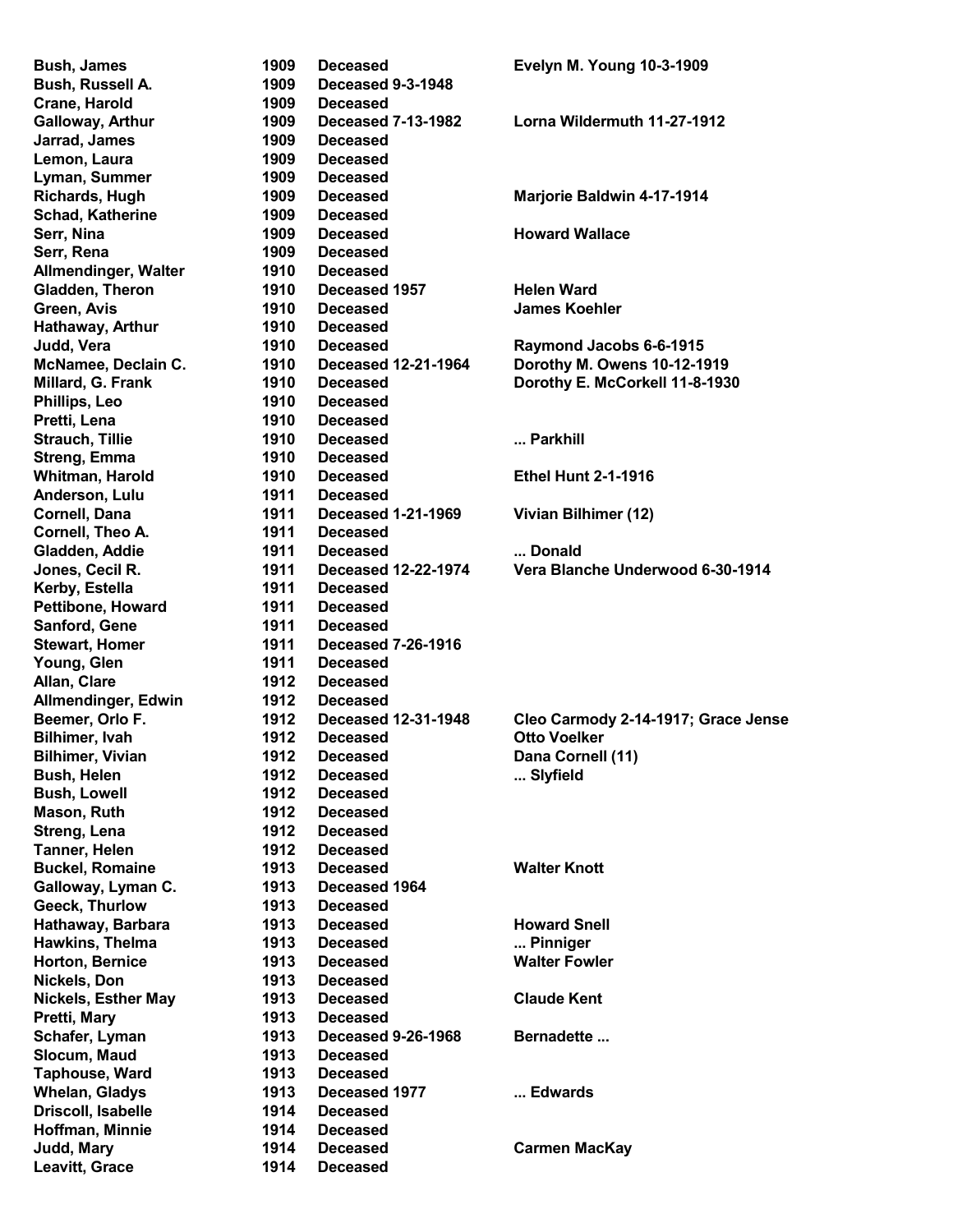| | | | |
|---|---|---|---|
| **Bush, James** | **1909** | **Deceased** | **Evelyn M. Young 10-3-1909** |
| **Bush, Russell A.** | **1909** | **Deceased 9-3-1948** | |
| **Crane, Harold** | **1909** | **Deceased** | |
| **Galloway, Arthur** | **1909** | **Deceased 7-13-1982** | **Lorna Wildermuth 11-27-1912** |
| **Jarrad, James** | **1909** | **Deceased** | |
| **Lemon, Laura** | **1909** | **Deceased** | |
| **Lyman, Summer** | **1909** | **Deceased** | |
| **Richards, Hugh** | **1909** | **Deceased** | **Marjorie Baldwin 4-17-1914** |
| **Schad, Katherine** | **1909** | **Deceased** | |
| **Serr, Nina** | **1909** | **Deceased** | **Howard Wallace** |
| **Serr, Rena** | **1909** | **Deceased** | |
| **Allmendinger, Walter** | **1910** | **Deceased** | |
| **Gladden, Theron** | **1910** | **Deceased 1957** | **Helen Ward** |
| **Green, Avis** | **1910** | **Deceased** | **James Koehler** |
| **Hathaway, Arthur** | **1910** | **Deceased** | |
| **Judd, Vera** | **1910** | **Deceased** | **Raymond Jacobs 6-6-1915** |
| **McNamee, Declain C.** | **1910** | **Deceased 12-21-1964** | **Dorothy M. Owens 10-12-1919** |
| **Millard, G. Frank** | **1910** | **Deceased** | **Dorothy E. McCorkell 11-8-1930** |
| **Phillips, Leo** | **1910** | **Deceased** | |
| **Pretti, Lena** | **1910** | **Deceased** | |
| **Strauch, Tillie** | **1910** | **Deceased** | **... Parkhill** |
| **Streng, Emma** | **1910** | **Deceased** | |
| **Whitman, Harold** | **1910** | **Deceased** | **Ethel Hunt 2-1-1916** |
| **Anderson, Lulu** | **1911** | **Deceased** | |
| **Cornell, Dana** | **1911** | **Deceased 1-21-1969** | **Vivian Bilhimer (12)** |
| **Cornell, Theo A.** | **1911** | **Deceased** | |
| **Gladden, Addie** | **1911** | **Deceased** | **... Donald** |
| **Jones, Cecil R.** | **1911** | **Deceased 12-22-1974** | **Vera Blanche Underwood 6-30-1914** |
| **Kerby, Estella** | **1911** | **Deceased** | |
| **Pettibone, Howard** | **1911** | **Deceased** | |
| **Sanford, Gene** | **1911** | **Deceased** | |
| **Stewart, Homer** | **1911** | **Deceased 7-26-1916** | |
| **Young, Glen** | **1911** | **Deceased** | |
| **Allan, Clare** | **1912** | **Deceased** | |
| **Allmendinger, Edwin** | **1912** | **Deceased** | |
| **Beemer, Orlo F.** | **1912** | **Deceased 12-31-1948** | **Cleo Carmody 2-14-1917; Grace Jense** |
| **Bilhimer, Ivah** | **1912** | **Deceased** | **Otto Voelker** |
| **Bilhimer, Vivian** | **1912** | **Deceased** | **Dana Cornell (11)** |
| **Bush, Helen** | **1912** | **Deceased** | **... Slyfield** |
| **Bush, Lowell** | **1912** | **Deceased** | |
| **Mason, Ruth** | **1912** | **Deceased** | |
| **Streng, Lena** | **1912** | **Deceased** | |
| **Tanner, Helen** | **1912** | **Deceased** | |
| **Buckel, Romaine** | **1913** | **Deceased** | **Walter Knott** |
| **Galloway, Lyman C.** | **1913** | **Deceased 1964** | |
| **Geeck, Thurlow** | **1913** | **Deceased** | |
| **Hathaway, Barbara** | **1913** | **Deceased** | **Howard Snell** |
| **Hawkins, Thelma** | **1913** | **Deceased** | **... Pinniger** |
| **Horton, Bernice** | **1913** | **Deceased** | **Walter Fowler** |
| **Nickels, Don** | **1913** | **Deceased** | |
| **Nickels, Esther May** | **1913** | **Deceased** | **Claude Kent** |
| **Pretti, Mary** | **1913** | **Deceased** | |
| **Schafer, Lyman** | **1913** | **Deceased 9-26-1968** | **Bernadette ...** |
| **Slocum, Maud** | **1913** | **Deceased** | |
| **Taphouse, Ward** | **1913** | **Deceased** | |
| **Whelan, Gladys** | **1913** | **Deceased 1977** | **... Edwards** |
| **Driscoll, Isabelle** | **1914** | **Deceased** | |
| **Hoffman, Minnie** | **1914** | **Deceased** | |
| **Judd, Mary** | **1914** | **Deceased** | **Carmen MacKay** |
| **Leavitt, Grace** | **1914** | **Deceased** | |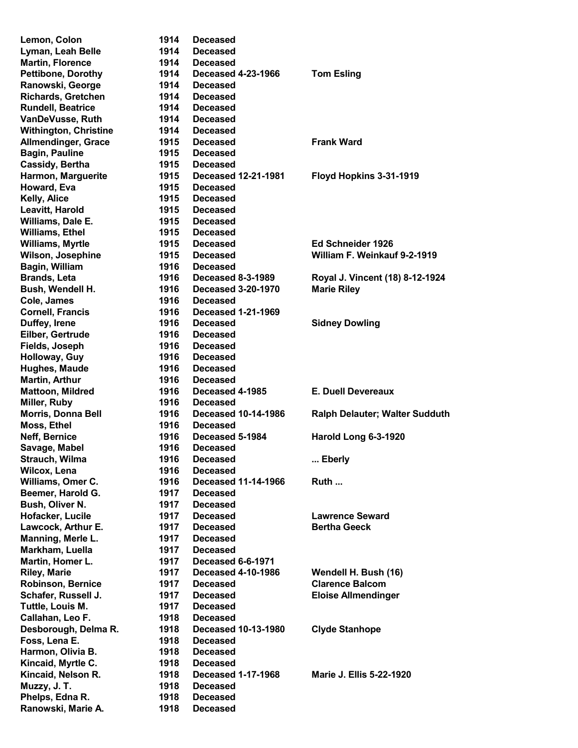| | | | |
|---|---|---|---|
| **Lemon, Colon** | **1914** | **Deceased** | |
| **Lyman, Leah Belle** | **1914** | **Deceased** | |
| **Martin, Florence** | **1914** | **Deceased** | |
| **Pettibone, Dorothy** | **1914** | **Deceased 4-23-1966** | **Tom Esling** |
| **Ranowski, George** | **1914** | **Deceased** | |
| **Richards, Gretchen** | **1914** | **Deceased** | |
| **Rundell, Beatrice** | **1914** | **Deceased** | |
| **VanDeVusse, Ruth** | **1914** | **Deceased** | |
| **Withington, Christine** | **1914** | **Deceased** | |
| **Allmendinger, Grace** | **1915** | **Deceased** | **Frank Ward** |
| **Bagin, Pauline** | **1915** | **Deceased** | |
| **Cassidy, Bertha** | **1915** | **Deceased** | |
| **Harmon, Marguerite** | **1915** | **Deceased 12-21-1981** | **Floyd Hopkins 3-31-1919** |
| **Howard, Eva** | **1915** | **Deceased** | |
| **Kelly, Alice** | **1915** | **Deceased** | |
| **Leavitt, Harold** | **1915** | **Deceased** | |
| **Williams, Dale E.** | **1915** | **Deceased** | |
| **Williams, Ethel** | **1915** | **Deceased** | |
| **Williams, Myrtle** | **1915** | **Deceased** | **Ed Schneider 1926** |
| **Wilson, Josephine** | **1915** | **Deceased** | **William F. Weinkauf 9-2-1919** |
| **Bagin, William** | **1916** | **Deceased** | |
| **Brands, Leta** | **1916** | **Deceased 8-3-1989** | **Royal J. Vincent (18) 8-12-1924** |
| **Bush, Wendell H.** | **1916** | **Deceased 3-20-1970** | **Marie Riley** |
| **Cole, James** | **1916** | **Deceased** | |
| **Cornell, Francis** | **1916** | **Deceased 1-21-1969** | |
| **Duffey, Irene** | **1916** | **Deceased** | **Sidney Dowling** |
| **Eilber, Gertrude** | **1916** | **Deceased** | |
| **Fields, Joseph** | **1916** | **Deceased** | |
| **Holloway, Guy** | **1916** | **Deceased** | |
| **Hughes, Maude** | **1916** | **Deceased** | |
| **Martin, Arthur** | **1916** | **Deceased** | |
| **Mattoon, Mildred** | **1916** | **Deceased 4-1985** | **E. Duell Devereaux** |
| **Miller, Ruby** | **1916** | **Deceased** | |
| **Morris, Donna Bell** | **1916** | **Deceased 10-14-1986** | **Ralph Delauter; Walter Sudduth** |
| **Moss, Ethel** | **1916** | **Deceased** | |
| **Neff, Bernice** | **1916** | **Deceased 5-1984** | **Harold Long 6-3-1920** |
| **Savage, Mabel** | **1916** | **Deceased** | |
| **Strauch, Wilma** | **1916** | **Deceased** | **... Eberly** |
| **Wilcox, Lena** | **1916** | **Deceased** | |
| **Williams, Omer C.** | **1916** | **Deceased 11-14-1966** | **Ruth ...** |
| **Beemer, Harold G.** | **1917** | **Deceased** | |
| **Bush, Oliver N.** | **1917** | **Deceased** | |
| **Hofacker, Lucile** | **1917** | **Deceased** | **Lawrence Seward** |
| **Lawcock, Arthur E.** | **1917** | **Deceased** | **Bertha Geeck** |
| **Manning, Merle L.** | **1917** | **Deceased** | |
| **Markham, Luella** | **1917** | **Deceased** | |
| **Martin, Homer L.** | **1917** | **Deceased 6-6-1971** | |
| **Riley, Marie** | **1917** | **Deceased 4-10-1986** | **Wendell H. Bush (16)** |
| **Robinson, Bernice** | **1917** | **Deceased** | **Clarence Balcom** |
| **Schafer, Russell J.** | **1917** | **Deceased** | **Eloise Allmendinger** |
| **Tuttle, Louis M.** | **1917** | **Deceased** | |
| **Callahan, Leo F.** | **1918** | **Deceased** | |
| **Desborough, Delma R.** | **1918** | **Deceased 10-13-1980** | **Clyde Stanhope** |
| **Foss, Lena E.** | **1918** | **Deceased** | |
| **Harmon, Olivia B.** | **1918** | **Deceased** | |
| **Kincaid, Myrtle C.** | **1918** | **Deceased** | |
| **Kincaid, Nelson R.** | **1918** | **Deceased 1-17-1968** | **Marie J. Ellis 5-22-1920** |
| **Muzzy, J. T.** | **1918** | **Deceased** | |
| **Phelps, Edna R.** | **1918** | **Deceased** | |
| **Ranowski, Marie A.** | **1918** | **Deceased** | |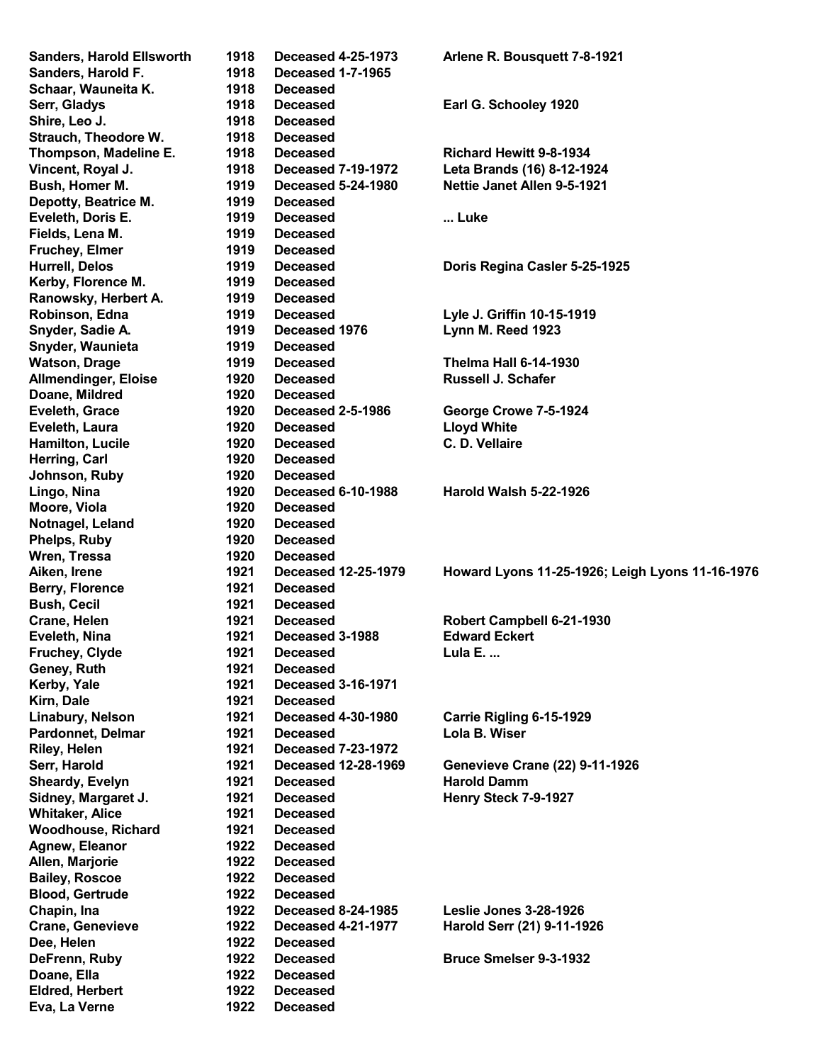| | | | |
|---|---|---|---|
| Sanders, Harold Ellsworth | 1918 | Deceased 4-25-1973 | Arlene R. Bousquett 7-8-1921 |
| Sanders, Harold F. | 1918 | Deceased 1-7-1965 | |
| Schaar, Wauneita K. | 1918 | Deceased | |
| Serr, Gladys | 1918 | Deceased | Earl G. Schooley 1920 |
| Shire, Leo J. | 1918 | Deceased | |
| Strauch, Theodore W. | 1918 | Deceased | |
| Thompson, Madeline E. | 1918 | Deceased | Richard Hewitt 9-8-1934 |
| Vincent, Royal J. | 1918 | Deceased 7-19-1972 | Leta Brands (16) 8-12-1924 |
| Bush, Homer M. | 1919 | Deceased 5-24-1980 | Nettie Janet Allen 9-5-1921 |
| Depotty, Beatrice M. | 1919 | Deceased | |
| Eveleth, Doris E. | 1919 | Deceased | ... Luke |
| Fields, Lena M. | 1919 | Deceased | |
| Fruchey, Elmer | 1919 | Deceased | |
| Hurrell, Delos | 1919 | Deceased | Doris Regina Casler 5-25-1925 |
| Kerby, Florence M. | 1919 | Deceased | |
| Ranowsky, Herbert A. | 1919 | Deceased | |
| Robinson, Edna | 1919 | Deceased | Lyle J. Griffin 10-15-1919 |
| Snyder, Sadie A. | 1919 | Deceased 1976 | Lynn M. Reed 1923 |
| Snyder, Waunieta | 1919 | Deceased | |
| Watson, Drage | 1919 | Deceased | Thelma Hall 6-14-1930 |
| Allmendinger, Eloise | 1920 | Deceased | Russell J. Schafer |
| Doane, Mildred | 1920 | Deceased | |
| Eveleth, Grace | 1920 | Deceased 2-5-1986 | George Crowe 7-5-1924 |
| Eveleth, Laura | 1920 | Deceased | Lloyd White |
| Hamilton, Lucile | 1920 | Deceased | C. D. Vellaire |
| Herring, Carl | 1920 | Deceased | |
| Johnson, Ruby | 1920 | Deceased | |
| Lingo, Nina | 1920 | Deceased 6-10-1988 | Harold Walsh 5-22-1926 |
| Moore, Viola | 1920 | Deceased | |
| Notnagel, Leland | 1920 | Deceased | |
| Phelps, Ruby | 1920 | Deceased | |
| Wren, Tressa | 1920 | Deceased | |
| Aiken, Irene | 1921 | Deceased 12-25-1979 | Howard Lyons 11-25-1926; Leigh Lyons 11-16-1976 |
| Berry, Florence | 1921 | Deceased | |
| Bush, Cecil | 1921 | Deceased | |
| Crane, Helen | 1921 | Deceased | Robert Campbell 6-21-1930 |
| Eveleth, Nina | 1921 | Deceased 3-1988 | Edward Eckert |
| Fruchey, Clyde | 1921 | Deceased | Lula E. ... |
| Geney, Ruth | 1921 | Deceased | |
| Kerby, Yale | 1921 | Deceased 3-16-1971 | |
| Kirn, Dale | 1921 | Deceased | |
| Linabury, Nelson | 1921 | Deceased 4-30-1980 | Carrie Rigling 6-15-1929 |
| Pardonnet, Delmar | 1921 | Deceased | Lola B. Wiser |
| Riley, Helen | 1921 | Deceased 7-23-1972 | |
| Serr, Harold | 1921 | Deceased 12-28-1969 | Genevieve Crane (22) 9-11-1926 |
| Sheardy, Evelyn | 1921 | Deceased | Harold Damm |
| Sidney, Margaret J. | 1921 | Deceased | Henry Steck 7-9-1927 |
| Whitaker, Alice | 1921 | Deceased | |
| Woodhouse, Richard | 1921 | Deceased | |
| Agnew, Eleanor | 1922 | Deceased | |
| Allen, Marjorie | 1922 | Deceased | |
| Bailey, Roscoe | 1922 | Deceased | |
| Blood, Gertrude | 1922 | Deceased | |
| Chapin, Ina | 1922 | Deceased 8-24-1985 | Leslie Jones 3-28-1926 |
| Crane, Genevieve | 1922 | Deceased 4-21-1977 | Harold Serr (21) 9-11-1926 |
| Dee, Helen | 1922 | Deceased | |
| DeFrenn, Ruby | 1922 | Deceased | Bruce Smelser 9-3-1932 |
| Doane, Ella | 1922 | Deceased | |
| Eldred, Herbert | 1922 | Deceased | |
| Eva, La Verne | 1922 | Deceased | |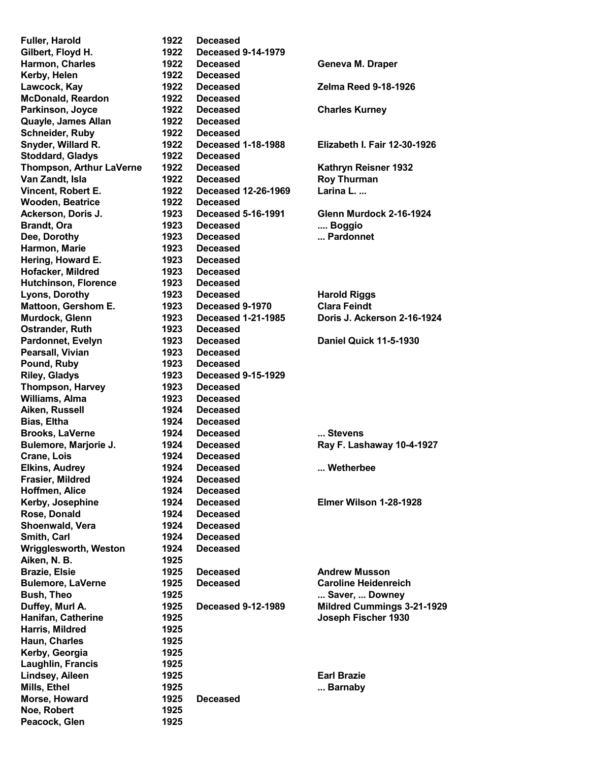| | | | |
|---|---|---|---|
| **Fuller, Harold** | **1922** | **Deceased** | |
| **Gilbert, Floyd H.** | **1922** | **Deceased 9-14-1979** | |
| **Harmon, Charles** | **1922** | **Deceased** | **Geneva M. Draper** |
| **Kerby, Helen** | **1922** | **Deceased** | |
| **Lawcock, Kay** | **1922** | **Deceased** | **Zelma Reed 9-18-1926** |
| **McDonald, Reardon** | **1922** | **Deceased** | |
| **Parkinson, Joyce** | **1922** | **Deceased** | **Charles Kurney** |
| **Quayle, James Allan** | **1922** | **Deceased** | |
| **Schneider, Ruby** | **1922** | **Deceased** | |
| **Snyder, Willard R.** | **1922** | **Deceased 1-18-1988** | **Elizabeth I. Fair 12-30-1926** |
| **Stoddard, Gladys** | **1922** | **Deceased** | |
| **Thompson, Arthur LaVerne** | **1922** | **Deceased** | **Kathryn Reisner 1932** |
| **Van Zandt, Isla** | **1922** | **Deceased** | **Roy Thurman** |
| **Vincent, Robert E.** | **1922** | **Deceased 12-26-1969** | **Larina L. ...** |
| **Wooden, Beatrice** | **1922** | **Deceased** | |
| **Ackerson, Doris J.** | **1923** | **Deceased 5-16-1991** | **Glenn Murdock 2-16-1924** |
| **Brandt, Ora** | **1923** | **Deceased** | **.... Boggio** |
| **Dee, Dorothy** | **1923** | **Deceased** | **... Pardonnet** |
| **Harmon, Marie** | **1923** | **Deceased** | |
| **Hering, Howard E.** | **1923** | **Deceased** | |
| **Hofacker, Mildred** | **1923** | **Deceased** | |
| **Hutchinson, Florence** | **1923** | **Deceased** | |
| **Lyons, Dorothy** | **1923** | **Deceased** | **Harold Riggs** |
| **Mattoon, Gershom E.** | **1923** | **Deceased 9-1970** | **Clara Feindt** |
| **Murdock, Glenn** | **1923** | **Deceased 1-21-1985** | **Doris J. Ackerson 2-16-1924** |
| **Ostrander, Ruth** | **1923** | **Deceased** | |
| **Pardonnet, Evelyn** | **1923** | **Deceased** | **Daniel Quick 11-5-1930** |
| **Pearsall, Vivian** | **1923** | **Deceased** | |
| **Pound, Ruby** | **1923** | **Deceased** | |
| **Riley, Gladys** | **1923** | **Deceased 9-15-1929** | |
| **Thompson, Harvey** | **1923** | **Deceased** | |
| **Williams, Alma** | **1923** | **Deceased** | |
| **Aiken, Russell** | **1924** | **Deceased** | |
| **Bias, Eltha** | **1924** | **Deceased** | |
| **Brooks, LaVerne** | **1924** | **Deceased** | **... Stevens** |
| **Bulemore, Marjorie J.** | **1924** | **Deceased** | **Ray F. Lashaway 10-4-1927** |
| **Crane, Lois** | **1924** | **Deceased** | |
| **Elkins, Audrey** | **1924** | **Deceased** | **... Wetherbee** |
| **Frasier, Mildred** | **1924** | **Deceased** | |
| **Hoffmen, Alice** | **1924** | **Deceased** | |
| **Kerby, Josephine** | **1924** | **Deceased** | **Elmer Wilson 1-28-1928** |
| **Rose, Donald** | **1924** | **Deceased** | |
| **Shoenwald, Vera** | **1924** | **Deceased** | |
| **Smith, Carl** | **1924** | **Deceased** | |
| **Wrigglesworth, Weston** | **1924** | **Deceased** | |
| **Aiken, N. B.** | **1925** | | |
| **Brazie, Elsie** | **1925** | **Deceased** | **Andrew Musson** |
| **Bulemore, LaVerne** | **1925** | **Deceased** | **Caroline Heidenreich** |
| **Bush, Theo** | **1925** | | **... Saver, ... Downey** |
| **Duffey, Murl A.** | **1925** | **Deceased 9-12-1989** | **Mildred Cummings 3-21-1929** |
| **Hanifan, Catherine** | **1925** | | **Joseph Fischer 1930** |
| **Harris, Mildred** | **1925** | | |
| **Haun, Charles** | **1925** | | |
| **Kerby, Georgia** | **1925** | | |
| **Laughlin, Francis** | **1925** | | |
| **Lindsey, Aileen** | **1925** | | **Earl Brazie** |
| **Mills, Ethel** | **1925** | | **... Barnaby** |
| **Morse, Howard** | **1925** | **Deceased** | |
| **Noe, Robert** | **1925** | | |
| **Peacock, Glen** | **1925** | | |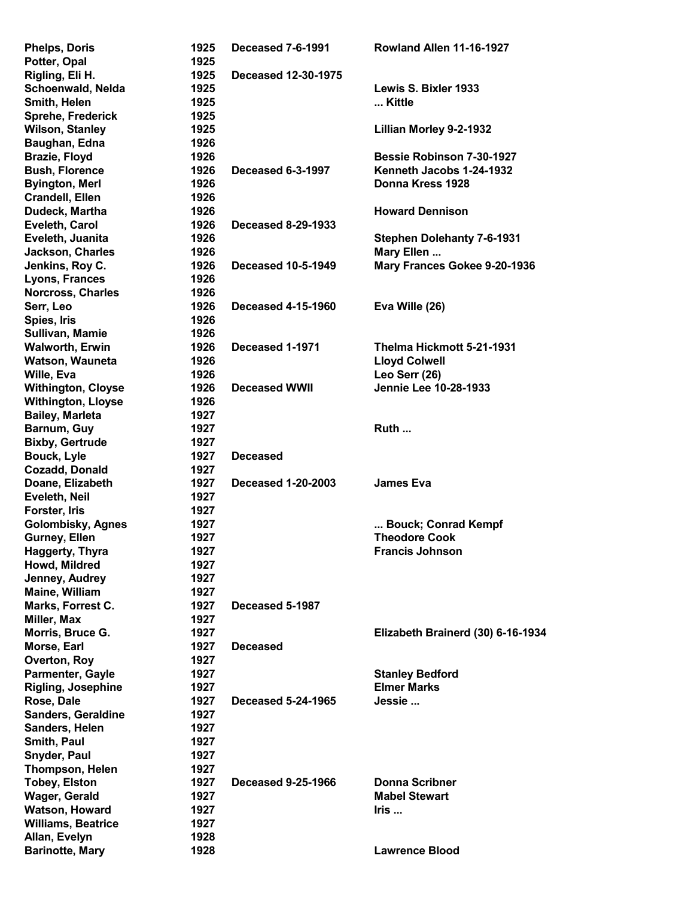| | | | |
|---|---|---|---|
| **Phelps, Doris** | **1925** | **Deceased 7-6-1991** | **Rowland Allen 11-16-1927** |
| **Potter, Opal** | **1925** | | |
| **Rigling, Eli H.** | **1925** | **Deceased 12-30-1975** | |
| **Schoenwald, Nelda** | **1925** | | **Lewis S. Bixler 1933** |
| **Smith, Helen** | **1925** | | **... Kittle** |
| **Sprehe, Frederick** | **1925** | | |
| **Wilson, Stanley** | **1925** | | **Lillian Morley 9-2-1932** |
| **Baughan, Edna** | **1926** | | |
| **Brazie, Floyd** | **1926** | | **Bessie Robinson 7-30-1927** |
| **Bush, Florence** | **1926** | **Deceased 6-3-1997** | **Kenneth Jacobs 1-24-1932** |
| **Byington, Merl** | **1926** | | **Donna Kress 1928** |
| **Crandell, Ellen** | **1926** | | |
| **Dudeck, Martha** | **1926** | | **Howard Dennison** |
| **Eveleth, Carol** | **1926** | **Deceased 8-29-1933** | |
| **Eveleth, Juanita** | **1926** | | **Stephen Dolehanty 7-6-1931** |
| **Jackson, Charles** | **1926** | | **Mary Ellen ...** |
| **Jenkins, Roy C.** | **1926** | **Deceased 10-5-1949** | **Mary Frances Gokee 9-20-1936** |
| **Lyons, Frances** | **1926** | | |
| **Norcross, Charles** | **1926** | | |
| **Serr, Leo** | **1926** | **Deceased 4-15-1960** | **Eva Wille (26)** |
| **Spies, Iris** | **1926** | | |
| **Sullivan, Mamie** | **1926** | | |
| **Walworth, Erwin** | **1926** | **Deceased 1-1971** | **Thelma Hickmott 5-21-1931** |
| **Watson, Wauneta** | **1926** | | **Lloyd Colwell** |
| **Wille, Eva** | **1926** | | **Leo Serr (26)** |
| **Withington, Cloyse** | **1926** | **Deceased WWII** | **Jennie Lee 10-28-1933** |
| **Withington, Lloyse** | **1926** | | |
| **Bailey, Marleta** | **1927** | | |
| **Barnum, Guy** | **1927** | | **Ruth ...** |
| **Bixby, Gertrude** | **1927** | | |
| **Bouck, Lyle** | **1927** | **Deceased** | |
| **Cozadd, Donald** | **1927** | | |
| **Doane, Elizabeth** | **1927** | **Deceased 1-20-2003** | **James Eva** |
| **Eveleth, Neil** | **1927** | | |
| **Forster, Iris** | **1927** | | |
| **Golombisky, Agnes** | **1927** | | **... Bouck; Conrad Kempf** |
| **Gurney, Ellen** | **1927** | | **Theodore Cook** |
| **Haggerty, Thyra** | **1927** | | **Francis Johnson** |
| **Howd, Mildred** | **1927** | | |
| **Jenney, Audrey** | **1927** | | |
| **Maine, William** | **1927** | | |
| **Marks, Forrest C.** | **1927** | **Deceased 5-1987** | |
| **Miller, Max** | **1927** | | |
| **Morris, Bruce G.** | **1927** | | **Elizabeth Brainerd (30) 6-16-1934** |
| **Morse, Earl** | **1927** | **Deceased** | |
| **Overton, Roy** | **1927** | | |
| **Parmenter, Gayle** | **1927** | | **Stanley Bedford** |
| **Rigling, Josephine** | **1927** | | **Elmer Marks** |
| **Rose, Dale** | **1927** | **Deceased 5-24-1965** | **Jessie ...** |
| **Sanders, Geraldine** | **1927** | | |
| **Sanders, Helen** | **1927** | | |
| **Smith, Paul** | **1927** | | |
| **Snyder, Paul** | **1927** | | |
| **Thompson, Helen** | **1927** | | |
| **Tobey, Elston** | **1927** | **Deceased 9-25-1966** | **Donna Scribner** |
| **Wager, Gerald** | **1927** | | **Mabel Stewart** |
| **Watson, Howard** | **1927** | | **Iris ...** |
| **Williams, Beatrice** | **1927** | | |
| **Allan, Evelyn** | **1928** | | |
| **Barinotte, Mary** | **1928** | | **Lawrence Blood** |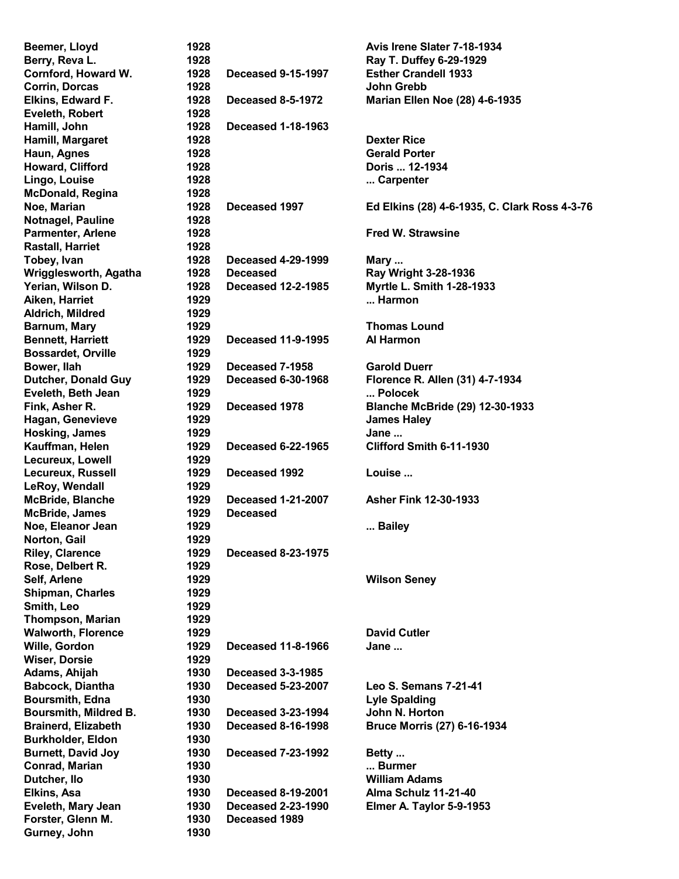| Name | Year | Status | Spouse |
|---|---|---|---|
| Beemer, Lloyd | 1928 | | Avis Irene Slater 7-18-1934 |
| Berry, Reva L. | 1928 | | Ray T. Duffey 6-29-1929 |
| Cornford, Howard W. | 1928 | Deceased 9-15-1997 | Esther Crandell 1933 |
| Corrin, Dorcas | 1928 | | John Grebb |
| Elkins, Edward F. | 1928 | Deceased 8-5-1972 | Marian Ellen Noe (28) 4-6-1935 |
| Eveleth, Robert | 1928 | | |
| Hamill, John | 1928 | Deceased 1-18-1963 | |
| Hamill, Margaret | 1928 | | Dexter Rice |
| Haun, Agnes | 1928 | | Gerald Porter |
| Howard, Clifford | 1928 | | Doris ... 12-1934 |
| Lingo, Louise | 1928 | | ... Carpenter |
| McDonald, Regina | 1928 | | |
| Noe, Marian | 1928 | Deceased 1997 | Ed Elkins (28) 4-6-1935, C. Clark Ross 4-3-76 |
| Notnagel, Pauline | 1928 | | |
| Parmenter, Arlene | 1928 | | Fred W. Strawsine |
| Rastall, Harriet | 1928 | | |
| Tobey, Ivan | 1928 | Deceased 4-29-1999 | Mary ... |
| Wrigglesworth, Agatha | 1928 | Deceased | Ray Wright 3-28-1936 |
| Yerian, Wilson D. | 1928 | Deceased 12-2-1985 | Myrtle L. Smith 1-28-1933 |
| Aiken, Harriet | 1929 | | ... Harmon |
| Aldrich, Mildred | 1929 | | |
| Barnum, Mary | 1929 | | Thomas Lound |
| Bennett, Harriett | 1929 | Deceased 11-9-1995 | Al Harmon |
| Bossardet, Orville | 1929 | | |
| Bower, Ilah | 1929 | Deceased 7-1958 | Garold Duerr |
| Dutcher, Donald Guy | 1929 | Deceased 6-30-1968 | Florence R. Allen (31) 4-7-1934 |
| Eveleth, Beth Jean | 1929 | | ... Polocek |
| Fink, Asher R. | 1929 | Deceased 1978 | Blanche McBride (29) 12-30-1933 |
| Hagan, Genevieve | 1929 | | James Haley |
| Hosking, James | 1929 | | Jane ... |
| Kauffman, Helen | 1929 | Deceased 6-22-1965 | Clifford Smith 6-11-1930 |
| Lecureux, Lowell | 1929 | | |
| Lecureux, Russell | 1929 | Deceased 1992 | Louise ... |
| LeRoy, Wendall | 1929 | | |
| McBride, Blanche | 1929 | Deceased 1-21-2007 | Asher Fink 12-30-1933 |
| McBride, James | 1929 | Deceased | |
| Noe, Eleanor Jean | 1929 | | ... Bailey |
| Norton, Gail | 1929 | | |
| Riley, Clarence | 1929 | Deceased 8-23-1975 | |
| Rose, Delbert R. | 1929 | | |
| Self, Arlene | 1929 | | Wilson Seney |
| Shipman, Charles | 1929 | | |
| Smith, Leo | 1929 | | |
| Thompson, Marian | 1929 | | |
| Walworth, Florence | 1929 | | David Cutler |
| Wille, Gordon | 1929 | Deceased 11-8-1966 | Jane ... |
| Wiser, Dorsie | 1929 | | |
| Adams, Ahijah | 1930 | Deceased 3-3-1985 | |
| Babcock, Diantha | 1930 | Deceased 5-23-2007 | Leo S. Semans 7-21-41 |
| Boursmith, Edna | 1930 | | Lyle Spalding |
| Boursmith, Mildred B. | 1930 | Deceased 3-23-1994 | John N. Horton |
| Brainerd, Elizabeth | 1930 | Deceased 8-16-1998 | Bruce Morris (27) 6-16-1934 |
| Burkholder, Eldon | 1930 | | |
| Burnett, David Joy | 1930 | Deceased 7-23-1992 | Betty ... |
| Conrad, Marian | 1930 | | ... Burmer |
| Dutcher, Ilo | 1930 | | William Adams |
| Elkins, Asa | 1930 | Deceased 8-19-2001 | Alma Schulz 11-21-40 |
| Eveleth, Mary Jean | 1930 | Deceased 2-23-1990 | Elmer A. Taylor 5-9-1953 |
| Forster, Glenn M. | 1930 | Deceased 1989 | |
| Gurney, John | 1930 | | |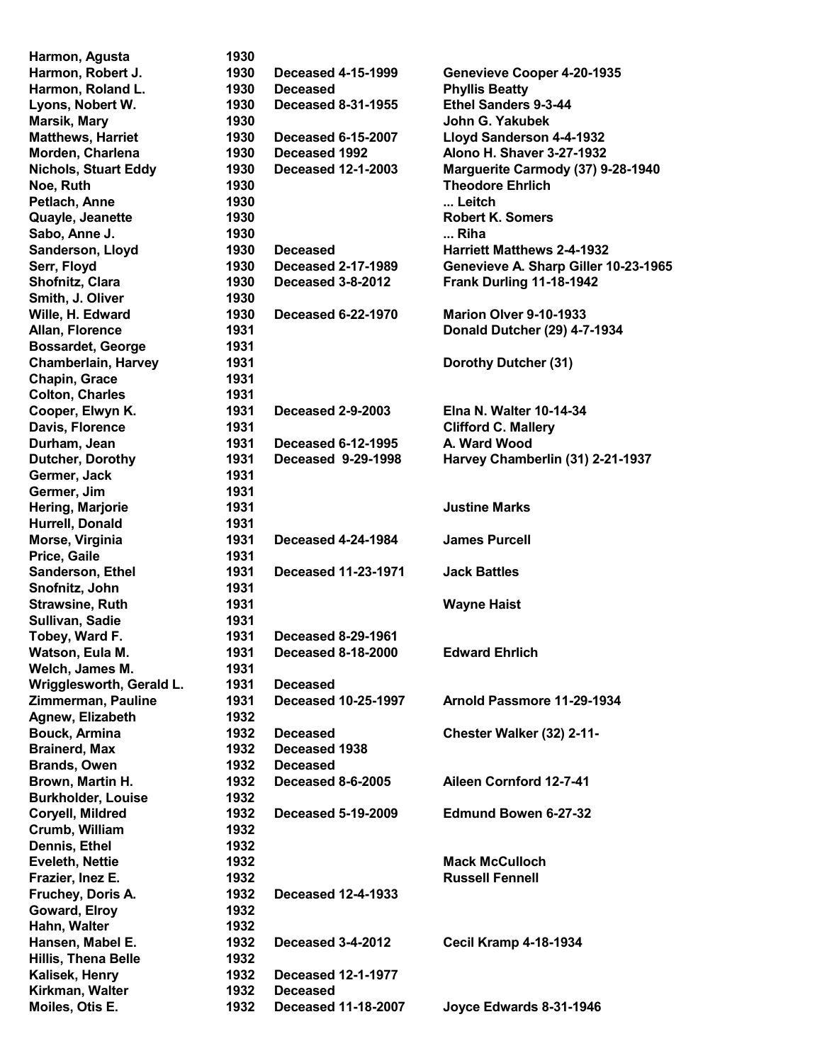| | | | |
|---|---|---|---|
| Harmon, Agusta | 1930 | | |
| Harmon, Robert J. | 1930 | Deceased 4-15-1999 | Genevieve Cooper 4-20-1935 |
| Harmon, Roland L. | 1930 | Deceased | Phyllis Beatty |
| Lyons, Nobert W. | 1930 | Deceased 8-31-1955 | Ethel Sanders 9-3-44 |
| Marsik, Mary | 1930 | | John G. Yakubek |
| Matthews, Harriet | 1930 | Deceased 6-15-2007 | Lloyd Sanderson 4-4-1932 |
| Morden, Charlena | 1930 | Deceased 1992 | Alono H. Shaver 3-27-1932 |
| Nichols, Stuart Eddy | 1930 | Deceased 12-1-2003 | Marguerite Carmody (37) 9-28-1940 |
| Noe, Ruth | 1930 | | Theodore Ehrlich |
| Petlach, Anne | 1930 | | ... Leitch |
| Quayle, Jeanette | 1930 | | Robert K. Somers |
| Sabo, Anne J. | 1930 | | ... Riha |
| Sanderson, Lloyd | 1930 | Deceased | Harriett Matthews 2-4-1932 |
| Serr, Floyd | 1930 | Deceased 2-17-1989 | Genevieve A. Sharp Giller 10-23-1965 |
| Shofnitz, Clara | 1930 | Deceased 3-8-2012 | Frank Durling 11-18-1942 |
| Smith, J. Oliver | 1930 | | |
| Wille, H. Edward | 1930 | Deceased 6-22-1970 | Marion Olver 9-10-1933 |
| Allan, Florence | 1931 | | Donald Dutcher (29) 4-7-1934 |
| Bossardet, George | 1931 | | |
| Chamberlain, Harvey | 1931 | | Dorothy Dutcher (31) |
| Chapin, Grace | 1931 | | |
| Colton, Charles | 1931 | | |
| Cooper, Elwyn K. | 1931 | Deceased 2-9-2003 | Elna N. Walter 10-14-34 |
| Davis, Florence | 1931 | | Clifford C. Mallery |
| Durham, Jean | 1931 | Deceased 6-12-1995 | A. Ward Wood |
| Dutcher, Dorothy | 1931 | Deceased 9-29-1998 | Harvey Chamberlin (31) 2-21-1937 |
| Germer, Jack | 1931 | | |
| Germer, Jim | 1931 | | |
| Hering, Marjorie | 1931 | | Justine Marks |
| Hurrell, Donald | 1931 | | |
| Morse, Virginia | 1931 | Deceased 4-24-1984 | James Purcell |
| Price, Gaile | 1931 | | |
| Sanderson, Ethel | 1931 | Deceased 11-23-1971 | Jack Battles |
| Snofnitz, John | 1931 | | |
| Strawsine, Ruth | 1931 | | Wayne Haist |
| Sullivan, Sadie | 1931 | | |
| Tobey, Ward F. | 1931 | Deceased 8-29-1961 | |
| Watson, Eula M. | 1931 | Deceased 8-18-2000 | Edward Ehrlich |
| Welch, James M. | 1931 | | |
| Wrigglesworth, Gerald L. | 1931 | Deceased | |
| Zimmerman, Pauline | 1931 | Deceased 10-25-1997 | Arnold Passmore 11-29-1934 |
| Agnew, Elizabeth | 1932 | | |
| Bouck, Armina | 1932 | Deceased | Chester Walker (32) 2-11- |
| Brainerd, Max | 1932 | Deceased 1938 | |
| Brands, Owen | 1932 | Deceased | |
| Brown, Martin H. | 1932 | Deceased 8-6-2005 | Aileen Cornford 12-7-41 |
| Burkholder, Louise | 1932 | | |
| Coryell, Mildred | 1932 | Deceased 5-19-2009 | Edmund Bowen 6-27-32 |
| Crumb, William | 1932 | | |
| Dennis, Ethel | 1932 | | |
| Eveleth, Nettie | 1932 | | Mack McCulloch |
| Frazier, Inez E. | 1932 | | Russell Fennell |
| Fruchey, Doris A. | 1932 | Deceased 12-4-1933 | |
| Goward, Elroy | 1932 | | |
| Hahn, Walter | 1932 | | |
| Hansen, Mabel E. | 1932 | Deceased 3-4-2012 | Cecil Kramp 4-18-1934 |
| Hillis, Thena Belle | 1932 | | |
| Kalisek, Henry | 1932 | Deceased 12-1-1977 | |
| Kirkman, Walter | 1932 | Deceased | |
| Moiles, Otis E. | 1932 | Deceased 11-18-2007 | Joyce Edwards 8-31-1946 |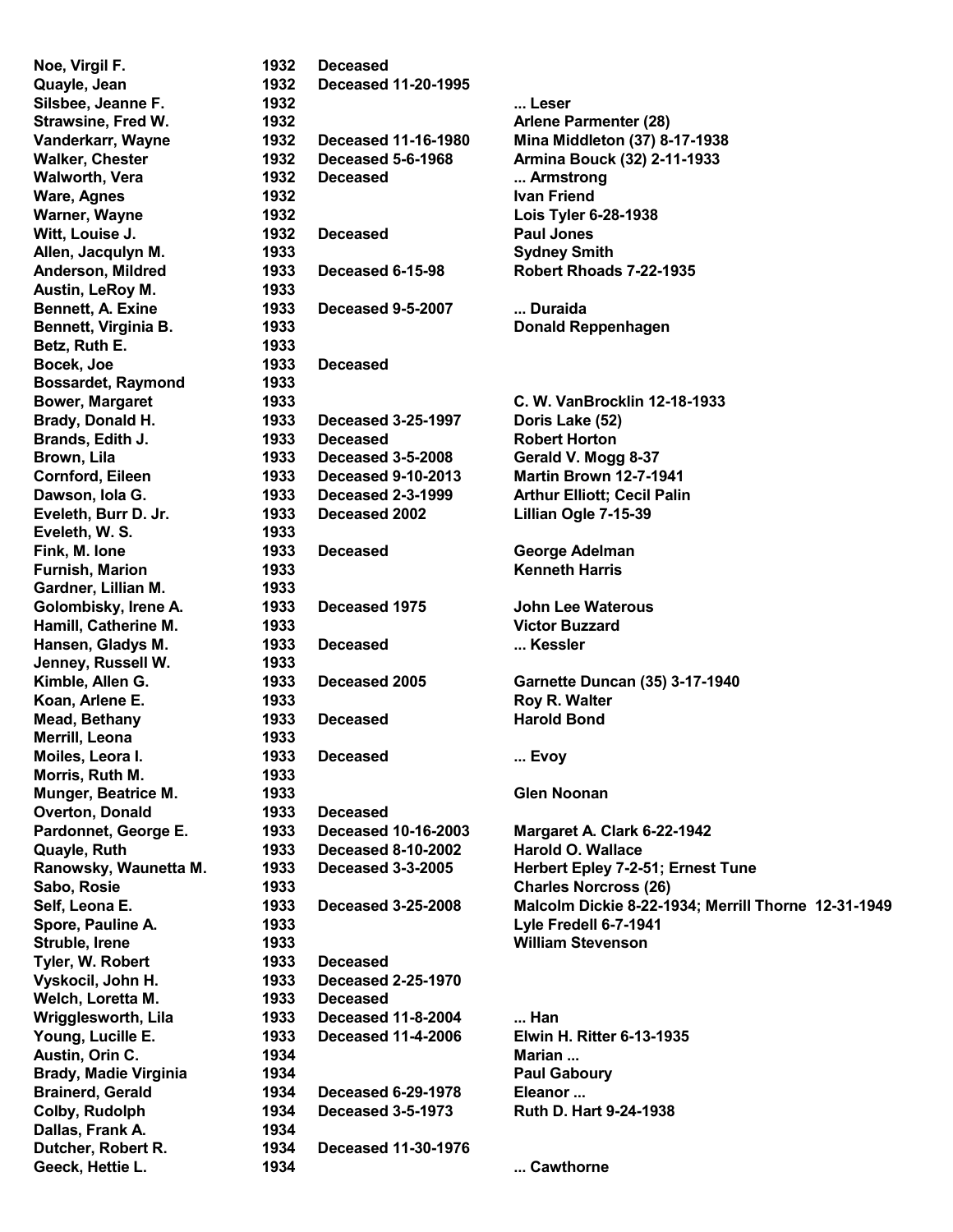| | | | |
|---|---|---|---|
| Noe, Virgil F. | 1932 | Deceased | |
| Quayle, Jean | 1932 | Deceased 11-20-1995 | |
| Silsbee, Jeanne F. | 1932 | | ... Leser |
| Strawsine, Fred W. | 1932 | | Arlene Parmenter (28) |
| Vanderkarr, Wayne | 1932 | Deceased 11-16-1980 | Mina Middleton (37) 8-17-1938 |
| Walker, Chester | 1932 | Deceased 5-6-1968 | Armina Bouck (32) 2-11-1933 |
| Walworth, Vera | 1932 | Deceased | ... Armstrong |
| Ware, Agnes | 1932 | | Ivan Friend |
| Warner, Wayne | 1932 | | Lois Tyler 6-28-1938 |
| Witt, Louise J. | 1932 | Deceased | Paul Jones |
| Allen, Jacqulyn M. | 1933 | | Sydney Smith |
| Anderson, Mildred | 1933 | Deceased 6-15-98 | Robert Rhoads 7-22-1935 |
| Austin, LeRoy M. | 1933 | | |
| Bennett, A. Exine | 1933 | Deceased 9-5-2007 | ... Duraida |
| Bennett, Virginia B. | 1933 | | Donald Reppenhagen |
| Betz, Ruth E. | 1933 | | |
| Bocek, Joe | 1933 | Deceased | |
| Bossardet, Raymond | 1933 | | |
| Bower, Margaret | 1933 | | C. W. VanBrocklin 12-18-1933 |
| Brady, Donald H. | 1933 | Deceased 3-25-1997 | Doris Lake (52) |
| Brands, Edith J. | 1933 | Deceased | Robert Horton |
| Brown, Lila | 1933 | Deceased 3-5-2008 | Gerald V. Mogg 8-37 |
| Cornford, Eileen | 1933 | Deceased 9-10-2013 | Martin Brown 12-7-1941 |
| Dawson, Iola G. | 1933 | Deceased 2-3-1999 | Arthur Elliott; Cecil Palin |
| Eveleth, Burr D. Jr. | 1933 | Deceased 2002 | Lillian Ogle 7-15-39 |
| Eveleth, W. S. | 1933 | | |
| Fink, M. Ione | 1933 | Deceased | George Adelman |
| Furnish, Marion | 1933 | | Kenneth Harris |
| Gardner, Lillian M. | 1933 | | |
| Golombisky, Irene A. | 1933 | Deceased 1975 | John Lee Waterous |
| Hamill, Catherine M. | 1933 | | Victor Buzzard |
| Hansen, Gladys M. | 1933 | Deceased | ... Kessler |
| Jenney, Russell W. | 1933 | | |
| Kimble, Allen G. | 1933 | Deceased 2005 | Garnette Duncan (35) 3-17-1940 |
| Koan, Arlene E. | 1933 | | Roy R. Walter |
| Mead, Bethany | 1933 | Deceased | Harold Bond |
| Merrill, Leona | 1933 | | |
| Moiles, Leora I. | 1933 | Deceased | ... Evoy |
| Morris, Ruth M. | 1933 | | |
| Munger, Beatrice M. | 1933 | | Glen Noonan |
| Overton, Donald | 1933 | Deceased | |
| Pardonnet, George E. | 1933 | Deceased 10-16-2003 | Margaret A. Clark 6-22-1942 |
| Quayle, Ruth | 1933 | Deceased 8-10-2002 | Harold O. Wallace |
| Ranowsky, Waunetta M. | 1933 | Deceased 3-3-2005 | Herbert Epley 7-2-51; Ernest Tune |
| Sabo, Rosie | 1933 | | Charles Norcross (26) |
| Self, Leona E. | 1933 | Deceased 3-25-2008 | Malcolm Dickie 8-22-1934; Merrill Thorne 12-31-1949 |
| Spore, Pauline A. | 1933 | | Lyle Fredell 6-7-1941 |
| Struble, Irene | 1933 | | William Stevenson |
| Tyler, W. Robert | 1933 | Deceased | |
| Vyskocil, John H. | 1933 | Deceased 2-25-1970 | |
| Welch, Loretta M. | 1933 | Deceased | |
| Wrigglesworth, Lila | 1933 | Deceased 11-8-2004 | ... Han |
| Young, Lucille E. | 1933 | Deceased 11-4-2006 | Elwin H. Ritter 6-13-1935 |
| Austin, Orin C. | 1934 | | Marian ... |
| Brady, Madie Virginia | 1934 | | Paul Gaboury |
| Brainerd, Gerald | 1934 | Deceased 6-29-1978 | Eleanor ... |
| Colby, Rudolph | 1934 | Deceased 3-5-1973 | Ruth D. Hart 9-24-1938 |
| Dallas, Frank A. | 1934 | | |
| Dutcher, Robert R. | 1934 | Deceased 11-30-1976 | |
| Geeck, Hettie L. | 1934 | | ... Cawthorne |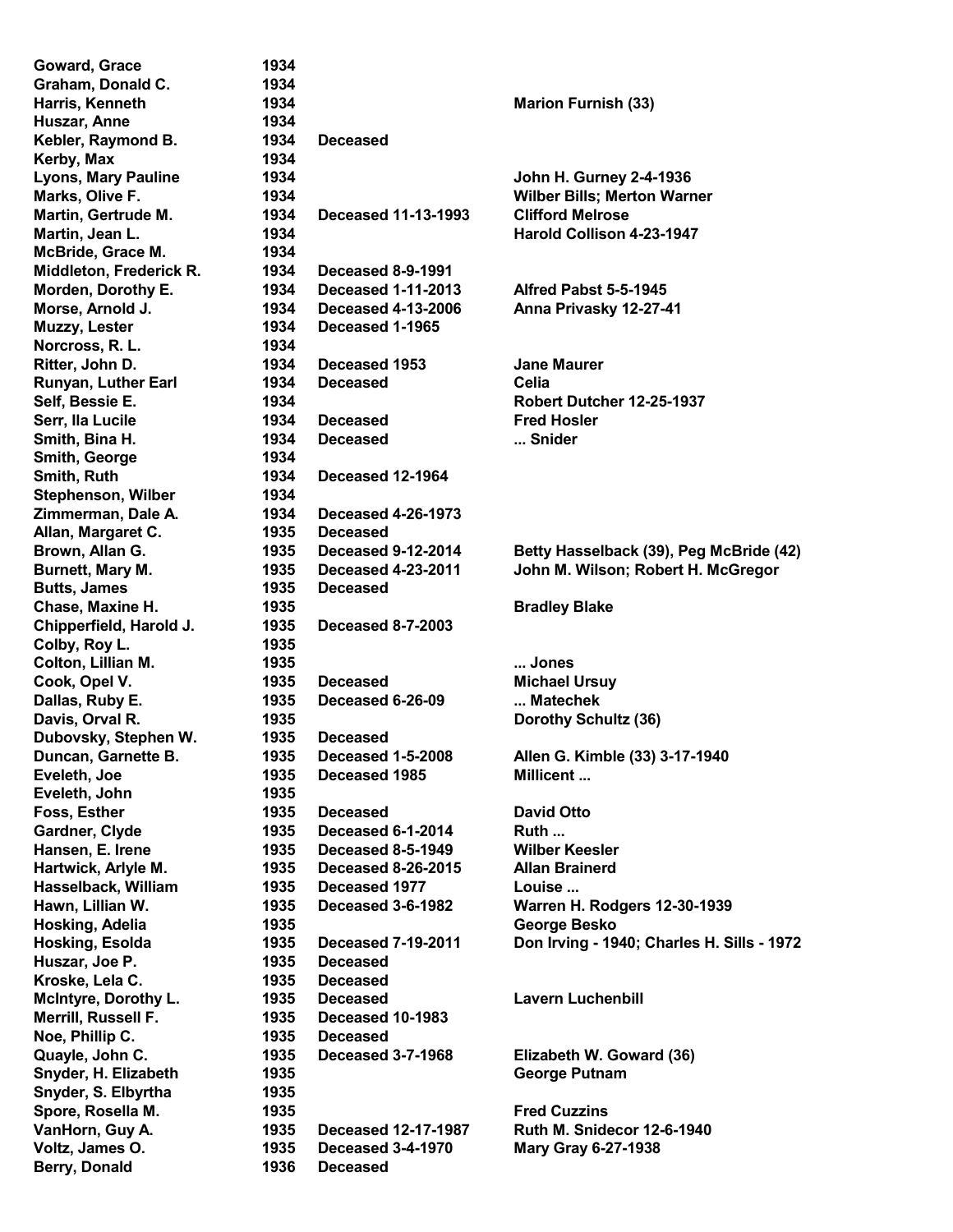| | | | |
|---|---|---|---|
| Goward, Grace | 1934 | | |
| Graham, Donald C. | 1934 | | |
| Harris, Kenneth | 1934 | | Marion Furnish (33) |
| Huszar, Anne | 1934 | | |
| Kebler, Raymond B. | 1934 | Deceased | |
| Kerby, Max | 1934 | | |
| Lyons, Mary Pauline | 1934 | | John H. Gurney 2-4-1936 |
| Marks, Olive F. | 1934 | | Wilber Bills; Merton Warner |
| Martin, Gertrude M. | 1934 | Deceased 11-13-1993 | Clifford Melrose |
| Martin, Jean L. | 1934 | | Harold Collison 4-23-1947 |
| McBride, Grace M. | 1934 | | |
| Middleton, Frederick R. | 1934 | Deceased 8-9-1991 | |
| Morden, Dorothy E. | 1934 | Deceased 1-11-2013 | Alfred Pabst 5-5-1945 |
| Morse, Arnold J. | 1934 | Deceased 4-13-2006 | Anna Privasky 12-27-41 |
| Muzzy, Lester | 1934 | Deceased 1-1965 | |
| Norcross, R. L. | 1934 | | |
| Ritter, John D. | 1934 | Deceased 1953 | Jane Maurer |
| Runyan, Luther Earl | 1934 | Deceased | Celia |
| Self, Bessie E. | 1934 | | Robert Dutcher 12-25-1937 |
| Serr, Ila Lucile | 1934 | Deceased | Fred Hosler |
| Smith, Bina H. | 1934 | Deceased | ... Snider |
| Smith, George | 1934 | | |
| Smith, Ruth | 1934 | Deceased 12-1964 | |
| Stephenson, Wilber | 1934 | | |
| Zimmerman, Dale A. | 1934 | Deceased 4-26-1973 | |
| Allan, Margaret C. | 1935 | Deceased | |
| Brown, Allan G. | 1935 | Deceased 9-12-2014 | Betty Hasselback (39), Peg McBride (42) |
| Burnett, Mary M. | 1935 | Deceased 4-23-2011 | John M. Wilson; Robert H. McGregor |
| Butts, James | 1935 | Deceased | |
| Chase, Maxine H. | 1935 | | Bradley Blake |
| Chipperfield, Harold J. | 1935 | Deceased 8-7-2003 | |
| Colby, Roy L. | 1935 | | |
| Colton, Lillian M. | 1935 | | ... Jones |
| Cook, Opel V. | 1935 | Deceased | Michael Ursuy |
| Dallas, Ruby E. | 1935 | Deceased 6-26-09 | ... Matechek |
| Davis, Orval R. | 1935 | | Dorothy Schultz (36) |
| Dubovsky, Stephen W. | 1935 | Deceased | |
| Duncan, Garnette B. | 1935 | Deceased 1-5-2008 | Allen G. Kimble (33) 3-17-1940 |
| Eveleth, Joe | 1935 | Deceased 1985 | Millicent ... |
| Eveleth, John | 1935 | | |
| Foss, Esther | 1935 | Deceased | David Otto |
| Gardner, Clyde | 1935 | Deceased 6-1-2014 | Ruth ... |
| Hansen, E. Irene | 1935 | Deceased 8-5-1949 | Wilber Keesler |
| Hartwick, Arlyle M. | 1935 | Deceased 8-26-2015 | Allan Brainerd |
| Hasselback, William | 1935 | Deceased 1977 | Louise ... |
| Hawn, Lillian W. | 1935 | Deceased 3-6-1982 | Warren H. Rodgers 12-30-1939 |
| Hosking, Adelia | 1935 | | George Besko |
| Hosking, Esolda | 1935 | Deceased 7-19-2011 | Don Irving - 1940; Charles H. Sills - 1972 |
| Huszar, Joe P. | 1935 | Deceased | |
| Kroske, Lela C. | 1935 | Deceased | |
| McIntyre, Dorothy L. | 1935 | Deceased | Lavern Luchenbill |
| Merrill, Russell F. | 1935 | Deceased 10-1983 | |
| Noe, Phillip C. | 1935 | Deceased | |
| Quayle, John C. | 1935 | Deceased 3-7-1968 | Elizabeth W. Goward (36) |
| Snyder, H. Elizabeth | 1935 | | George Putnam |
| Snyder, S. Elbyrtha | 1935 | | |
| Spore, Rosella M. | 1935 | | Fred Cuzzins |
| VanHorn, Guy A. | 1935 | Deceased 12-17-1987 | Ruth M. Snidecor 12-6-1940 |
| Voltz, James O. | 1935 | Deceased 3-4-1970 | Mary Gray 6-27-1938 |
| Berry, Donald | 1936 | Deceased | |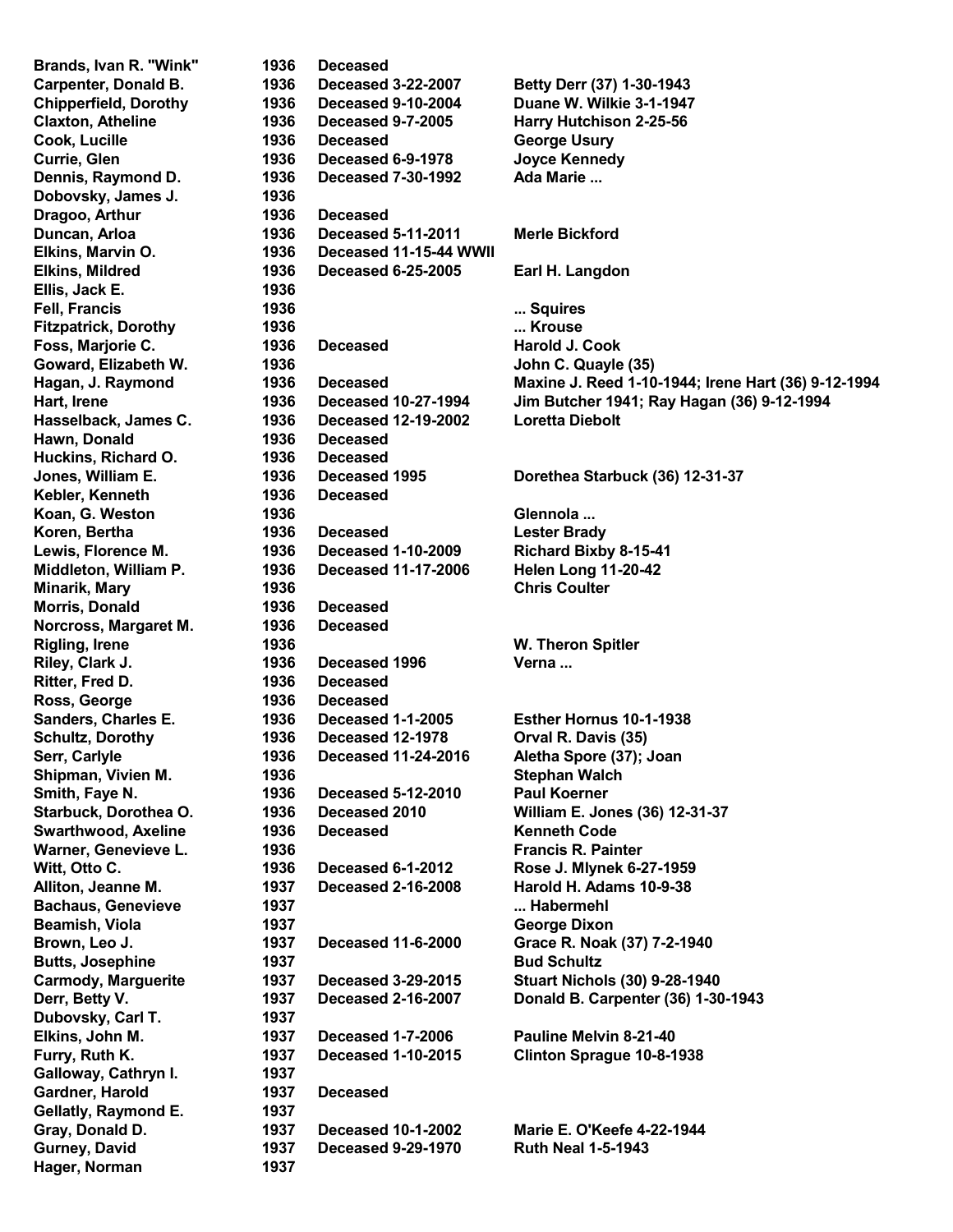| | | | |
|---|---|---|---|
| Brands, Ivan R. "Wink" | 1936 | Deceased | |
| Carpenter, Donald B. | 1936 | Deceased 3-22-2007 | Betty Derr (37) 1-30-1943 |
| Chipperfield, Dorothy | 1936 | Deceased 9-10-2004 | Duane W. Wilkie 3-1-1947 |
| Claxton, Atheline | 1936 | Deceased 9-7-2005 | Harry Hutchison 2-25-56 |
| Cook, Lucille | 1936 | Deceased | George Usury |
| Currie, Glen | 1936 | Deceased 6-9-1978 | Joyce Kennedy |
| Dennis, Raymond D. | 1936 | Deceased 7-30-1992 | Ada Marie ... |
| Dobovsky, James J. | 1936 | | |
| Dragoo, Arthur | 1936 | Deceased | |
| Duncan, Arloa | 1936 | Deceased 5-11-2011 | Merle Bickford |
| Elkins, Marvin O. | 1936 | Deceased 11-15-44 WWII | |
| Elkins, Mildred | 1936 | Deceased 6-25-2005 | Earl H. Langdon |
| Ellis, Jack E. | 1936 | | |
| Fell, Francis | 1936 | | ... Squires |
| Fitzpatrick, Dorothy | 1936 | | ... Krouse |
| Foss, Marjorie C. | 1936 | Deceased | Harold J. Cook |
| Goward, Elizabeth W. | 1936 | | John C. Quayle (35) |
| Hagan, J. Raymond | 1936 | Deceased | Maxine J. Reed 1-10-1944; Irene Hart (36) 9-12-1994 |
| Hart, Irene | 1936 | Deceased 10-27-1994 | Jim Butcher 1941; Ray Hagan (36) 9-12-1994 |
| Hasselback, James C. | 1936 | Deceased 12-19-2002 | Loretta Diebolt |
| Hawn, Donald | 1936 | Deceased | |
| Huckins, Richard O. | 1936 | Deceased | |
| Jones, William E. | 1936 | Deceased 1995 | Dorethea Starbuck (36) 12-31-37 |
| Kebler, Kenneth | 1936 | Deceased | |
| Koan, G. Weston | 1936 | | Glennola ... |
| Koren, Bertha | 1936 | Deceased | Lester Brady |
| Lewis, Florence M. | 1936 | Deceased 1-10-2009 | Richard Bixby 8-15-41 |
| Middleton, William P. | 1936 | Deceased 11-17-2006 | Helen Long 11-20-42 |
| Minarik, Mary | 1936 | | Chris Coulter |
| Morris, Donald | 1936 | Deceased | |
| Norcross, Margaret M. | 1936 | Deceased | |
| Rigling, Irene | 1936 | | W. Theron Spitler |
| Riley, Clark J. | 1936 | Deceased 1996 | Verna ... |
| Ritter, Fred D. | 1936 | Deceased | |
| Ross, George | 1936 | Deceased | |
| Sanders, Charles E. | 1936 | Deceased 1-1-2005 | Esther Hornus 10-1-1938 |
| Schultz, Dorothy | 1936 | Deceased 12-1978 | Orval R. Davis (35) |
| Serr, Carlyle | 1936 | Deceased 11-24-2016 | Aletha Spore (37); Joan |
| Shipman, Vivien M. | 1936 | | Stephan Walch |
| Smith, Faye N. | 1936 | Deceased 5-12-2010 | Paul Koerner |
| Starbuck, Dorothea O. | 1936 | Deceased 2010 | William E. Jones (36) 12-31-37 |
| Swarthwood, Axeline | 1936 | Deceased | Kenneth Code |
| Warner, Genevieve L. | 1936 | | Francis R. Painter |
| Witt, Otto C. | 1936 | Deceased 6-1-2012 | Rose J. Mlynek 6-27-1959 |
| Alliton, Jeanne M. | 1937 | Deceased 2-16-2008 | Harold H. Adams 10-9-38 |
| Bachaus, Genevieve | 1937 | | ... Habermehl |
| Beamish, Viola | 1937 | | George Dixon |
| Brown, Leo J. | 1937 | Deceased 11-6-2000 | Grace R. Noak (37) 7-2-1940 |
| Butts, Josephine | 1937 | | Bud Schultz |
| Carmody, Marguerite | 1937 | Deceased 3-29-2015 | Stuart Nichols (30) 9-28-1940 |
| Derr, Betty V. | 1937 | Deceased 2-16-2007 | Donald B. Carpenter (36) 1-30-1943 |
| Dubovsky, Carl T. | 1937 | | |
| Elkins, John M. | 1937 | Deceased 1-7-2006 | Pauline Melvin 8-21-40 |
| Furry, Ruth K. | 1937 | Deceased 1-10-2015 | Clinton Sprague 10-8-1938 |
| Galloway, Cathryn I. | 1937 | | |
| Gardner, Harold | 1937 | Deceased | |
| Gellatly, Raymond E. | 1937 | | |
| Gray, Donald D. | 1937 | Deceased 10-1-2002 | Marie E. O'Keefe 4-22-1944 |
| Gurney, David | 1937 | Deceased 9-29-1970 | Ruth Neal 1-5-1943 |
| Hager, Norman | 1937 | | |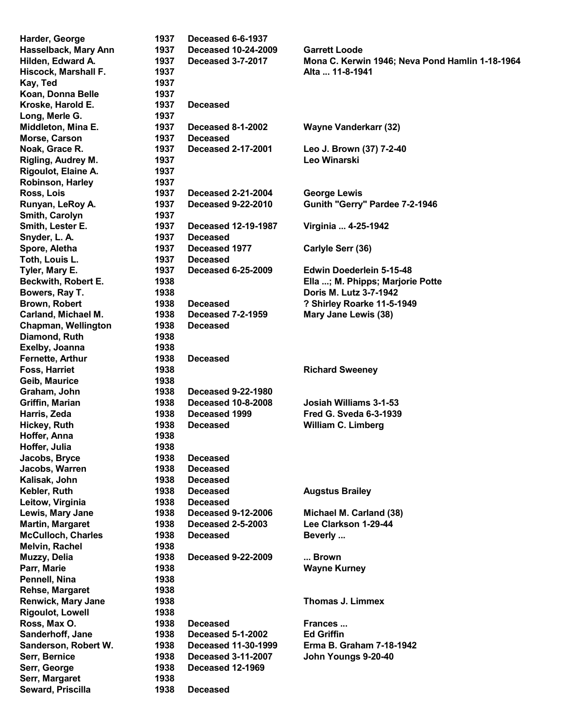| | | | |
|---|---|---|---|
| Harder, George | 1937 | Deceased 6-6-1937 | |
| Hasselback, Mary Ann | 1937 | Deceased 10-24-2009 | Garrett Loode |
| Hilden, Edward A. | 1937 | Deceased 3-7-2017 | Mona C. Kerwin 1946; Neva Pond Hamlin 1-18-1964 |
| Hiscock, Marshall F. | 1937 | | Alta ... 11-8-1941 |
| Kay, Ted | 1937 | | |
| Koan, Donna Belle | 1937 | | |
| Kroske, Harold E. | 1937 | Deceased | |
| Long, Merle G. | 1937 | | |
| Middleton, Mina E. | 1937 | Deceased 8-1-2002 | Wayne Vanderkarr (32) |
| Morse, Carson | 1937 | Deceased | |
| Noak, Grace R. | 1937 | Deceased 2-17-2001 | Leo J. Brown (37) 7-2-40 |
| Rigling, Audrey M. | 1937 | | Leo Winarski |
| Rigoulot, Elaine A. | 1937 | | |
| Robinson, Harley | 1937 | | |
| Ross, Lois | 1937 | Deceased 2-21-2004 | George Lewis |
| Runyan, LeRoy A. | 1937 | Deceased 9-22-2010 | Gunith "Gerry" Pardee 7-2-1946 |
| Smith, Carolyn | 1937 | | |
| Smith, Lester E. | 1937 | Deceased 12-19-1987 | Virginia ... 4-25-1942 |
| Snyder, L. A. | 1937 | Deceased | |
| Spore, Aletha | 1937 | Deceased 1977 | Carlyle Serr (36) |
| Toth, Louis L. | 1937 | Deceased | |
| Tyler, Mary E. | 1937 | Deceased 6-25-2009 | Edwin Doederlein 5-15-48 |
| Beckwith, Robert E. | 1938 | | Ella ...; M. Phipps; Marjorie Potte |
| Bowers, Ray T. | 1938 | | Doris M. Lutz 3-7-1942 |
| Brown, Robert | 1938 | Deceased | ? Shirley Roarke 11-5-1949 |
| Carland, Michael M. | 1938 | Deceased 7-2-1959 | Mary Jane Lewis (38) |
| Chapman, Wellington | 1938 | Deceased | |
| Diamond, Ruth | 1938 | | |
| Exelby, Joanna | 1938 | | |
| Fernette, Arthur | 1938 | Deceased | |
| Foss, Harriet | 1938 | | Richard Sweeney |
| Geib, Maurice | 1938 | | |
| Graham, John | 1938 | Deceased 9-22-1980 | |
| Griffin, Marian | 1938 | Deceased 10-8-2008 | Josiah Williams 3-1-53 |
| Harris, Zeda | 1938 | Deceased 1999 | Fred G. Sveda 6-3-1939 |
| Hickey, Ruth | 1938 | Deceased | William C. Limberg |
| Hoffer, Anna | 1938 | | |
| Hoffer, Julia | 1938 | | |
| Jacobs, Bryce | 1938 | Deceased | |
| Jacobs, Warren | 1938 | Deceased | |
| Kalisak, John | 1938 | Deceased | |
| Kebler, Ruth | 1938 | Deceased | Augstus Brailey |
| Leitow, Virginia | 1938 | Deceased | |
| Lewis, Mary Jane | 1938 | Deceased 9-12-2006 | Michael M. Carland (38) |
| Martin, Margaret | 1938 | Deceased 2-5-2003 | Lee Clarkson 1-29-44 |
| McCulloch, Charles | 1938 | Deceased | Beverly ... |
| Melvin, Rachel | 1938 | | |
| Muzzy, Delia | 1938 | Deceased 9-22-2009 | ... Brown |
| Parr, Marie | 1938 | | Wayne Kurney |
| Pennell, Nina | 1938 | | |
| Rehse, Margaret | 1938 | | |
| Renwick, Mary Jane | 1938 | | Thomas J. Limmex |
| Rigoulot, Lowell | 1938 | | |
| Ross, Max O. | 1938 | Deceased | Frances ... |
| Sanderhoff, Jane | 1938 | Deceased 5-1-2002 | Ed Griffin |
| Sanderson, Robert W. | 1938 | Deceased 11-30-1999 | Erma B. Graham 7-18-1942 |
| Serr, Bernice | 1938 | Deceased 3-11-2007 | John Youngs 9-20-40 |
| Serr, George | 1938 | Deceased 12-1969 | |
| Serr, Margaret | 1938 | | |
| Seward, Priscilla | 1938 | Deceased | |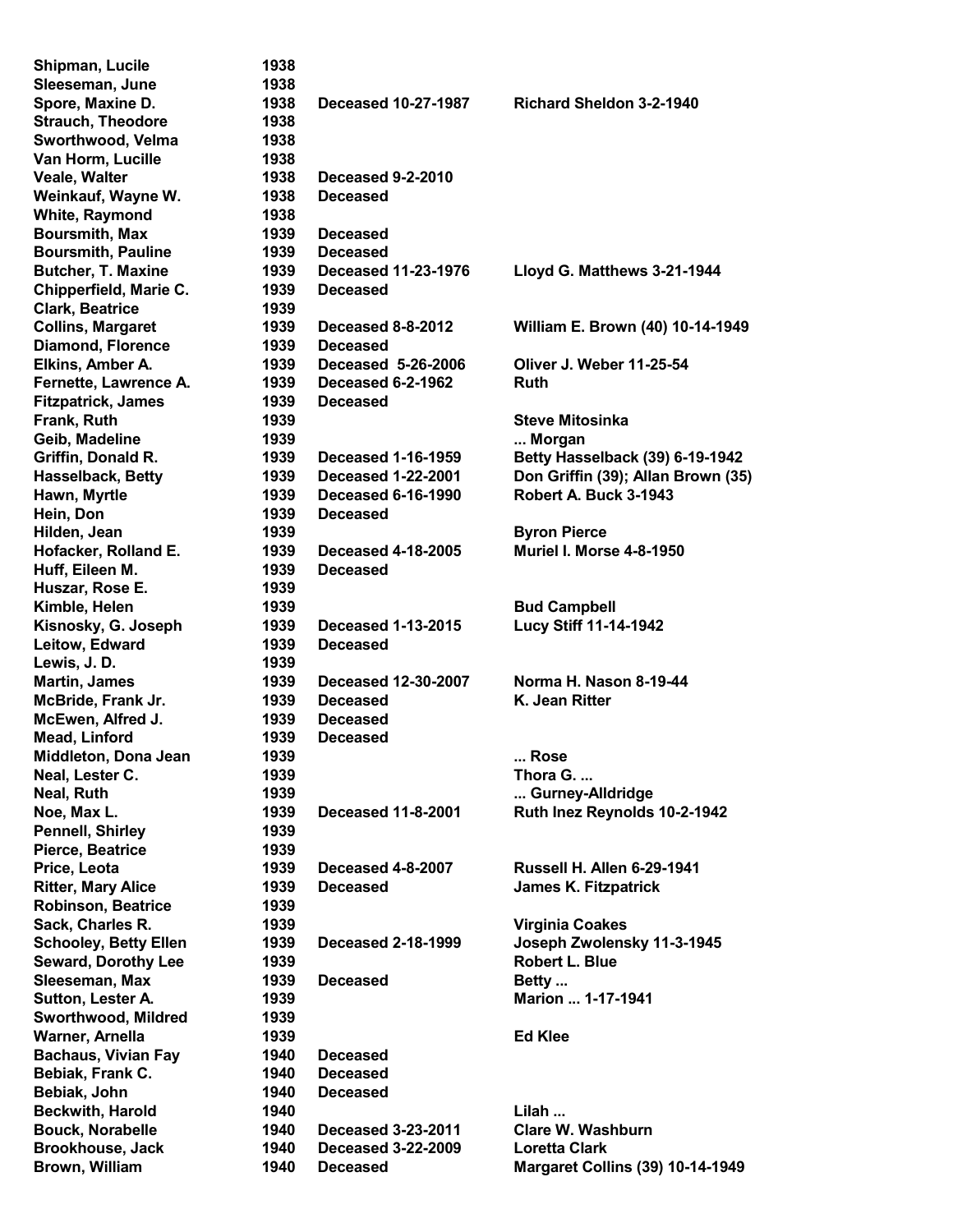| | | | |
|---|---|---|---|
| Shipman, Lucile | 1938 | | |
| Sleeseman, June | 1938 | | |
| Spore, Maxine D. | 1938 | Deceased 10-27-1987 | Richard Sheldon 3-2-1940 |
| Strauch, Theodore | 1938 | | |
| Sworthwood, Velma | 1938 | | |
| Van Horm, Lucille | 1938 | | |
| Veale, Walter | 1938 | Deceased 9-2-2010 | |
| Weinkauf, Wayne W. | 1938 | Deceased | |
| White, Raymond | 1938 | | |
| Boursmith, Max | 1939 | Deceased | |
| Boursmith, Pauline | 1939 | Deceased | |
| Butcher, T. Maxine | 1939 | Deceased 11-23-1976 | Lloyd G. Matthews 3-21-1944 |
| Chipperfield, Marie C. | 1939 | Deceased | |
| Clark, Beatrice | 1939 | | |
| Collins, Margaret | 1939 | Deceased 8-8-2012 | William E. Brown (40) 10-14-1949 |
| Diamond, Florence | 1939 | Deceased | |
| Elkins, Amber A. | 1939 | Deceased 5-26-2006 | Oliver J. Weber 11-25-54 |
| Fernette, Lawrence A. | 1939 | Deceased 6-2-1962 | Ruth |
| Fitzpatrick, James | 1939 | Deceased | |
| Frank, Ruth | 1939 | | Steve Mitosinka |
| Geib, Madeline | 1939 | | ... Morgan |
| Griffin, Donald R. | 1939 | Deceased 1-16-1959 | Betty Hasselback (39) 6-19-1942 |
| Hasselback, Betty | 1939 | Deceased 1-22-2001 | Don Griffin (39); Allan Brown (35) |
| Hawn, Myrtle | 1939 | Deceased 6-16-1990 | Robert A. Buck 3-1943 |
| Hein, Don | 1939 | Deceased | |
| Hilden, Jean | 1939 | | Byron Pierce |
| Hofacker, Rolland E. | 1939 | Deceased 4-18-2005 | Muriel I. Morse 4-8-1950 |
| Huff, Eileen M. | 1939 | Deceased | |
| Huszar, Rose E. | 1939 | | |
| Kimble, Helen | 1939 | | Bud Campbell |
| Kisnosky, G. Joseph | 1939 | Deceased 1-13-2015 | Lucy Stiff 11-14-1942 |
| Leitow, Edward | 1939 | Deceased | |
| Lewis, J. D. | 1939 | | |
| Martin, James | 1939 | Deceased 12-30-2007 | Norma H. Nason 8-19-44 |
| McBride, Frank Jr. | 1939 | Deceased | K. Jean Ritter |
| McEwen, Alfred J. | 1939 | Deceased | |
| Mead, Linford | 1939 | Deceased | |
| Middleton, Dona Jean | 1939 | | ... Rose |
| Neal, Lester C. | 1939 | | Thora G. ... |
| Neal, Ruth | 1939 | | ... Gurney-Alldridge |
| Noe, Max L. | 1939 | Deceased 11-8-2001 | Ruth Inez Reynolds 10-2-1942 |
| Pennell, Shirley | 1939 | | |
| Pierce, Beatrice | 1939 | | |
| Price, Leota | 1939 | Deceased 4-8-2007 | Russell H. Allen 6-29-1941 |
| Ritter, Mary Alice | 1939 | Deceased | James K. Fitzpatrick |
| Robinson, Beatrice | 1939 | | |
| Sack, Charles R. | 1939 | | Virginia Coakes |
| Schooley, Betty Ellen | 1939 | Deceased 2-18-1999 | Joseph Zwolensky 11-3-1945 |
| Seward, Dorothy Lee | 1939 | | Robert L. Blue |
| Sleeseman, Max | 1939 | Deceased | Betty ... |
| Sutton, Lester A. | 1939 | | Marion ... 1-17-1941 |
| Sworthwood, Mildred | 1939 | | |
| Warner, Arnella | 1939 | | Ed Klee |
| Bachaus, Vivian Fay | 1940 | Deceased | |
| Bebiak, Frank C. | 1940 | Deceased | |
| Bebiak, John | 1940 | Deceased | |
| Beckwith, Harold | 1940 | | Lilah ... |
| Bouck, Norabelle | 1940 | Deceased 3-23-2011 | Clare W. Washburn |
| Brookhouse, Jack | 1940 | Deceased 3-22-2009 | Loretta Clark |
| Brown, William | 1940 | Deceased | Margaret Collins (39) 10-14-1949 |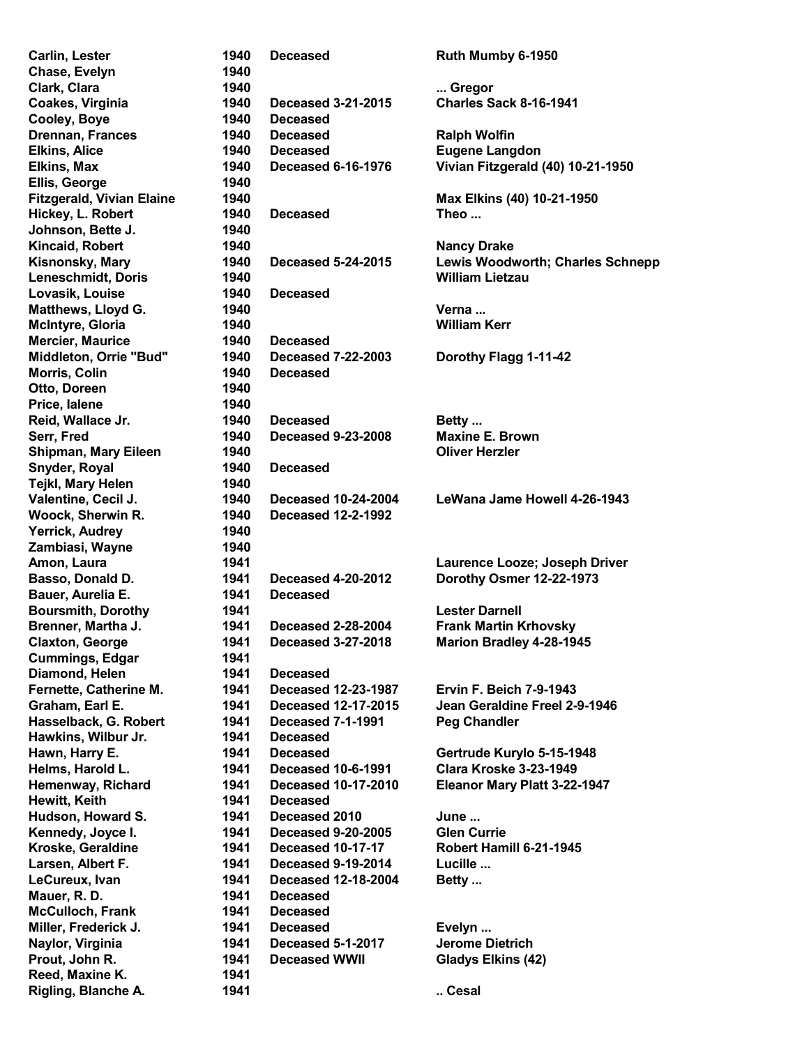| | | | |
|---|---|---|---|
| Carlin, Lester | 1940 | Deceased | Ruth Mumby 6-1950 |
| Chase, Evelyn | 1940 | | |
| Clark, Clara | 1940 | | ... Gregor |
| Coakes, Virginia | 1940 | Deceased 3-21-2015 | Charles Sack 8-16-1941 |
| Cooley, Boye | 1940 | Deceased | |
| Drennan, Frances | 1940 | Deceased | Ralph Wolfin |
| Elkins, Alice | 1940 | Deceased | Eugene Langdon |
| Elkins, Max | 1940 | Deceased 6-16-1976 | Vivian Fitzgerald (40) 10-21-1950 |
| Ellis, George | 1940 | | |
| Fitzgerald, Vivian Elaine | 1940 | | Max Elkins (40) 10-21-1950 |
| Hickey, L. Robert | 1940 | Deceased | Theo ... |
| Johnson, Bette J. | 1940 | | |
| Kincaid, Robert | 1940 | | Nancy Drake |
| Kisnonsky, Mary | 1940 | Deceased 5-24-2015 | Lewis Woodworth; Charles Schnepp |
| Leneschmidt, Doris | 1940 | | William Lietzau |
| Lovasik, Louise | 1940 | Deceased | |
| Matthews, Lloyd G. | 1940 | | Verna ... |
| McIntyre, Gloria | 1940 | | William Kerr |
| Mercier, Maurice | 1940 | Deceased | |
| Middleton, Orrie "Bud" | 1940 | Deceased 7-22-2003 | Dorothy Flagg 1-11-42 |
| Morris, Colin | 1940 | Deceased | |
| Otto, Doreen | 1940 | | |
| Price, Ialene | 1940 | | |
| Reid, Wallace Jr. | 1940 | Deceased | Betty ... |
| Serr, Fred | 1940 | Deceased 9-23-2008 | Maxine E. Brown |
| Shipman, Mary Eileen | 1940 | | Oliver Herzler |
| Snyder, Royal | 1940 | Deceased | |
| Tejkl, Mary Helen | 1940 | | |
| Valentine, Cecil J. | 1940 | Deceased 10-24-2004 | LeWana Jame Howell 4-26-1943 |
| Woock, Sherwin R. | 1940 | Deceased 12-2-1992 | |
| Yerrick, Audrey | 1940 | | |
| Zambiasi, Wayne | 1940 | | |
| Amon, Laura | 1941 | | Laurence Looze; Joseph Driver |
| Basso, Donald D. | 1941 | Deceased 4-20-2012 | Dorothy Osmer 12-22-1973 |
| Bauer, Aurelia E. | 1941 | Deceased | |
| Boursmith, Dorothy | 1941 | | Lester Darnell |
| Brenner, Martha J. | 1941 | Deceased 2-28-2004 | Frank Martin Krhovsky |
| Claxton, George | 1941 | Deceased 3-27-2018 | Marion Bradley 4-28-1945 |
| Cummings, Edgar | 1941 | | |
| Diamond, Helen | 1941 | Deceased | |
| Fernette, Catherine M. | 1941 | Deceased 12-23-1987 | Ervin F. Beich 7-9-1943 |
| Graham, Earl E. | 1941 | Deceased 12-17-2015 | Jean Geraldine Freel 2-9-1946 |
| Hasselback, G. Robert | 1941 | Deceased 7-1-1991 | Peg Chandler |
| Hawkins, Wilbur Jr. | 1941 | Deceased | |
| Hawn, Harry E. | 1941 | Deceased | Gertrude Kurylo 5-15-1948 |
| Helms, Harold L. | 1941 | Deceased 10-6-1991 | Clara Kroske 3-23-1949 |
| Hemenway, Richard | 1941 | Deceased 10-17-2010 | Eleanor Mary Platt 3-22-1947 |
| Hewitt, Keith | 1941 | Deceased | |
| Hudson, Howard S. | 1941 | Deceased 2010 | June ... |
| Kennedy, Joyce I. | 1941 | Deceased 9-20-2005 | Glen Currie |
| Kroske, Geraldine | 1941 | Deceased 10-17-17 | Robert Hamill 6-21-1945 |
| Larsen, Albert F. | 1941 | Deceased 9-19-2014 | Lucille ... |
| LeCureux, Ivan | 1941 | Deceased 12-18-2004 | Betty ... |
| Mauer, R. D. | 1941 | Deceased | |
| McCulloch, Frank | 1941 | Deceased | |
| Miller, Frederick J. | 1941 | Deceased | Evelyn ... |
| Naylor, Virginia | 1941 | Deceased 5-1-2017 | Jerome Dietrich |
| Prout, John R. | 1941 | Deceased WWII | Gladys Elkins (42) |
| Reed, Maxine K. | 1941 | | |
| Rigling, Blanche A. | 1941 | | .. Cesal |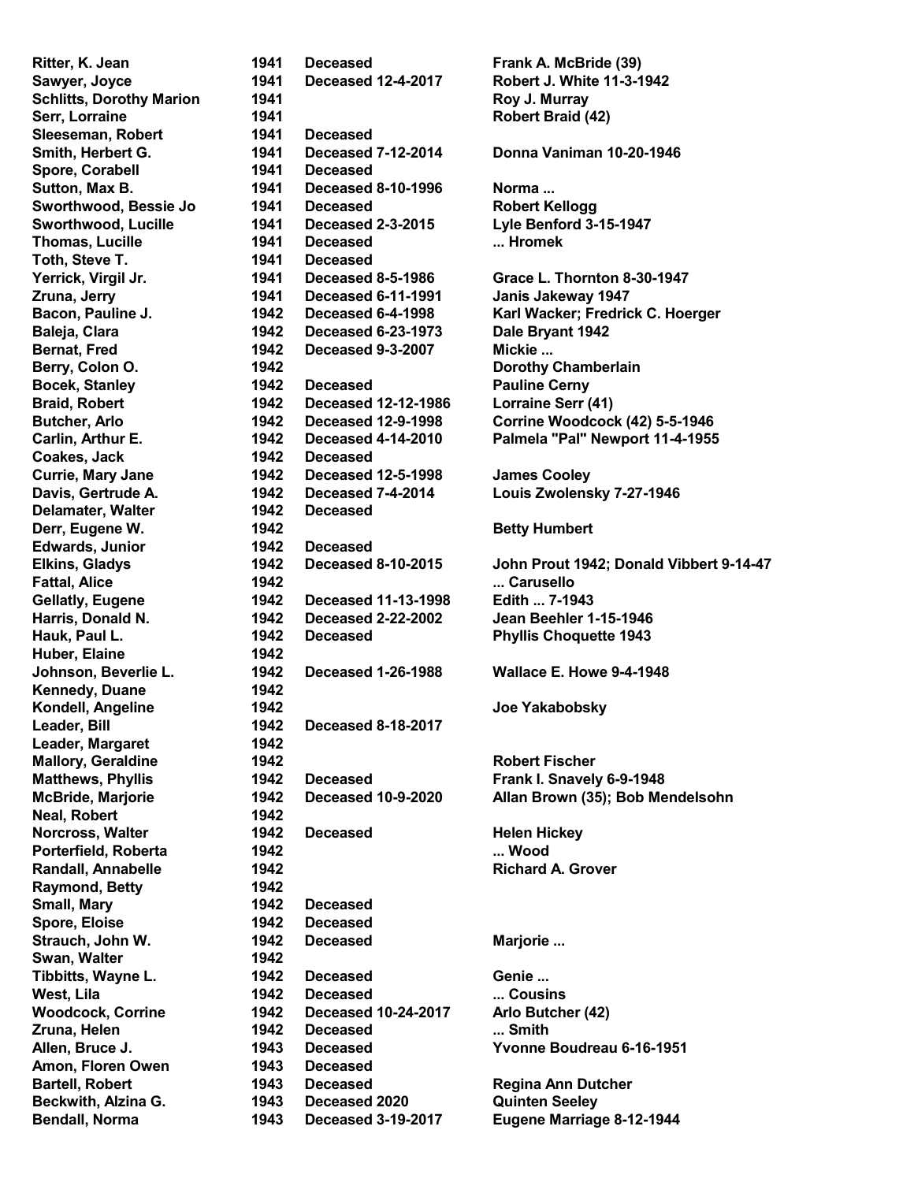| | | | |
|---|---|---|---|
| Ritter, K. Jean | 1941 | Deceased | Frank A. McBride (39) |
| Sawyer, Joyce | 1941 | Deceased 12-4-2017 | Robert J. White 11-3-1942 |
| Schlitts, Dorothy Marion | 1941 | | Roy J. Murray |
| Serr, Lorraine | 1941 | | Robert Braid (42) |
| Sleeseman, Robert | 1941 | Deceased | |
| Smith, Herbert G. | 1941 | Deceased 7-12-2014 | Donna Vaniman 10-20-1946 |
| Spore, Corabell | 1941 | Deceased | |
| Sutton, Max B. | 1941 | Deceased 8-10-1996 | Norma ... |
| Sworthwood, Bessie Jo | 1941 | Deceased | Robert Kellogg |
| Sworthwood, Lucille | 1941 | Deceased 2-3-2015 | Lyle Benford 3-15-1947 |
| Thomas, Lucille | 1941 | Deceased | ... Hromek |
| Toth, Steve T. | 1941 | Deceased | |
| Yerrick, Virgil Jr. | 1941 | Deceased 8-5-1986 | Grace L. Thornton 8-30-1947 |
| Zruna, Jerry | 1941 | Deceased 6-11-1991 | Janis Jakeway 1947 |
| Bacon, Pauline J. | 1942 | Deceased 6-4-1998 | Karl Wacker; Fredrick C. Hoerger |
| Baleja, Clara | 1942 | Deceased 6-23-1973 | Dale Bryant 1942 |
| Bernat, Fred | 1942 | Deceased 9-3-2007 | Mickie ... |
| Berry, Colon O. | 1942 | | Dorothy Chamberlain |
| Bocek, Stanley | 1942 | Deceased | Pauline Cerny |
| Braid, Robert | 1942 | Deceased 12-12-1986 | Lorraine Serr (41) |
| Butcher, Arlo | 1942 | Deceased 12-9-1998 | Corrine Woodcock (42) 5-5-1946 |
| Carlin, Arthur E. | 1942 | Deceased 4-14-2010 | Palmela "Pal" Newport 11-4-1955 |
| Coakes, Jack | 1942 | Deceased | |
| Currie, Mary Jane | 1942 | Deceased 12-5-1998 | James Cooley |
| Davis, Gertrude A. | 1942 | Deceased 7-4-2014 | Louis Zwolensky 7-27-1946 |
| Delamater, Walter | 1942 | Deceased | |
| Derr, Eugene W. | 1942 | | Betty Humbert |
| Edwards, Junior | 1942 | Deceased | |
| Elkins, Gladys | 1942 | Deceased 8-10-2015 | John Prout 1942; Donald Vibbert 9-14-47 |
| Fattal, Alice | 1942 | | ... Carusello |
| Gellatly, Eugene | 1942 | Deceased 11-13-1998 | Edith ... 7-1943 |
| Harris, Donald N. | 1942 | Deceased 2-22-2002 | Jean Beehler 1-15-1946 |
| Hauk, Paul L. | 1942 | Deceased | Phyllis Choquette 1943 |
| Huber, Elaine | 1942 | | |
| Johnson, Beverlie L. | 1942 | Deceased 1-26-1988 | Wallace E. Howe 9-4-1948 |
| Kennedy, Duane | 1942 | | |
| Kondell, Angeline | 1942 | | Joe Yakabobsky |
| Leader, Bill | 1942 | Deceased 8-18-2017 | |
| Leader, Margaret | 1942 | | |
| Mallory, Geraldine | 1942 | | Robert Fischer |
| Matthews, Phyllis | 1942 | Deceased | Frank I. Snavely 6-9-1948 |
| McBride, Marjorie | 1942 | Deceased 10-9-2020 | Allan Brown (35); Bob Mendelsohn |
| Neal, Robert | 1942 | | |
| Norcross, Walter | 1942 | Deceased | Helen Hickey |
| Porterfield, Roberta | 1942 | | ... Wood |
| Randall, Annabelle | 1942 | | Richard A. Grover |
| Raymond, Betty | 1942 | | |
| Small, Mary | 1942 | Deceased | |
| Spore, Eloise | 1942 | Deceased | |
| Strauch, John W. | 1942 | Deceased | Marjorie ... |
| Swan, Walter | 1942 | | |
| Tibbitts, Wayne L. | 1942 | Deceased | Genie ... |
| West, Lila | 1942 | Deceased | ... Cousins |
| Woodcock, Corrine | 1942 | Deceased 10-24-2017 | Arlo Butcher (42) |
| Zruna, Helen | 1942 | Deceased | ... Smith |
| Allen, Bruce J. | 1943 | Deceased | Yvonne Boudreau 6-16-1951 |
| Amon, Floren Owen | 1943 | Deceased | |
| Bartell, Robert | 1943 | Deceased | Regina Ann Dutcher |
| Beckwith, Alzina G. | 1943 | Deceased 2020 | Quinten Seeley |
| Bendall, Norma | 1943 | Deceased 3-19-2017 | Eugene Marriage 8-12-1944 |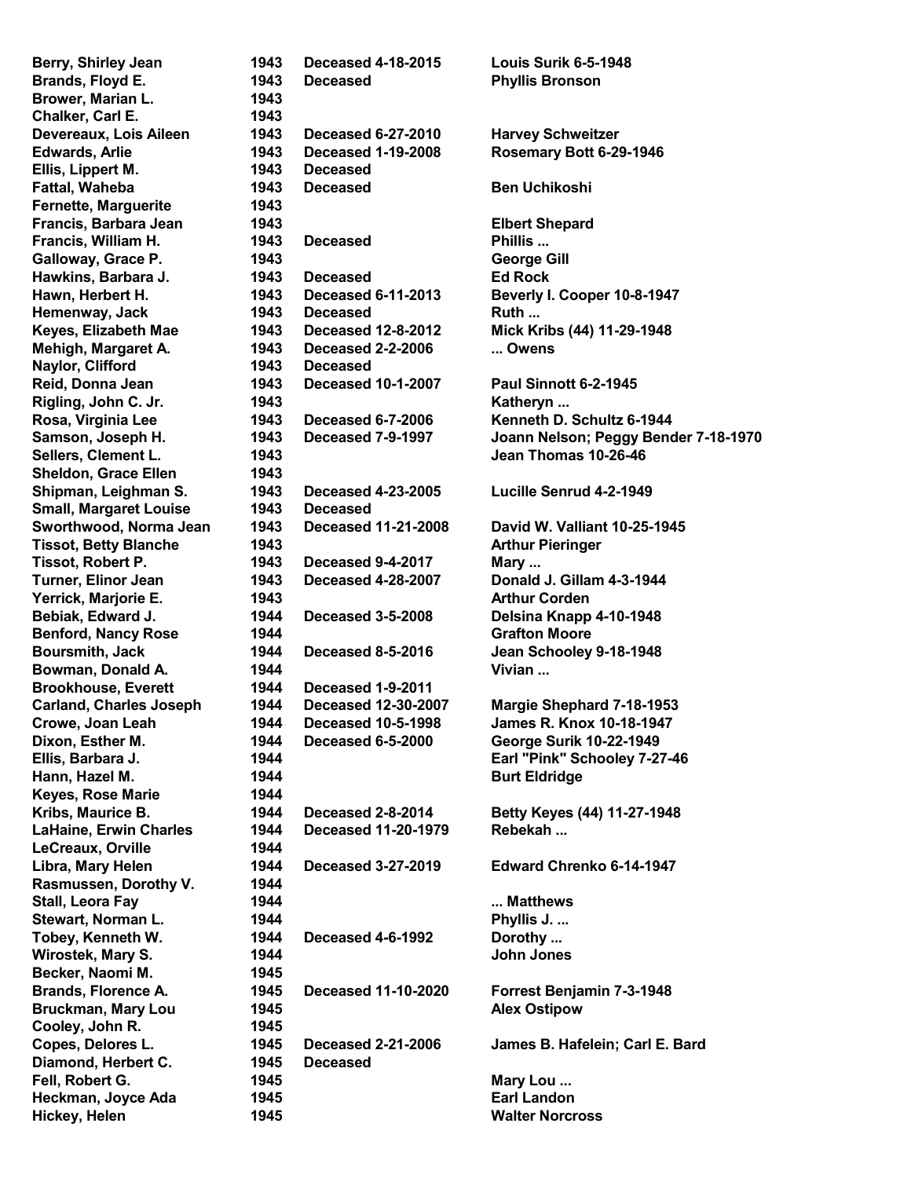| | | | |
|---|---|---|---|
| Berry, Shirley Jean | 1943 | Deceased 4-18-2015 | Louis Surik 6-5-1948 |
| Brands, Floyd E. | 1943 | Deceased | Phyllis Bronson |
| Brower, Marian L. | 1943 | | |
| Chalker, Carl E. | 1943 | | |
| Devereaux, Lois Aileen | 1943 | Deceased 6-27-2010 | Harvey Schweitzer |
| Edwards, Arlie | 1943 | Deceased 1-19-2008 | Rosemary Bott 6-29-1946 |
| Ellis, Lippert M. | 1943 | Deceased | |
| Fattal, Waheba | 1943 | Deceased | Ben Uchikoshi |
| Fernette, Marguerite | 1943 | | |
| Francis, Barbara Jean | 1943 | | Elbert Shepard |
| Francis, William H. | 1943 | Deceased | Phillis ... |
| Galloway, Grace P. | 1943 | | George Gill |
| Hawkins, Barbara J. | 1943 | Deceased | Ed Rock |
| Hawn, Herbert H. | 1943 | Deceased 6-11-2013 | Beverly I. Cooper 10-8-1947 |
| Hemenway, Jack | 1943 | Deceased | Ruth ... |
| Keyes, Elizabeth Mae | 1943 | Deceased 12-8-2012 | Mick Kribs (44) 11-29-1948 |
| Mehigh, Margaret A. | 1943 | Deceased 2-2-2006 | ... Owens |
| Naylor, Clifford | 1943 | Deceased | |
| Reid, Donna Jean | 1943 | Deceased 10-1-2007 | Paul Sinnott 6-2-1945 |
| Rigling, John C. Jr. | 1943 | | Katheryn ... |
| Rosa, Virginia Lee | 1943 | Deceased 6-7-2006 | Kenneth D. Schultz 6-1944 |
| Samson, Joseph H. | 1943 | Deceased 7-9-1997 | Joann Nelson; Peggy Bender 7-18-1970 |
| Sellers, Clement L. | 1943 | | Jean Thomas 10-26-46 |
| Sheldon, Grace Ellen | 1943 | | |
| Shipman, Leighman S. | 1943 | Deceased 4-23-2005 | Lucille Senrud 4-2-1949 |
| Small, Margaret Louise | 1943 | Deceased | |
| Sworthwood, Norma Jean | 1943 | Deceased 11-21-2008 | David W. Valliant 10-25-1945 |
| Tissot, Betty Blanche | 1943 | | Arthur Pieringer |
| Tissot, Robert P. | 1943 | Deceased 9-4-2017 | Mary ... |
| Turner, Elinor Jean | 1943 | Deceased 4-28-2007 | Donald J. Gillam 4-3-1944 |
| Yerrick, Marjorie E. | 1943 | | Arthur Corden |
| Bebiak, Edward J. | 1944 | Deceased 3-5-2008 | Delsina Knapp 4-10-1948 |
| Benford, Nancy Rose | 1944 | | Grafton Moore |
| Boursmith, Jack | 1944 | Deceased 8-5-2016 | Jean Schooley 9-18-1948 |
| Bowman, Donald A. | 1944 | | Vivian ... |
| Brookhouse, Everett | 1944 | Deceased 1-9-2011 | |
| Carland, Charles Joseph | 1944 | Deceased 12-30-2007 | Margie Shephard 7-18-1953 |
| Crowe, Joan Leah | 1944 | Deceased 10-5-1998 | James R. Knox 10-18-1947 |
| Dixon, Esther M. | 1944 | Deceased 6-5-2000 | George Surik 10-22-1949 |
| Ellis, Barbara J. | 1944 | | Earl "Pink" Schooley 7-27-46 |
| Hann, Hazel M. | 1944 | | Burt Eldridge |
| Keyes, Rose Marie | 1944 | | |
| Kribs, Maurice B. | 1944 | Deceased 2-8-2014 | Betty Keyes (44) 11-27-1948 |
| LaHaine, Erwin Charles | 1944 | Deceased 11-20-1979 | Rebekah ... |
| LeCreaux, Orville | 1944 | | |
| Libra, Mary Helen | 1944 | Deceased 3-27-2019 | Edward Chrenko 6-14-1947 |
| Rasmussen, Dorothy V. | 1944 | | |
| Stall, Leora Fay | 1944 | | ... Matthews |
| Stewart, Norman L. | 1944 | | Phyllis J. ... |
| Tobey, Kenneth W. | 1944 | Deceased 4-6-1992 | Dorothy ... |
| Wirostek, Mary S. | 1944 | | John Jones |
| Becker, Naomi M. | 1945 | | |
| Brands, Florence A. | 1945 | Deceased 11-10-2020 | Forrest Benjamin 7-3-1948 |
| Bruckman, Mary Lou | 1945 | | Alex Ostipow |
| Cooley, John R. | 1945 | | |
| Copes, Delores L. | 1945 | Deceased 2-21-2006 | James B. Hafelein; Carl E. Bard |
| Diamond, Herbert C. | 1945 | Deceased | |
| Fell, Robert G. | 1945 | | Mary Lou ... |
| Heckman, Joyce Ada | 1945 | | Earl Landon |
| Hickey, Helen | 1945 | | Walter Norcross |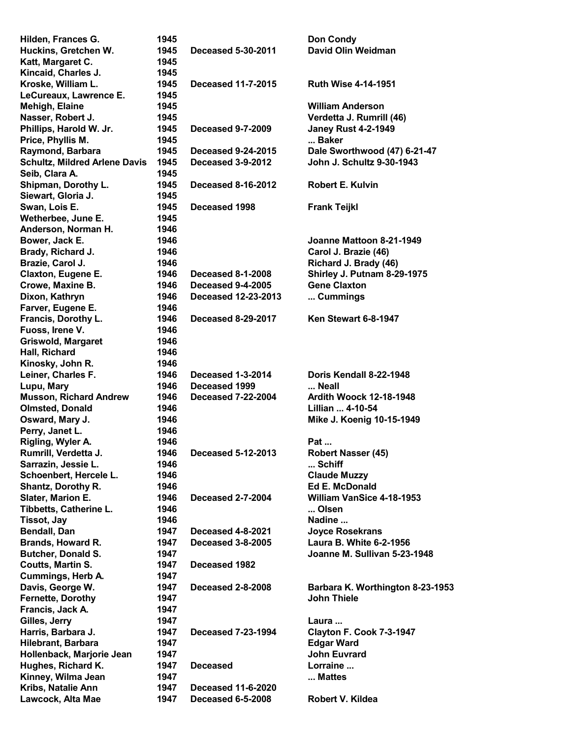| | | | |
|---|---|---|---|
| Hilden, Frances G. | 1945 | | Don Condy |
| Huckins, Gretchen W. | 1945 | Deceased 5-30-2011 | David Olin Weidman |
| Katt, Margaret C. | 1945 | | |
| Kincaid, Charles J. | 1945 | | |
| Kroske, William L. | 1945 | Deceased 11-7-2015 | Ruth Wise 4-14-1951 |
| LeCureaux, Lawrence E. | 1945 | | |
| Mehigh, Elaine | 1945 | | William Anderson |
| Nasser, Robert J. | 1945 | | Verdetta J. Rumrill (46) |
| Phillips, Harold W. Jr. | 1945 | Deceased 9-7-2009 | Janey Rust 4-2-1949 |
| Price, Phyllis M. | 1945 | | ... Baker |
| Raymond, Barbara | 1945 | Deceased 9-24-2015 | Dale Sworthwood (47) 6-21-47 |
| Schultz, Mildred Arlene Davis | 1945 | Deceased 3-9-2012 | John J. Schultz 9-30-1943 |
| Seib, Clara A. | 1945 | | |
| Shipman, Dorothy L. | 1945 | Deceased 8-16-2012 | Robert E. Kulvin |
| Siewart, Gloria J. | 1945 | | |
| Swan, Lois E. | 1945 | Deceased 1998 | Frank Teijkl |
| Wetherbee, June E. | 1945 | | |
| Anderson, Norman H. | 1946 | | |
| Bower, Jack E. | 1946 | | Joanne Mattoon 8-21-1949 |
| Brady, Richard J. | 1946 | | Carol J. Brazie (46) |
| Brazie, Carol J. | 1946 | | Richard J. Brady (46) |
| Claxton, Eugene E. | 1946 | Deceased 8-1-2008 | Shirley J. Putnam 8-29-1975 |
| Crowe, Maxine B. | 1946 | Deceased 9-4-2005 | Gene Claxton |
| Dixon, Kathryn | 1946 | Deceased 12-23-2013 | ... Cummings |
| Farver, Eugene E. | 1946 | | |
| Francis, Dorothy L. | 1946 | Deceased 8-29-2017 | Ken Stewart 6-8-1947 |
| Fuoss, Irene V. | 1946 | | |
| Griswold, Margaret | 1946 | | |
| Hall, Richard | 1946 | | |
| Kinosky, John R. | 1946 | | |
| Leiner, Charles F. | 1946 | Deceased 1-3-2014 | Doris Kendall 8-22-1948 |
| Lupu, Mary | 1946 | Deceased 1999 | ... Neall |
| Musson, Richard Andrew | 1946 | Deceased 7-22-2004 | Ardith Woock 12-18-1948 |
| Olmsted, Donald | 1946 | | Lillian ... 4-10-54 |
| Osward, Mary J. | 1946 | | Mike J. Koenig 10-15-1949 |
| Perry, Janet L. | 1946 | | |
| Rigling, Wyler A. | 1946 | | Pat ... |
| Rumrill, Verdetta J. | 1946 | Deceased 5-12-2013 | Robert Nasser (45) |
| Sarrazin, Jessie L. | 1946 | | ... Schiff |
| Schoenbert, Hercele L. | 1946 | | Claude Muzzy |
| Shantz, Dorothy R. | 1946 | | Ed E. McDonald |
| Slater, Marion E. | 1946 | Deceased 2-7-2004 | William VanSice 4-18-1953 |
| Tibbetts, Catherine L. | 1946 | | ... Olsen |
| Tissot, Jay | 1946 | | Nadine ... |
| Bendall, Dan | 1947 | Deceased 4-8-2021 | Joyce Rosekrans |
| Brands, Howard R. | 1947 | Deceased 3-8-2005 | Laura B. White 6-2-1956 |
| Butcher, Donald S. | 1947 | | Joanne M. Sullivan 5-23-1948 |
| Coutts, Martin S. | 1947 | Deceased 1982 | |
| Cummings, Herb A. | 1947 | | |
| Davis, George W. | 1947 | Deceased 2-8-2008 | Barbara K. Worthington 8-23-1953 |
| Fernette, Dorothy | 1947 | | John Thiele |
| Francis, Jack A. | 1947 | | |
| Gilles, Jerry | 1947 | | Laura ... |
| Harris, Barbara J. | 1947 | Deceased 7-23-1994 | Clayton F. Cook 7-3-1947 |
| Hilebrant, Barbara | 1947 | | Edgar Ward |
| Hollenback, Marjorie Jean | 1947 | | John Euvrard |
| Hughes, Richard K. | 1947 | Deceased | Lorraine ... |
| Kinney, Wilma Jean | 1947 | | ... Mattes |
| Kribs, Natalie Ann | 1947 | Deceased 11-6-2020 | |
| Lawcock, Alta Mae | 1947 | Deceased 6-5-2008 | Robert V. Kildea |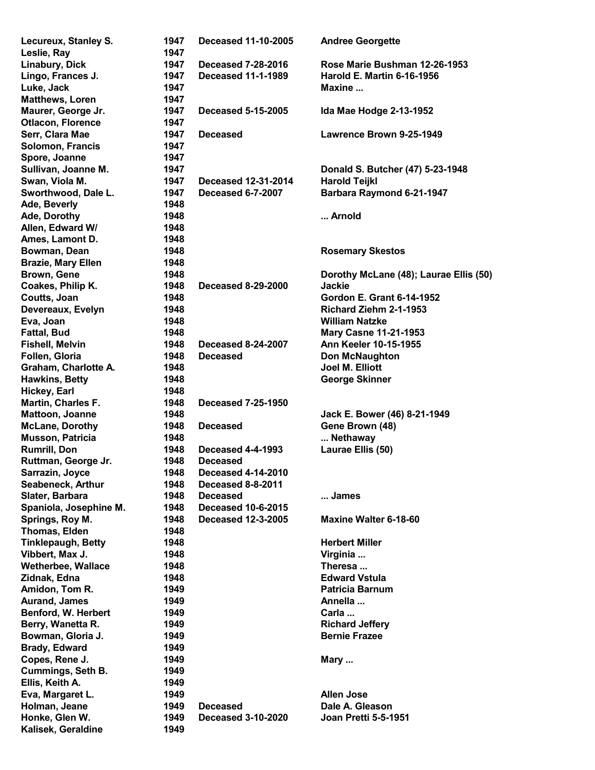| | | | |
|---|---|---|---|
| Lecureux, Stanley S. | 1947 | Deceased 11-10-2005 | Andree Georgette |
| Leslie, Ray | 1947 | | |
| Linabury, Dick | 1947 | Deceased 7-28-2016 | Rose Marie Bushman 12-26-1953 |
| Lingo, Frances J. | 1947 | Deceased 11-1-1989 | Harold E. Martin 6-16-1956 |
| Luke, Jack | 1947 | | Maxine ... |
| Matthews, Loren | 1947 | | |
| Maurer, George Jr. | 1947 | Deceased 5-15-2005 | Ida Mae Hodge 2-13-1952 |
| Otlacon, Florence | 1947 | | |
| Serr, Clara Mae | 1947 | Deceased | Lawrence Brown 9-25-1949 |
| Solomon, Francis | 1947 | | |
| Spore, Joanne | 1947 | | |
| Sullivan, Joanne M. | 1947 | | Donald S. Butcher (47) 5-23-1948 |
| Swan, Viola M. | 1947 | Deceased 12-31-2014 | Harold Teijkl |
| Sworthwood, Dale L. | 1947 | Deceased 6-7-2007 | Barbara Raymond 6-21-1947 |
| Ade, Beverly | 1948 | | |
| Ade, Dorothy | 1948 | | ... Arnold |
| Allen, Edward W/ | 1948 | | |
| Ames, Lamont D. | 1948 | | |
| Bowman, Dean | 1948 | | Rosemary Skestos |
| Brazie, Mary Ellen | 1948 | | |
| Brown, Gene | 1948 | | Dorothy McLane (48); Laurae Ellis (50) |
| Coakes, Philip K. | 1948 | Deceased 8-29-2000 | Jackie |
| Coutts, Joan | 1948 | | Gordon E. Grant 6-14-1952 |
| Devereaux, Evelyn | 1948 | | Richard Ziehm 2-1-1953 |
| Eva, Joan | 1948 | | William Natzke |
| Fattal, Bud | 1948 | | Mary Casne 11-21-1953 |
| Fishell, Melvin | 1948 | Deceased 8-24-2007 | Ann Keeler 10-15-1955 |
| Follen, Gloria | 1948 | Deceased | Don McNaughton |
| Graham, Charlotte A. | 1948 | | Joel M. Elliott |
| Hawkins, Betty | 1948 | | George Skinner |
| Hickey, Earl | 1948 | | |
| Martin, Charles F. | 1948 | Deceased 7-25-1950 | |
| Mattoon, Joanne | 1948 | | Jack E. Bower (46) 8-21-1949 |
| McLane, Dorothy | 1948 | Deceased | Gene Brown (48) |
| Musson, Patricia | 1948 | | ... Nethaway |
| Rumrill, Don | 1948 | Deceased 4-4-1993 | Laurae Ellis (50) |
| Ruttman, George Jr. | 1948 | Deceased | |
| Sarrazin, Joyce | 1948 | Deceased 4-14-2010 | |
| Seabeneck, Arthur | 1948 | Deceased 8-8-2011 | |
| Slater, Barbara | 1948 | Deceased | ... James |
| Spaniola, Josephine M. | 1948 | Deceased 10-6-2015 | |
| Springs, Roy M. | 1948 | Deceased 12-3-2005 | Maxine Walter 6-18-60 |
| Thomas, Elden | 1948 | | |
| Tinklepaugh, Betty | 1948 | | Herbert Miller |
| Vibbert, Max J. | 1948 | | Virginia ... |
| Wetherbee, Wallace | 1948 | | Theresa ... |
| Zidnak, Edna | 1948 | | Edward Vstula |
| Amidon, Tom R. | 1949 | | Patricia Barnum |
| Aurand, James | 1949 | | Annella ... |
| Benford, W. Herbert | 1949 | | Carla ... |
| Berry, Wanetta R. | 1949 | | Richard Jeffery |
| Bowman, Gloria J. | 1949 | | Bernie Frazee |
| Brady, Edward | 1949 | | |
| Copes, Rene J. | 1949 | | Mary ... |
| Cummings, Seth B. | 1949 | | |
| Ellis, Keith A. | 1949 | | |
| Eva, Margaret L. | 1949 | | Allen Jose |
| Holman, Jeane | 1949 | Deceased | Dale A. Gleason |
| Honke, Glen W. | 1949 | Deceased 3-10-2020 | Joan Pretti 5-5-1951 |
| Kalisek, Geraldine | 1949 | | |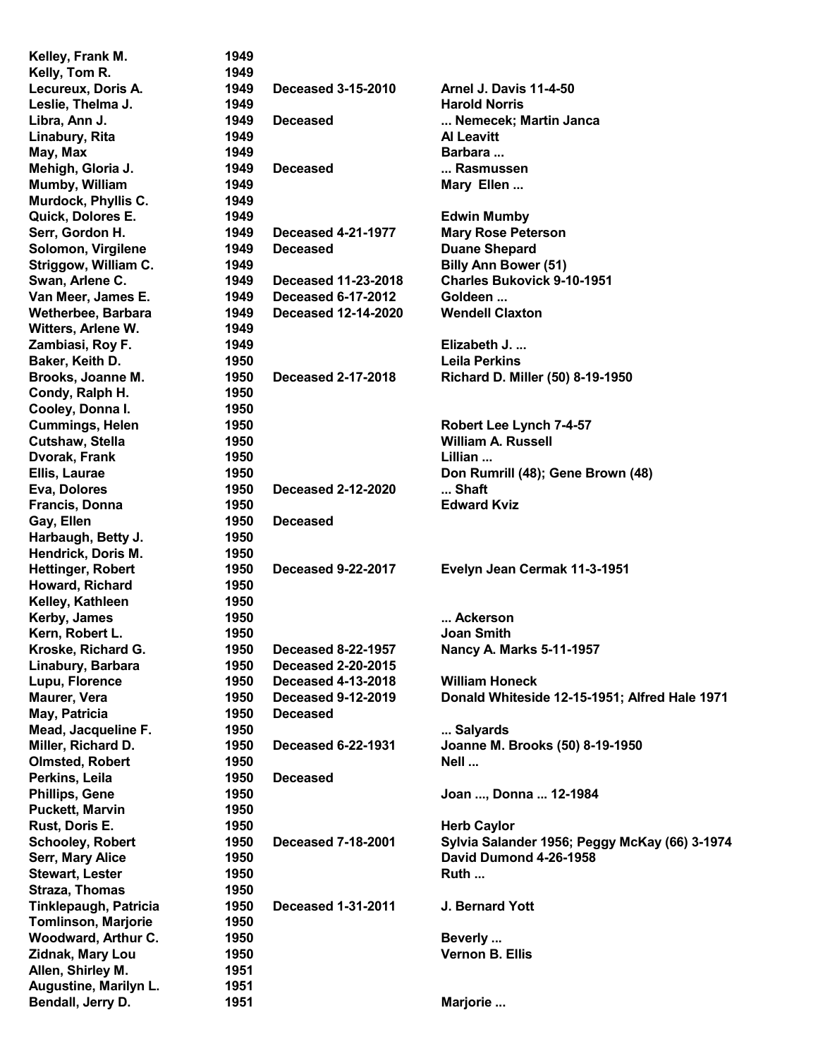| | | | |
|---|---|---|---|
| Kelley, Frank M. | 1949 | | |
| Kelly, Tom R. | 1949 | | |
| Lecureux, Doris A. | 1949 | Deceased 3-15-2010 | Arnel J. Davis 11-4-50 |
| Leslie, Thelma J. | 1949 | | Harold Norris |
| Libra, Ann J. | 1949 | Deceased | ... Nemecek; Martin Janca |
| Linabury, Rita | 1949 | | Al Leavitt |
| May, Max | 1949 | | Barbara ... |
| Mehigh, Gloria J. | 1949 | Deceased | ... Rasmussen |
| Mumby, William | 1949 | | Mary Ellen ... |
| Murdock, Phyllis C. | 1949 | | |
| Quick, Dolores E. | 1949 | | Edwin Mumby |
| Serr, Gordon H. | 1949 | Deceased 4-21-1977 | Mary Rose Peterson |
| Solomon, Virgilene | 1949 | Deceased | Duane Shepard |
| Striggow, William C. | 1949 | | Billy Ann Bower (51) |
| Swan, Arlene C. | 1949 | Deceased 11-23-2018 | Charles Bukovick 9-10-1951 |
| Van Meer, James E. | 1949 | Deceased 6-17-2012 | Goldeen ... |
| Wetherbee, Barbara | 1949 | Deceased 12-14-2020 | Wendell Claxton |
| Witters, Arlene W. | 1949 | | |
| Zambiasi, Roy F. | 1949 | | Elizabeth J. ... |
| Baker, Keith D. | 1950 | | Leila Perkins |
| Brooks, Joanne M. | 1950 | Deceased 2-17-2018 | Richard D. Miller (50) 8-19-1950 |
| Condy, Ralph H. | 1950 | | |
| Cooley, Donna I. | 1950 | | |
| Cummings, Helen | 1950 | | Robert Lee Lynch 7-4-57 |
| Cutshaw, Stella | 1950 | | William A. Russell |
| Dvorak, Frank | 1950 | | Lillian ... |
| Ellis, Laurae | 1950 | | Don Rumrill (48); Gene Brown (48) |
| Eva, Dolores | 1950 | Deceased 2-12-2020 | ... Shaft |
| Francis, Donna | 1950 | | Edward Kviz |
| Gay, Ellen | 1950 | Deceased | |
| Harbaugh, Betty J. | 1950 | | |
| Hendrick, Doris M. | 1950 | | |
| Hettinger, Robert | 1950 | Deceased 9-22-2017 | Evelyn Jean Cermak 11-3-1951 |
| Howard, Richard | 1950 | | |
| Kelley, Kathleen | 1950 | | |
| Kerby, James | 1950 | | ... Ackerson |
| Kern, Robert L. | 1950 | | Joan Smith |
| Kroske, Richard G. | 1950 | Deceased 8-22-1957 | Nancy A. Marks 5-11-1957 |
| Linabury, Barbara | 1950 | Deceased 2-20-2015 | |
| Lupu, Florence | 1950 | Deceased 4-13-2018 | William Honeck |
| Maurer, Vera | 1950 | Deceased 9-12-2019 | Donald Whiteside 12-15-1951; Alfred Hale 1971 |
| May, Patricia | 1950 | Deceased | |
| Mead, Jacqueline F. | 1950 | | ... Salyards |
| Miller, Richard D. | 1950 | Deceased 6-22-1931 | Joanne M. Brooks (50) 8-19-1950 |
| Olmsted, Robert | 1950 | | Nell ... |
| Perkins, Leila | 1950 | Deceased | |
| Phillips, Gene | 1950 | | Joan ..., Donna ... 12-1984 |
| Puckett, Marvin | 1950 | | |
| Rust, Doris E. | 1950 | | Herb Caylor |
| Schooley, Robert | 1950 | Deceased 7-18-2001 | Sylvia Salander 1956; Peggy McKay (66) 3-1974 |
| Serr, Mary Alice | 1950 | | David Dumond 4-26-1958 |
| Stewart, Lester | 1950 | | Ruth ... |
| Straza, Thomas | 1950 | | |
| Tinklepaugh, Patricia | 1950 | Deceased 1-31-2011 | J. Bernard Yott |
| Tomlinson, Marjorie | 1950 | | |
| Woodward, Arthur C. | 1950 | | Beverly ... |
| Zidnak, Mary Lou | 1950 | | Vernon B. Ellis |
| Allen, Shirley M. | 1951 | | |
| Augustine, Marilyn L. | 1951 | | |
| Bendall, Jerry D. | 1951 | | Marjorie ... |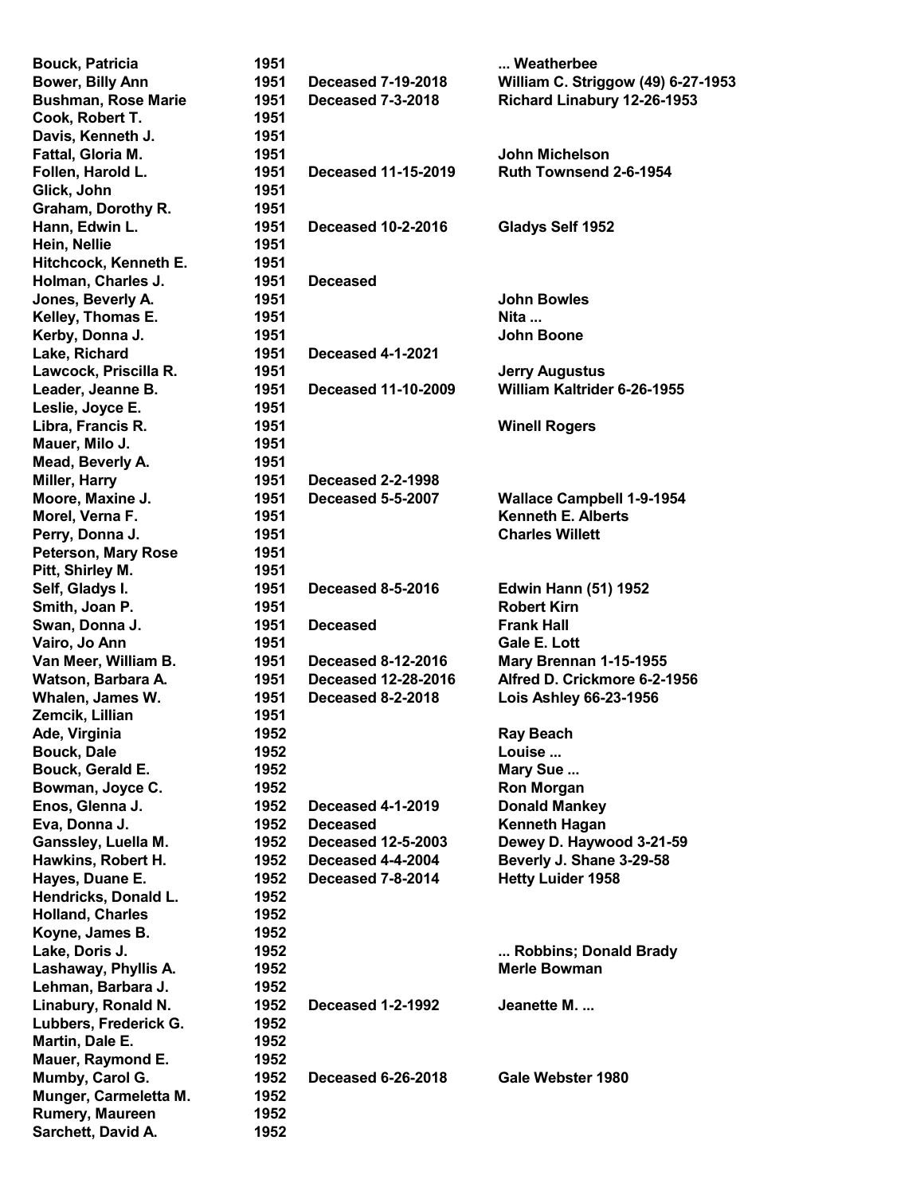| | | | |
|---|---|---|---|
| Bouck, Patricia | 1951 | | ... Weatherbee |
| Bower, Billy Ann | 1951 | Deceased 7-19-2018 | William C. Striggow (49) 6-27-1953 |
| Bushman, Rose Marie | 1951 | Deceased 7-3-2018 | Richard Linabury 12-26-1953 |
| Cook, Robert T. | 1951 | | |
| Davis, Kenneth J. | 1951 | | |
| Fattal, Gloria M. | 1951 | | John Michelson |
| Follen, Harold L. | 1951 | Deceased 11-15-2019 | Ruth Townsend 2-6-1954 |
| Glick, John | 1951 | | |
| Graham, Dorothy R. | 1951 | | |
| Hann, Edwin L. | 1951 | Deceased 10-2-2016 | Gladys Self 1952 |
| Hein, Nellie | 1951 | | |
| Hitchcock, Kenneth E. | 1951 | | |
| Holman, Charles J. | 1951 | Deceased | |
| Jones, Beverly A. | 1951 | | John Bowles |
| Kelley, Thomas E. | 1951 | | Nita ... |
| Kerby, Donna J. | 1951 | | John Boone |
| Lake, Richard | 1951 | Deceased 4-1-2021 | |
| Lawcock, Priscilla R. | 1951 | | Jerry Augustus |
| Leader, Jeanne B. | 1951 | Deceased 11-10-2009 | William Kaltrider 6-26-1955 |
| Leslie, Joyce E. | 1951 | | |
| Libra, Francis R. | 1951 | | Winell Rogers |
| Mauer, Milo J. | 1951 | | |
| Mead, Beverly A. | 1951 | | |
| Miller, Harry | 1951 | Deceased 2-2-1998 | |
| Moore, Maxine J. | 1951 | Deceased 5-5-2007 | Wallace Campbell 1-9-1954 |
| Morel, Verna F. | 1951 | | Kenneth E. Alberts |
| Perry, Donna J. | 1951 | | Charles Willett |
| Peterson, Mary Rose | 1951 | | |
| Pitt, Shirley M. | 1951 | | |
| Self, Gladys I. | 1951 | Deceased 8-5-2016 | Edwin Hann (51) 1952 |
| Smith, Joan P. | 1951 | | Robert Kirn |
| Swan, Donna J. | 1951 | Deceased | Frank Hall |
| Vairo, Jo Ann | 1951 | | Gale E. Lott |
| Van Meer, William B. | 1951 | Deceased 8-12-2016 | Mary Brennan 1-15-1955 |
| Watson, Barbara A. | 1951 | Deceased 12-28-2016 | Alfred D. Crickmore 6-2-1956 |
| Whalen, James W. | 1951 | Deceased 8-2-2018 | Lois Ashley 66-23-1956 |
| Zemcik, Lillian | 1951 | | |
| Ade, Virginia | 1952 | | Ray Beach |
| Bouck, Dale | 1952 | | Louise ... |
| Bouck, Gerald E. | 1952 | | Mary Sue ... |
| Bowman, Joyce C. | 1952 | | Ron Morgan |
| Enos, Glenna J. | 1952 | Deceased 4-1-2019 | Donald Mankey |
| Eva, Donna J. | 1952 | Deceased | Kenneth Hagan |
| Ganssley, Luella M. | 1952 | Deceased 12-5-2003 | Dewey D. Haywood 3-21-59 |
| Hawkins, Robert H. | 1952 | Deceased 4-4-2004 | Beverly J. Shane 3-29-58 |
| Hayes, Duane E. | 1952 | Deceased 7-8-2014 | Hetty Luider 1958 |
| Hendricks, Donald L. | 1952 | | |
| Holland, Charles | 1952 | | |
| Koyne, James B. | 1952 | | |
| Lake, Doris J. | 1952 | | ... Robbins; Donald Brady |
| Lashaway, Phyllis A. | 1952 | | Merle Bowman |
| Lehman, Barbara J. | 1952 | | |
| Linabury, Ronald N. | 1952 | Deceased 1-2-1992 | Jeanette M. ... |
| Lubbers, Frederick G. | 1952 | | |
| Martin, Dale E. | 1952 | | |
| Mauer, Raymond E. | 1952 | | |
| Mumby, Carol G. | 1952 | Deceased 6-26-2018 | Gale Webster 1980 |
| Munger, Carmeletta M. | 1952 | | |
| Rumery, Maureen | 1952 | | |
| Sarchett, David A. | 1952 | | |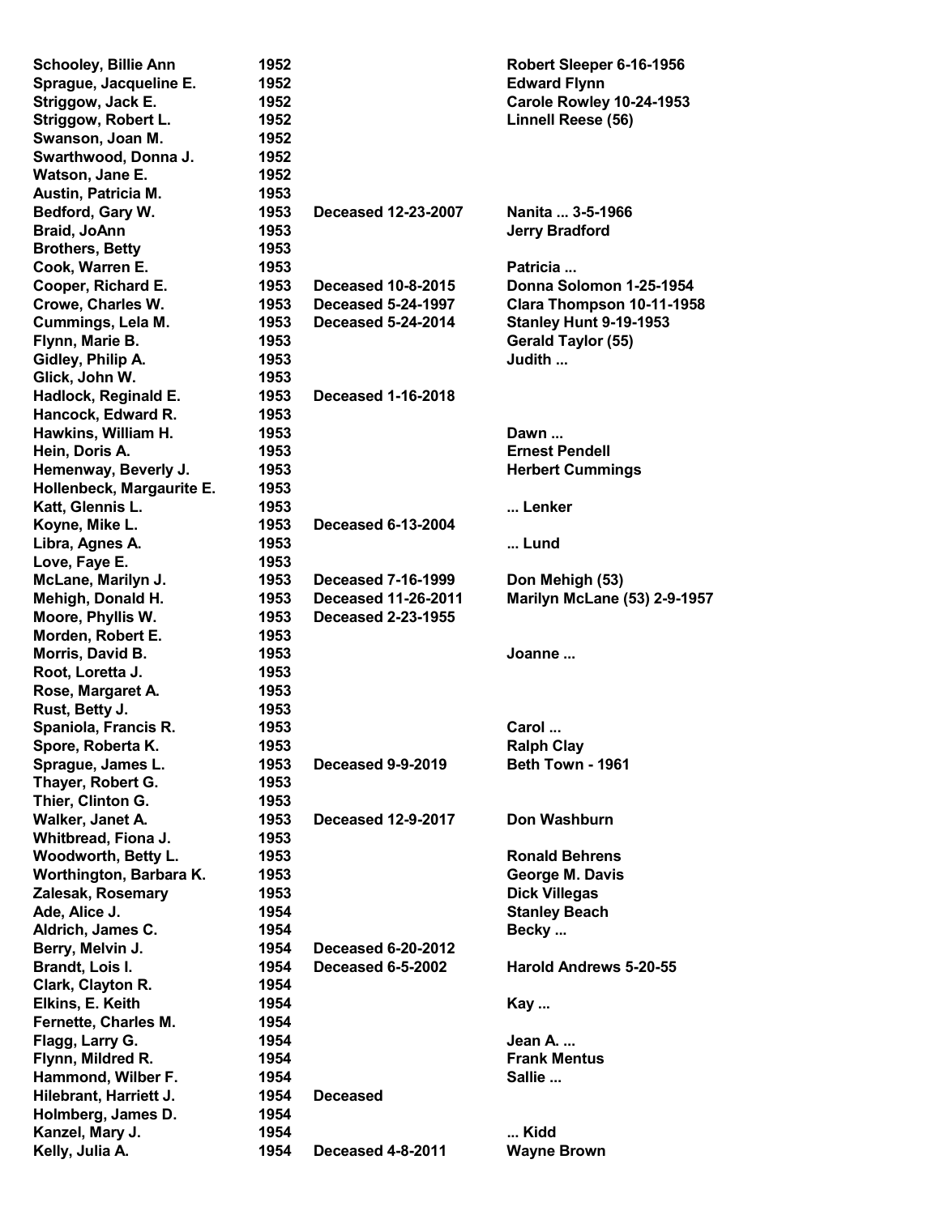| | | | |
|---|---|---|---|
| **Schooley, Billie Ann** | **1952** | | **Robert Sleeper 6-16-1956** |
| **Sprague, Jacqueline E.** | **1952** | | **Edward Flynn** |
| **Striggow, Jack E.** | **1952** | | **Carole Rowley 10-24-1953** |
| **Striggow, Robert L.** | **1952** | | **Linnell Reese (56)** |
| **Swanson, Joan M.** | **1952** | | |
| **Swarthwood, Donna J.** | **1952** | | |
| **Watson, Jane E.** | **1952** | | |
| **Austin, Patricia M.** | **1953** | | |
| **Bedford, Gary W.** | **1953** | **Deceased 12-23-2007** | **Nanita ... 3-5-1966** |
| **Braid, JoAnn** | **1953** | | **Jerry Bradford** |
| **Brothers, Betty** | **1953** | | |
| **Cook, Warren E.** | **1953** | | **Patricia ...** |
| **Cooper, Richard E.** | **1953** | **Deceased 10-8-2015** | **Donna Solomon 1-25-1954** |
| **Crowe, Charles W.** | **1953** | **Deceased 5-24-1997** | **Clara Thompson 10-11-1958** |
| **Cummings, Lela M.** | **1953** | **Deceased 5-24-2014** | **Stanley Hunt 9-19-1953** |
| **Flynn, Marie B.** | **1953** | | **Gerald Taylor (55)** |
| **Gidley, Philip A.** | **1953** | | **Judith ...** |
| **Glick, John W.** | **1953** | | |
| **Hadlock, Reginald E.** | **1953** | **Deceased 1-16-2018** | |
| **Hancock, Edward R.** | **1953** | | |
| **Hawkins, William H.** | **1953** | | **Dawn ...** |
| **Hein, Doris A.** | **1953** | | **Ernest Pendell** |
| **Hemenway, Beverly J.** | **1953** | | **Herbert Cummings** |
| **Hollenbeck, Margaurite E.** | **1953** | | |
| **Katt, Glennis L.** | **1953** | | **... Lenker** |
| **Koyne, Mike L.** | **1953** | **Deceased 6-13-2004** | |
| **Libra, Agnes A.** | **1953** | | **... Lund** |
| **Love, Faye E.** | **1953** | | |
| **McLane, Marilyn J.** | **1953** | **Deceased 7-16-1999** | **Don Mehigh (53)** |
| **Mehigh, Donald H.** | **1953** | **Deceased 11-26-2011** | **Marilyn McLane (53) 2-9-1957** |
| **Moore, Phyllis W.** | **1953** | **Deceased 2-23-1955** | |
| **Morden, Robert E.** | **1953** | | |
| **Morris, David B.** | **1953** | | **Joanne ...** |
| **Root, Loretta J.** | **1953** | | |
| **Rose, Margaret A.** | **1953** | | |
| **Rust, Betty J.** | **1953** | | |
| **Spaniola, Francis R.** | **1953** | | **Carol ...** |
| **Spore, Roberta K.** | **1953** | | **Ralph Clay** |
| **Sprague, James L.** | **1953** | **Deceased 9-9-2019** | **Beth Town - 1961** |
| **Thayer, Robert G.** | **1953** | | |
| **Thier, Clinton G.** | **1953** | | |
| **Walker, Janet A.** | **1953** | **Deceased 12-9-2017** | **Don Washburn** |
| **Whitbread, Fiona J.** | **1953** | | |
| **Woodworth, Betty L.** | **1953** | | **Ronald Behrens** |
| **Worthington, Barbara K.** | **1953** | | **George M. Davis** |
| **Zalesak, Rosemary** | **1953** | | **Dick Villegas** |
| **Ade, Alice J.** | **1954** | | **Stanley Beach** |
| **Aldrich, James C.** | **1954** | | **Becky ...** |
| **Berry, Melvin J.** | **1954** | **Deceased 6-20-2012** | |
| **Brandt, Lois I.** | **1954** | **Deceased 6-5-2002** | **Harold Andrews 5-20-55** |
| **Clark, Clayton R.** | **1954** | | |
| **Elkins, E. Keith** | **1954** | | **Kay ...** |
| **Fernette, Charles M.** | **1954** | | |
| **Flagg, Larry G.** | **1954** | | **Jean A. ...** |
| **Flynn, Mildred R.** | **1954** | | **Frank Mentus** |
| **Hammond, Wilber F.** | **1954** | | **Sallie ...** |
| **Hilebrant, Harriett J.** | **1954** | **Deceased** | |
| **Holmberg, James D.** | **1954** | | |
| **Kanzel, Mary J.** | **1954** | | **... Kidd** |
| **Kelly, Julia A.** | **1954** | **Deceased 4-8-2011** | **Wayne Brown** |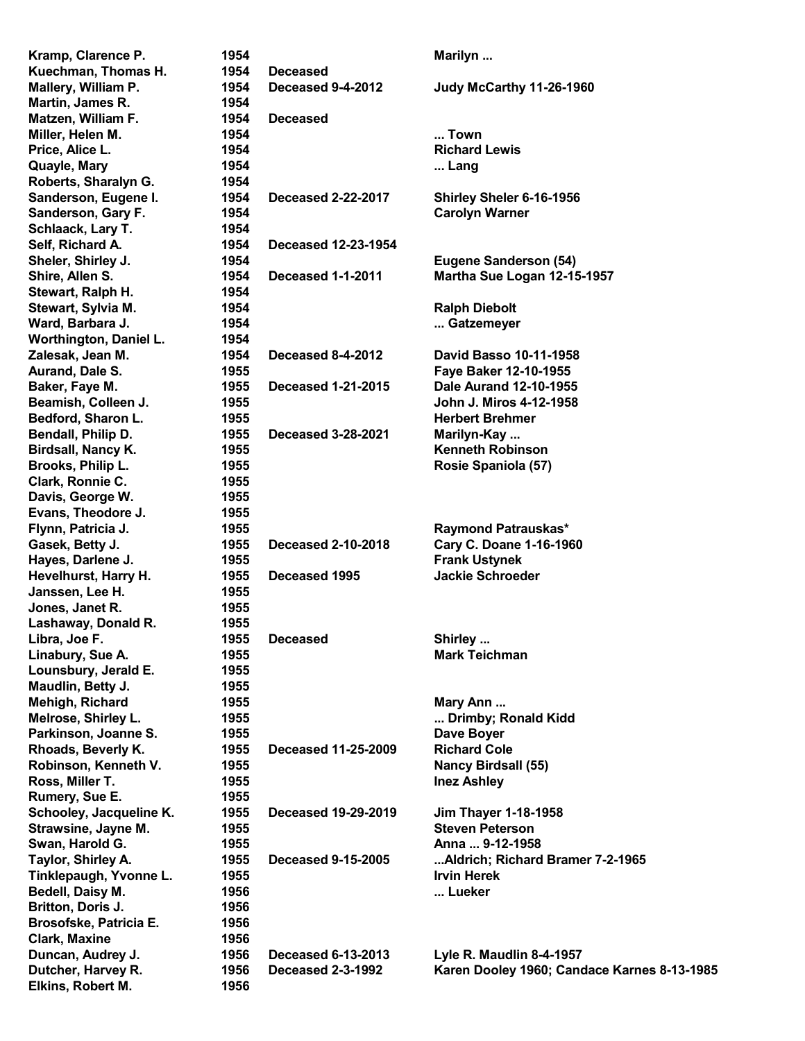| | | | |
|---|---|---|---|
| **Kramp, Clarence P.** | **1954** | | **Marilyn ...** |
| **Kuechman, Thomas H.** | **1954** | **Deceased** | |
| **Mallery, William P.** | **1954** | **Deceased 9-4-2012** | **Judy McCarthy 11-26-1960** |
| **Martin, James R.** | **1954** | | |
| **Matzen, William F.** | **1954** | **Deceased** | |
| **Miller, Helen M.** | **1954** | | **... Town** |
| **Price, Alice L.** | **1954** | | **Richard Lewis** |
| **Quayle, Mary** | **1954** | | **... Lang** |
| **Roberts, Sharalyn G.** | **1954** | | |
| **Sanderson, Eugene I.** | **1954** | **Deceased 2-22-2017** | **Shirley Sheler 6-16-1956** |
| **Sanderson, Gary F.** | **1954** | | **Carolyn Warner** |
| **Schlaack, Lary T.** | **1954** | | |
| **Self, Richard A.** | **1954** | **Deceased 12-23-1954** | |
| **Sheler, Shirley J.** | **1954** | | **Eugene Sanderson (54)** |
| **Shire, Allen S.** | **1954** | **Deceased 1-1-2011** | **Martha Sue Logan 12-15-1957** |
| **Stewart, Ralph H.** | **1954** | | |
| **Stewart, Sylvia M.** | **1954** | | **Ralph Diebolt** |
| **Ward, Barbara J.** | **1954** | | **... Gatzemeyer** |
| **Worthington, Daniel L.** | **1954** | | |
| **Zalesak, Jean M.** | **1954** | **Deceased 8-4-2012** | **David Basso 10-11-1958** |
| **Aurand, Dale S.** | **1955** | | **Faye Baker 12-10-1955** |
| **Baker, Faye M.** | **1955** | **Deceased 1-21-2015** | **Dale Aurand 12-10-1955** |
| **Beamish, Colleen J.** | **1955** | | **John J. Miros 4-12-1958** |
| **Bedford, Sharon L.** | **1955** | | **Herbert Brehmer** |
| **Bendall, Philip D.** | **1955** | **Deceased 3-28-2021** | **Marilyn-Kay ...** |
| **Birdsall, Nancy K.** | **1955** | | **Kenneth Robinson** |
| **Brooks, Philip L.** | **1955** | | **Rosie Spaniola (57)** |
| **Clark, Ronnie C.** | **1955** | | |
| **Davis, George W.** | **1955** | | |
| **Evans, Theodore J.** | **1955** | | |
| **Flynn, Patricia J.** | **1955** | | **Raymond Patrauskas*** |
| **Gasek, Betty J.** | **1955** | **Deceased 2-10-2018** | **Cary C. Doane 1-16-1960** |
| **Hayes, Darlene J.** | **1955** | | **Frank Ustynek** |
| **Hevelhurst, Harry H.** | **1955** | **Deceased 1995** | **Jackie Schroeder** |
| **Janssen, Lee H.** | **1955** | | |
| **Jones, Janet R.** | **1955** | | |
| **Lashaway, Donald R.** | **1955** | | |
| **Libra, Joe F.** | **1955** | **Deceased** | **Shirley ...** |
| **Linabury, Sue A.** | **1955** | | **Mark Teichman** |
| **Lounsbury, Jerald E.** | **1955** | | |
| **Maudlin, Betty J.** | **1955** | | |
| **Mehigh, Richard** | **1955** | | **Mary Ann ...** |
| **Melrose, Shirley L.** | **1955** | | **... Drimby; Ronald Kidd** |
| **Parkinson, Joanne S.** | **1955** | | **Dave Boyer** |
| **Rhoads, Beverly K.** | **1955** | **Deceased 11-25-2009** | **Richard Cole** |
| **Robinson, Kenneth V.** | **1955** | | **Nancy Birdsall (55)** |
| **Ross, Miller T.** | **1955** | | **Inez Ashley** |
| **Rumery, Sue E.** | **1955** | | |
| **Schooley, Jacqueline K.** | **1955** | **Deceased 19-29-2019** | **Jim Thayer 1-18-1958** |
| **Strawsine, Jayne M.** | **1955** | | **Steven Peterson** |
| **Swan, Harold G.** | **1955** | | **Anna ... 9-12-1958** |
| **Taylor, Shirley A.** | **1955** | **Deceased 9-15-2005** | **...Aldrich; Richard Bramer 7-2-1965** |
| **Tinklepaugh, Yvonne L.** | **1955** | | **Irvin Herek** |
| **Bedell, Daisy M.** | **1956** | | **... Lueker** |
| **Britton, Doris J.** | **1956** | | |
| **Brosofske, Patricia E.** | **1956** | | |
| **Clark, Maxine** | **1956** | | |
| **Duncan, Audrey J.** | **1956** | **Deceased 6-13-2013** | **Lyle R. Maudlin 8-4-1957** |
| **Dutcher, Harvey R.** | **1956** | **Deceased 2-3-1992** | **Karen Dooley 1960; Candace Karnes 8-13-1985** |
| **Elkins, Robert M.** | **1956** | | |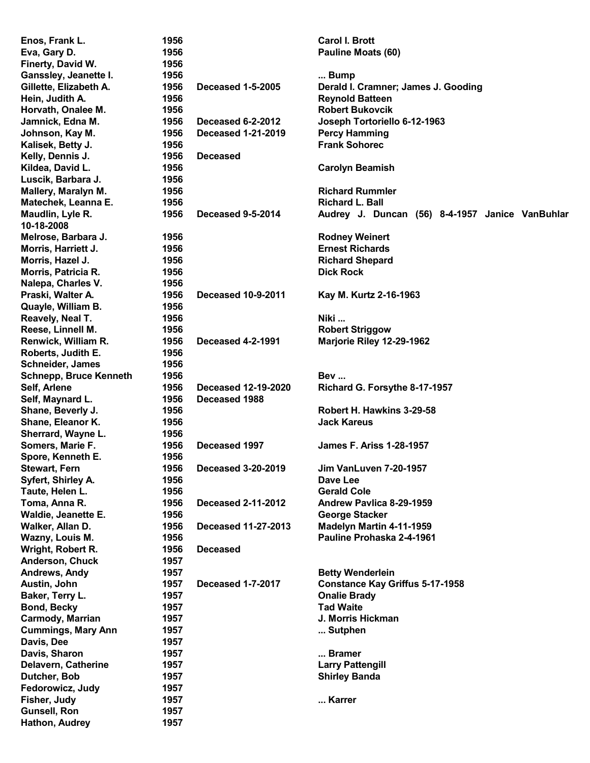| | | | |
|---|---|---|---|
| Enos, Frank L. | 1956 | | Carol I. Brott |
| Eva, Gary D. | 1956 | | Pauline Moats (60) |
| Finerty, David W. | 1956 | | |
| Ganssley, Jeanette I. | 1956 | | ... Bump |
| Gillette, Elizabeth A. | 1956 | Deceased 1-5-2005 | Derald I. Cramner; James J. Gooding |
| Hein, Judith A. | 1956 | | Reynold Batteen |
| Horvath, Onalee M. | 1956 | | Robert Bukovcik |
| Jamnick, Edna M. | 1956 | Deceased 6-2-2012 | Joseph Tortoriello 6-12-1963 |
| Johnson, Kay M. | 1956 | Deceased 1-21-2019 | Percy Hamming |
| Kalisek, Betty J. | 1956 | | Frank Sohorec |
| Kelly, Dennis J. | 1956 | Deceased | |
| Kildea, David L. | 1956 | | Carolyn Beamish |
| Luscik, Barbara J. | 1956 | | |
| Mallery, Maralyn M. | 1956 | | Richard Rummler |
| Matechek, Leanna E. | 1956 | | Richard L. Ball |
| Maudlin, Lyle R. | 1956 | Deceased 9-5-2014 | Audrey J. Duncan (56) 8-4-1957 Janice VanBuhlar 10-18-2008 |
| Melrose, Barbara J. | 1956 | | Rodney Weinert |
| Morris, Harriett J. | 1956 | | Ernest Richards |
| Morris, Hazel J. | 1956 | | Richard Shepard |
| Morris, Patricia R. | 1956 | | Dick Rock |
| Nalepa, Charles V. | 1956 | | |
| Praski, Walter A. | 1956 | Deceased 10-9-2011 | Kay M. Kurtz 2-16-1963 |
| Quayle, William B. | 1956 | | |
| Reavely, Neal T. | 1956 | | Niki ... |
| Reese, Linnell M. | 1956 | | Robert Striggow |
| Renwick, William R. | 1956 | Deceased 4-2-1991 | Marjorie Riley 12-29-1962 |
| Roberts, Judith E. | 1956 | | |
| Schneider, James | 1956 | | |
| Schnepp, Bruce Kenneth | 1956 | | Bev ... |
| Self, Arlene | 1956 | Deceased 12-19-2020 | Richard G. Forsythe 8-17-1957 |
| Self, Maynard L. | 1956 | Deceased 1988 | |
| Shane, Beverly J. | 1956 | | Robert H. Hawkins 3-29-58 |
| Shane, Eleanor K. | 1956 | | Jack Kareus |
| Sherrard, Wayne L. | 1956 | | |
| Somers, Marie F. | 1956 | Deceased 1997 | James F. Ariss 1-28-1957 |
| Spore, Kenneth E. | 1956 | | |
| Stewart, Fern | 1956 | Deceased 3-20-2019 | Jim VanLuven 7-20-1957 |
| Syfert, Shirley A. | 1956 | | Dave Lee |
| Taute, Helen L. | 1956 | | Gerald Cole |
| Toma, Anna R. | 1956 | Deceased 2-11-2012 | Andrew Pavlica 8-29-1959 |
| Waldie, Jeanette E. | 1956 | | George Stacker |
| Walker, Allan D. | 1956 | Deceased 11-27-2013 | Madelyn Martin 4-11-1959 |
| Wazny, Louis M. | 1956 | | Pauline Prohaska 2-4-1961 |
| Wright, Robert R. | 1956 | Deceased | |
| Anderson, Chuck | 1957 | | |
| Andrews, Andy | 1957 | | Betty Wenderlein |
| Austin, John | 1957 | Deceased 1-7-2017 | Constance Kay Griffus 5-17-1958 |
| Baker, Terry L. | 1957 | | Onalie Brady |
| Bond, Becky | 1957 | | Tad Waite |
| Carmody, Marrian | 1957 | | J. Morris Hickman |
| Cummings, Mary Ann | 1957 | | ... Sutphen |
| Davis, Dee | 1957 | | |
| Davis, Sharon | 1957 | | ... Bramer |
| Delavern, Catherine | 1957 | | Larry Pattengill |
| Dutcher, Bob | 1957 | | Shirley Banda |
| Fedorowicz, Judy | 1957 | | |
| Fisher, Judy | 1957 | | ... Karrer |
| Gunsell, Ron | 1957 | | |
| Hathon, Audrey | 1957 | | |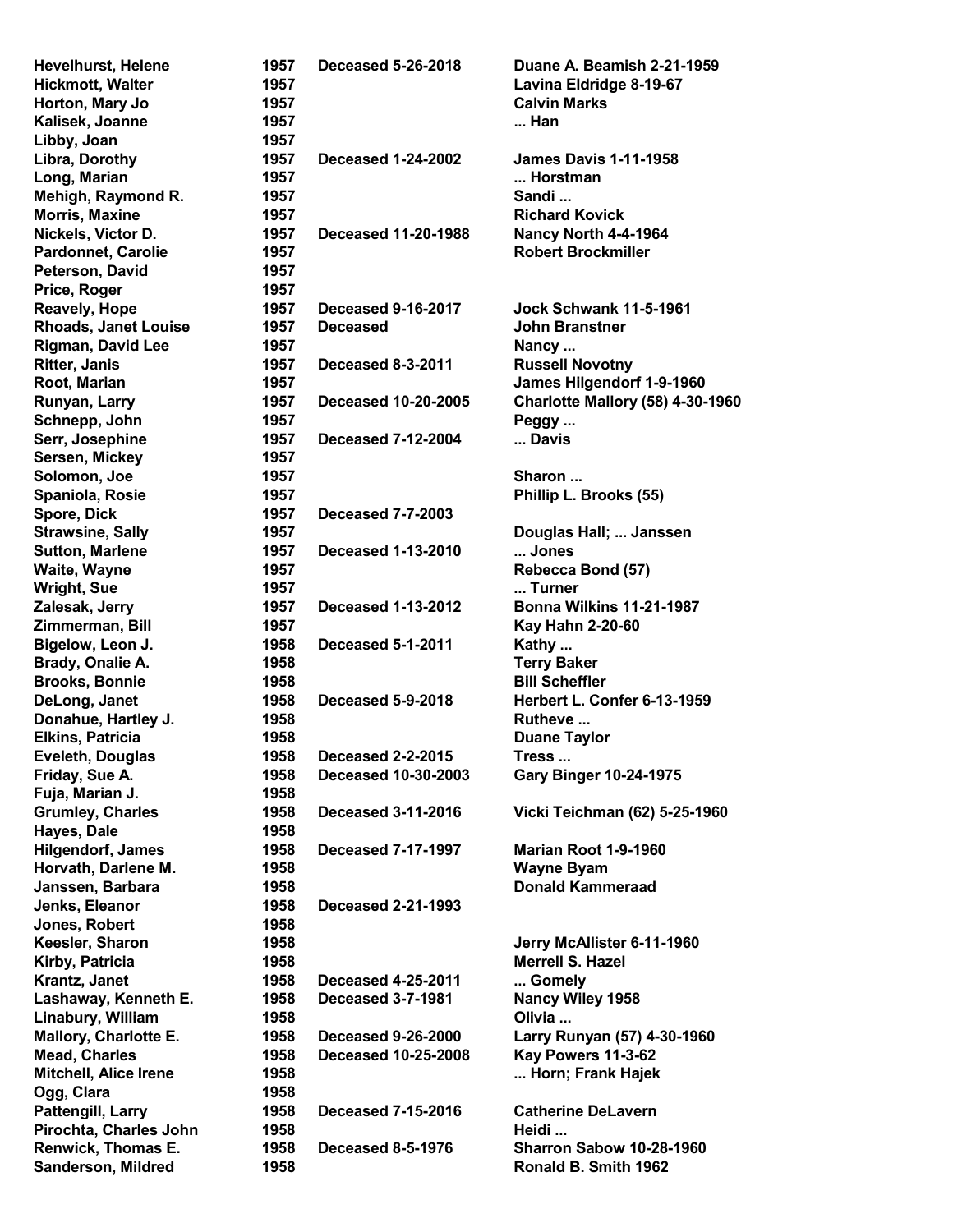| | | | |
|---|---|---|---|
| Hevelhurst, Helene | 1957 | Deceased 5-26-2018 | Duane A. Beamish 2-21-1959 |
| Hickmott, Walter | 1957 | | Lavina Eldridge 8-19-67 |
| Horton, Mary Jo | 1957 | | Calvin Marks |
| Kalisek, Joanne | 1957 | | ... Han |
| Libby, Joan | 1957 | | |
| Libra, Dorothy | 1957 | Deceased 1-24-2002 | James Davis 1-11-1958 |
| Long, Marian | 1957 | | ... Horstman |
| Mehigh, Raymond R. | 1957 | | Sandi ... |
| Morris, Maxine | 1957 | | Richard Kovick |
| Nickels, Victor D. | 1957 | Deceased 11-20-1988 | Nancy North 4-4-1964 |
| Pardonnet, Carolie | 1957 | | Robert Brockmiller |
| Peterson, David | 1957 | | |
| Price, Roger | 1957 | | |
| Reavely, Hope | 1957 | Deceased 9-16-2017 | Jock Schwank 11-5-1961 |
| Rhoads, Janet Louise | 1957 | Deceased | John Branstner |
| Rigman, David Lee | 1957 | | Nancy ... |
| Ritter, Janis | 1957 | Deceased 8-3-2011 | Russell Novotny |
| Root, Marian | 1957 | | James Hilgendorf 1-9-1960 |
| Runyan, Larry | 1957 | Deceased 10-20-2005 | Charlotte Mallory (58) 4-30-1960 |
| Schnepp, John | 1957 | | Peggy ... |
| Serr, Josephine | 1957 | Deceased 7-12-2004 | ... Davis |
| Sersen, Mickey | 1957 | | |
| Solomon, Joe | 1957 | | Sharon ... |
| Spaniola, Rosie | 1957 | | Phillip L. Brooks (55) |
| Spore, Dick | 1957 | Deceased 7-7-2003 | |
| Strawsine, Sally | 1957 | | Douglas Hall; ... Janssen |
| Sutton, Marlene | 1957 | Deceased 1-13-2010 | ... Jones |
| Waite, Wayne | 1957 | | Rebecca Bond (57) |
| Wright, Sue | 1957 | | ... Turner |
| Zalesak, Jerry | 1957 | Deceased 1-13-2012 | Bonna Wilkins 11-21-1987 |
| Zimmerman, Bill | 1957 | | Kay Hahn 2-20-60 |
| Bigelow, Leon J. | 1958 | Deceased 5-1-2011 | Kathy ... |
| Brady, Onalie A. | 1958 | | Terry Baker |
| Brooks, Bonnie | 1958 | | Bill Scheffler |
| DeLong, Janet | 1958 | Deceased 5-9-2018 | Herbert L. Confer 6-13-1959 |
| Donahue, Hartley J. | 1958 | | Rutheve ... |
| Elkins, Patricia | 1958 | | Duane Taylor |
| Eveleth, Douglas | 1958 | Deceased 2-2-2015 | Tress ... |
| Friday, Sue A. | 1958 | Deceased 10-30-2003 | Gary Binger 10-24-1975 |
| Fuja, Marian J. | 1958 | | |
| Grumley, Charles | 1958 | Deceased 3-11-2016 | Vicki Teichman (62) 5-25-1960 |
| Hayes, Dale | 1958 | | |
| Hilgendorf, James | 1958 | Deceased 7-17-1997 | Marian Root 1-9-1960 |
| Horvath, Darlene M. | 1958 | | Wayne Byam |
| Janssen, Barbara | 1958 | | Donald Kammeraad |
| Jenks, Eleanor | 1958 | Deceased 2-21-1993 | |
| Jones, Robert | 1958 | | |
| Keesler, Sharon | 1958 | | Jerry McAllister 6-11-1960 |
| Kirby, Patricia | 1958 | | Merrell S. Hazel |
| Krantz, Janet | 1958 | Deceased 4-25-2011 | ... Gomely |
| Lashaway, Kenneth E. | 1958 | Deceased 3-7-1981 | Nancy Wiley 1958 |
| Linabury, William | 1958 | | Olivia ... |
| Mallory, Charlotte E. | 1958 | Deceased 9-26-2000 | Larry Runyan (57) 4-30-1960 |
| Mead, Charles | 1958 | Deceased 10-25-2008 | Kay Powers 11-3-62 |
| Mitchell, Alice Irene | 1958 | | ... Horn; Frank Hajek |
| Ogg, Clara | 1958 | | |
| Pattengill, Larry | 1958 | Deceased 7-15-2016 | Catherine DeLavern |
| Pirochta, Charles John | 1958 | | Heidi ... |
| Renwick, Thomas E. | 1958 | Deceased 8-5-1976 | Sharron Sabow 10-28-1960 |
| Sanderson, Mildred | 1958 | | Ronald B. Smith 1962 |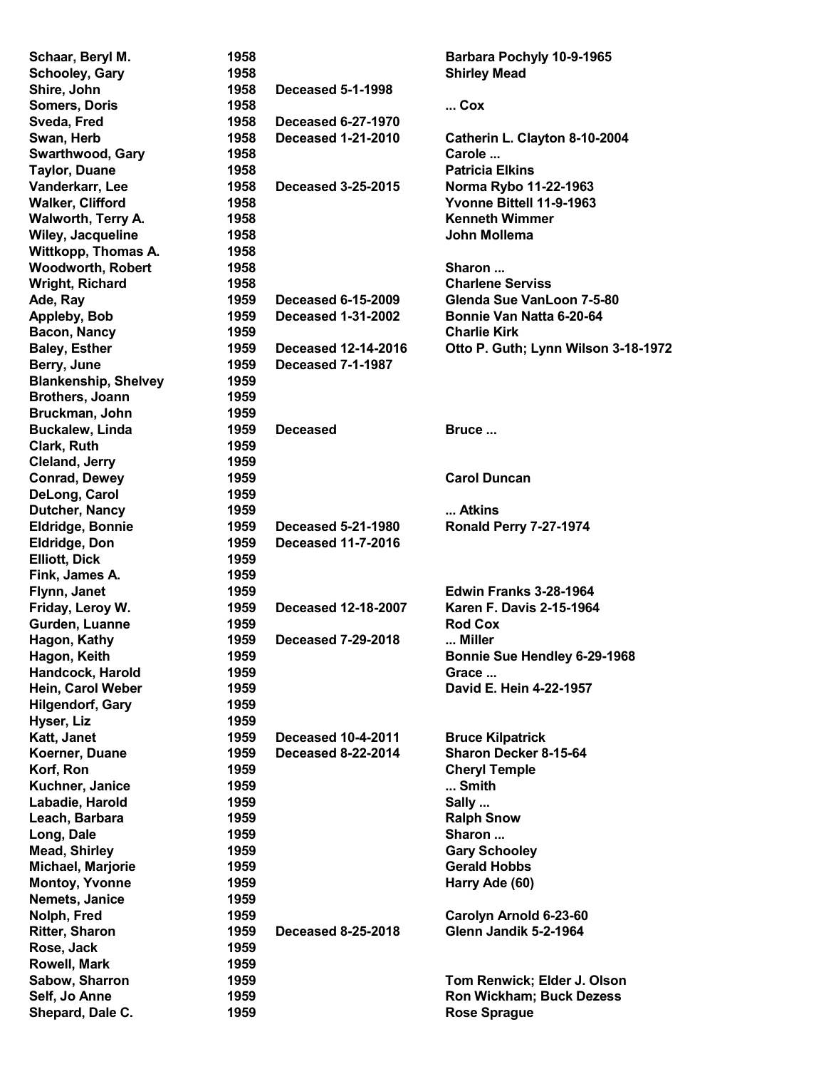| | | | |
|---|---|---|---|
| **Schaar, Beryl M.** | **1958** | | **Barbara Pochyly 10-9-1965** |
| **Schooley, Gary** | **1958** | | **Shirley Mead** |
| **Shire, John** | **1958** | **Deceased 5-1-1998** | |
| **Somers, Doris** | **1958** | | **... Cox** |
| **Sveda, Fred** | **1958** | **Deceased 6-27-1970** | |
| **Swan, Herb** | **1958** | **Deceased 1-21-2010** | **Catherin L. Clayton 8-10-2004** |
| **Swarthwood, Gary** | **1958** | | **Carole ...** |
| **Taylor, Duane** | **1958** | | **Patricia Elkins** |
| **Vanderkarr, Lee** | **1958** | **Deceased 3-25-2015** | **Norma Rybo 11-22-1963** |
| **Walker, Clifford** | **1958** | | **Yvonne Bittell 11-9-1963** |
| **Walworth, Terry A.** | **1958** | | **Kenneth Wimmer** |
| **Wiley, Jacqueline** | **1958** | | **John Mollema** |
| **Wittkopp, Thomas A.** | **1958** | | |
| **Woodworth, Robert** | **1958** | | **Sharon ...** |
| **Wright, Richard** | **1958** | | **Charlene Serviss** |
| **Ade, Ray** | **1959** | **Deceased 6-15-2009** | **Glenda Sue VanLoon 7-5-80** |
| **Appleby, Bob** | **1959** | **Deceased 1-31-2002** | **Bonnie Van Natta 6-20-64** |
| **Bacon, Nancy** | **1959** | | **Charlie Kirk** |
| **Baley, Esther** | **1959** | **Deceased 12-14-2016** | **Otto P. Guth; Lynn Wilson 3-18-1972** |
| **Berry, June** | **1959** | **Deceased 7-1-1987** | |
| **Blankenship, Shelvey** | **1959** | | |
| **Brothers, Joann** | **1959** | | |
| **Bruckman, John** | **1959** | | |
| **Buckalew, Linda** | **1959** | **Deceased** | **Bruce ...** |
| **Clark, Ruth** | **1959** | | |
| **Cleland, Jerry** | **1959** | | |
| **Conrad, Dewey** | **1959** | | **Carol Duncan** |
| **DeLong, Carol** | **1959** | | |
| **Dutcher, Nancy** | **1959** | | **... Atkins** |
| **Eldridge, Bonnie** | **1959** | **Deceased 5-21-1980** | **Ronald Perry 7-27-1974** |
| **Eldridge, Don** | **1959** | **Deceased 11-7-2016** | |
| **Elliott, Dick** | **1959** | | |
| **Fink, James A.** | **1959** | | |
| **Flynn, Janet** | **1959** | | **Edwin Franks 3-28-1964** |
| **Friday, Leroy W.** | **1959** | **Deceased 12-18-2007** | **Karen F. Davis 2-15-1964** |
| **Gurden, Luanne** | **1959** | | **Rod Cox** |
| **Hagon, Kathy** | **1959** | **Deceased 7-29-2018** | **... Miller** |
| **Hagon, Keith** | **1959** | | **Bonnie Sue Hendley 6-29-1968** |
| **Handcock, Harold** | **1959** | | **Grace ...** |
| **Hein, Carol Weber** | **1959** | | **David E. Hein 4-22-1957** |
| **Hilgendorf, Gary** | **1959** | | |
| **Hyser, Liz** | **1959** | | |
| **Katt, Janet** | **1959** | **Deceased 10-4-2011** | **Bruce Kilpatrick** |
| **Koerner, Duane** | **1959** | **Deceased 8-22-2014** | **Sharon Decker 8-15-64** |
| **Korf, Ron** | **1959** | | **Cheryl Temple** |
| **Kuchner, Janice** | **1959** | | **... Smith** |
| **Labadie, Harold** | **1959** | | **Sally ...** |
| **Leach, Barbara** | **1959** | | **Ralph Snow** |
| **Long, Dale** | **1959** | | **Sharon ...** |
| **Mead, Shirley** | **1959** | | **Gary Schooley** |
| **Michael, Marjorie** | **1959** | | **Gerald Hobbs** |
| **Montoy, Yvonne** | **1959** | | **Harry Ade (60)** |
| **Nemets, Janice** | **1959** | | |
| **Nolph, Fred** | **1959** | | **Carolyn Arnold 6-23-60** |
| **Ritter, Sharon** | **1959** | **Deceased 8-25-2018** | **Glenn Jandik 5-2-1964** |
| **Rose, Jack** | **1959** | | |
| **Rowell, Mark** | **1959** | | |
| **Sabow, Sharron** | **1959** | | **Tom Renwick; Elder J. Olson** |
| **Self, Jo Anne** | **1959** | | **Ron Wickham; Buck Dezess** |
| **Shepard, Dale C.** | **1959** | | **Rose Sprague** |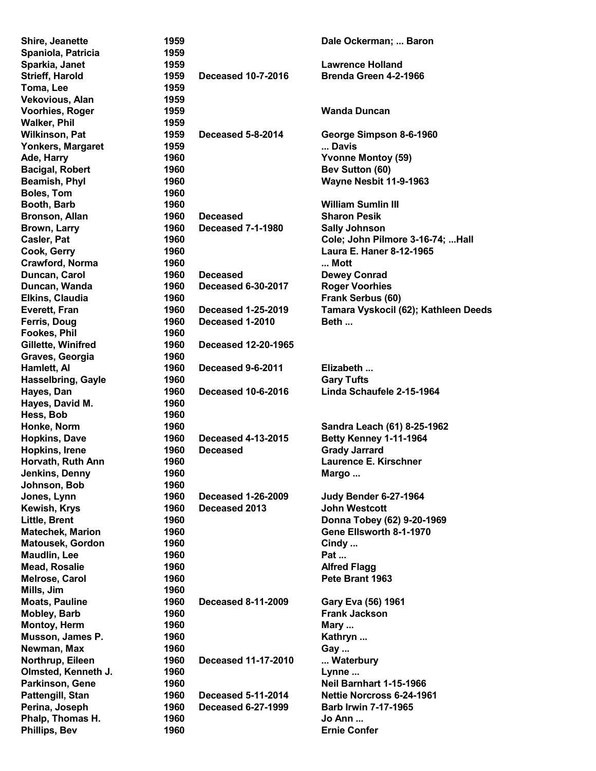| | | | |
|---|---|---|---|
| **Shire, Jeanette** | **1959** | | **Dale Ockerman; ... Baron** |
| **Spaniola, Patricia** | **1959** | | |
| **Sparkia, Janet** | **1959** | | **Lawrence Holland** |
| **Strieff, Harold** | **1959** | **Deceased 10-7-2016** | **Brenda Green 4-2-1966** |
| **Toma, Lee** | **1959** | | |
| **Vekovious, Alan** | **1959** | | |
| **Voorhies, Roger** | **1959** | | **Wanda Duncan** |
| **Walker, Phil** | **1959** | | |
| **Wilkinson, Pat** | **1959** | **Deceased 5-8-2014** | **George Simpson 8-6-1960** |
| **Yonkers, Margaret** | **1959** | | **... Davis** |
| **Ade, Harry** | **1960** | | **Yvonne Montoy (59)** |
| **Bacigal, Robert** | **1960** | | **Bev Sutton (60)** |
| **Beamish, Phyl** | **1960** | | **Wayne Nesbit 11-9-1963** |
| **Boles, Tom** | **1960** | | |
| **Booth, Barb** | **1960** | | **William Sumlin III** |
| **Bronson, Allan** | **1960** | **Deceased** | **Sharon Pesik** |
| **Brown, Larry** | **1960** | **Deceased 7-1-1980** | **Sally Johnson** |
| **Casler, Pat** | **1960** | | **Cole; John Pilmore 3-16-74; ...Hall** |
| **Cook, Gerry** | **1960** | | **Laura E. Haner 8-12-1965** |
| **Crawford, Norma** | **1960** | | **... Mott** |
| **Duncan, Carol** | **1960** | **Deceased** | **Dewey Conrad** |
| **Duncan, Wanda** | **1960** | **Deceased 6-30-2017** | **Roger Voorhies** |
| **Elkins, Claudia** | **1960** | | **Frank Serbus (60)** |
| **Everett, Fran** | **1960** | **Deceased 1-25-2019** | **Tamara Vyskocil (62); Kathleen Deeds** |
| **Ferris, Doug** | **1960** | **Deceased 1-2010** | **Beth ...** |
| **Fookes, Phil** | **1960** | | |
| **Gillette, Winifred** | **1960** | **Deceased 12-20-1965** | |
| **Graves, Georgia** | **1960** | | |
| **Hamlett, Al** | **1960** | **Deceased 9-6-2011** | **Elizabeth ...** |
| **Hasselbring, Gayle** | **1960** | | **Gary Tufts** |
| **Hayes, Dan** | **1960** | **Deceased 10-6-2016** | **Linda Schaufele 2-15-1964** |
| **Hayes, David M.** | **1960** | | |
| **Hess, Bob** | **1960** | | |
| **Honke, Norm** | **1960** | | **Sandra Leach (61) 8-25-1962** |
| **Hopkins, Dave** | **1960** | **Deceased 4-13-2015** | **Betty Kenney 1-11-1964** |
| **Hopkins, Irene** | **1960** | **Deceased** | **Grady Jarrard** |
| **Horvath, Ruth Ann** | **1960** | | **Laurence E. Kirschner** |
| **Jenkins, Denny** | **1960** | | **Margo ...** |
| **Johnson, Bob** | **1960** | | |
| **Jones, Lynn** | **1960** | **Deceased 1-26-2009** | **Judy Bender 6-27-1964** |
| **Kewish, Krys** | **1960** | **Deceased 2013** | **John Westcott** |
| **Little, Brent** | **1960** | | **Donna Tobey (62) 9-20-1969** |
| **Matechek, Marion** | **1960** | | **Gene Ellsworth 8-1-1970** |
| **Matousek, Gordon** | **1960** | | **Cindy ...** |
| **Maudlin, Lee** | **1960** | | **Pat ...** |
| **Mead, Rosalie** | **1960** | | **Alfred Flagg** |
| **Melrose, Carol** | **1960** | | **Pete Brant 1963** |
| **Mills, Jim** | **1960** | | |
| **Moats, Pauline** | **1960** | **Deceased 8-11-2009** | **Gary Eva (56) 1961** |
| **Mobley, Barb** | **1960** | | **Frank Jackson** |
| **Montoy, Herm** | **1960** | | **Mary ...** |
| **Musson, James P.** | **1960** | | **Kathryn ...** |
| **Newman, Max** | **1960** | | **Gay ...** |
| **Northrup, Eileen** | **1960** | **Deceased 11-17-2010** | **... Waterbury** |
| **Olmsted, Kenneth J.** | **1960** | | **Lynne ...** |
| **Parkinson, Gene** | **1960** | | **Neil Barnhart 1-15-1966** |
| **Pattengill, Stan** | **1960** | **Deceased 5-11-2014** | **Nettie Norcross 6-24-1961** |
| **Perina, Joseph** | **1960** | **Deceased 6-27-1999** | **Barb Irwin 7-17-1965** |
| **Phalp, Thomas H.** | **1960** | | **Jo Ann ...** |
| **Phillips, Bev** | **1960** | | **Ernie Confer** |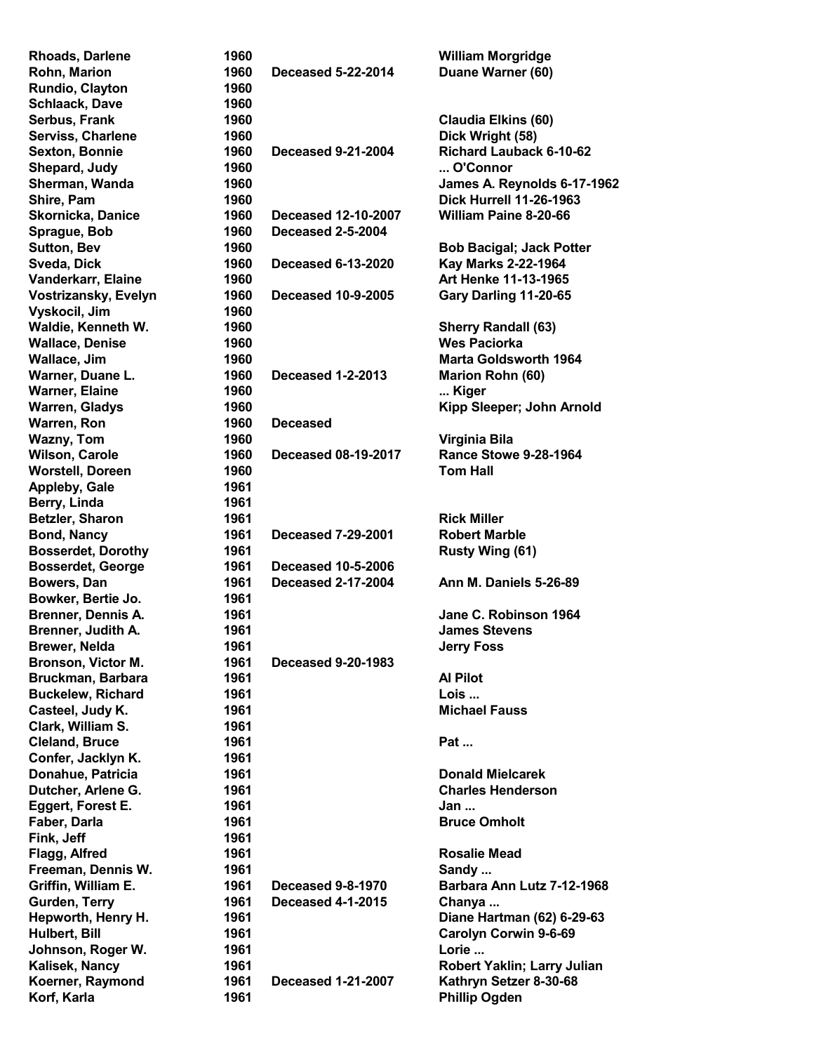| | | | |
|---|---|---|---|
| Rhoads, Darlene | 1960 | | William Morgridge |
| Rohn, Marion | 1960 | Deceased 5-22-2014 | Duane Warner (60) |
| Rundio, Clayton | 1960 | | |
| Schlaack, Dave | 1960 | | |
| Serbus, Frank | 1960 | | Claudia Elkins (60) |
| Serviss, Charlene | 1960 | | Dick Wright (58) |
| Sexton, Bonnie | 1960 | Deceased 9-21-2004 | Richard Lauback 6-10-62 |
| Shepard, Judy | 1960 | | ... O'Connor |
| Sherman, Wanda | 1960 | | James A. Reynolds 6-17-1962 |
| Shire, Pam | 1960 | | Dick Hurrell 11-26-1963 |
| Skornicka, Danice | 1960 | Deceased 12-10-2007 | William Paine 8-20-66 |
| Sprague, Bob | 1960 | Deceased 2-5-2004 | |
| Sutton, Bev | 1960 | | Bob Bacigal; Jack Potter |
| Sveda, Dick | 1960 | Deceased 6-13-2020 | Kay Marks 2-22-1964 |
| Vanderkarr, Elaine | 1960 | | Art Henke 11-13-1965 |
| Vostrizansky, Evelyn | 1960 | Deceased 10-9-2005 | Gary Darling 11-20-65 |
| Vyskocil, Jim | 1960 | | |
| Waldie, Kenneth W. | 1960 | | Sherry Randall (63) |
| Wallace, Denise | 1960 | | Wes Paciorka |
| Wallace, Jim | 1960 | | Marta Goldsworth 1964 |
| Warner, Duane L. | 1960 | Deceased 1-2-2013 | Marion Rohn (60) |
| Warner, Elaine | 1960 | | ... Kiger |
| Warren, Gladys | 1960 | | Kipp Sleeper; John Arnold |
| Warren, Ron | 1960 | Deceased | |
| Wazny, Tom | 1960 | | Virginia Bila |
| Wilson, Carole | 1960 | Deceased 08-19-2017 | Rance Stowe 9-28-1964 |
| Worstell, Doreen | 1960 | | Tom Hall |
| Appleby, Gale | 1961 | | |
| Berry, Linda | 1961 | | |
| Betzler, Sharon | 1961 | | Rick Miller |
| Bond, Nancy | 1961 | Deceased 7-29-2001 | Robert Marble |
| Bosserdet, Dorothy | 1961 | | Rusty Wing (61) |
| Bosserdet, George | 1961 | Deceased 10-5-2006 | |
| Bowers, Dan | 1961 | Deceased 2-17-2004 | Ann M. Daniels 5-26-89 |
| Bowker, Bertie Jo. | 1961 | | |
| Brenner, Dennis A. | 1961 | | Jane C. Robinson 1964 |
| Brenner, Judith A. | 1961 | | James Stevens |
| Brewer, Nelda | 1961 | | Jerry Foss |
| Bronson, Victor M. | 1961 | Deceased 9-20-1983 | |
| Bruckman, Barbara | 1961 | | Al Pilot |
| Buckelew, Richard | 1961 | | Lois ... |
| Casteel, Judy K. | 1961 | | Michael Fauss |
| Clark, William S. | 1961 | | |
| Cleland, Bruce | 1961 | | Pat ... |
| Confer, Jacklyn K. | 1961 | | |
| Donahue, Patricia | 1961 | | Donald Mielcarek |
| Dutcher, Arlene G. | 1961 | | Charles Henderson |
| Eggert, Forest E. | 1961 | | Jan ... |
| Faber, Darla | 1961 | | Bruce Omholt |
| Fink, Jeff | 1961 | | |
| Flagg, Alfred | 1961 | | Rosalie Mead |
| Freeman, Dennis W. | 1961 | | Sandy ... |
| Griffin, William E. | 1961 | Deceased 9-8-1970 | Barbara Ann Lutz 7-12-1968 |
| Gurden, Terry | 1961 | Deceased 4-1-2015 | Chanya ... |
| Hepworth, Henry H. | 1961 | | Diane Hartman (62) 6-29-63 |
| Hulbert, Bill | 1961 | | Carolyn Corwin 9-6-69 |
| Johnson, Roger W. | 1961 | | Lorie ... |
| Kalisek, Nancy | 1961 | | Robert Yaklin; Larry Julian |
| Koerner, Raymond | 1961 | Deceased 1-21-2007 | Kathryn Setzer 8-30-68 |
| Korf, Karla | 1961 | | Phillip Ogden |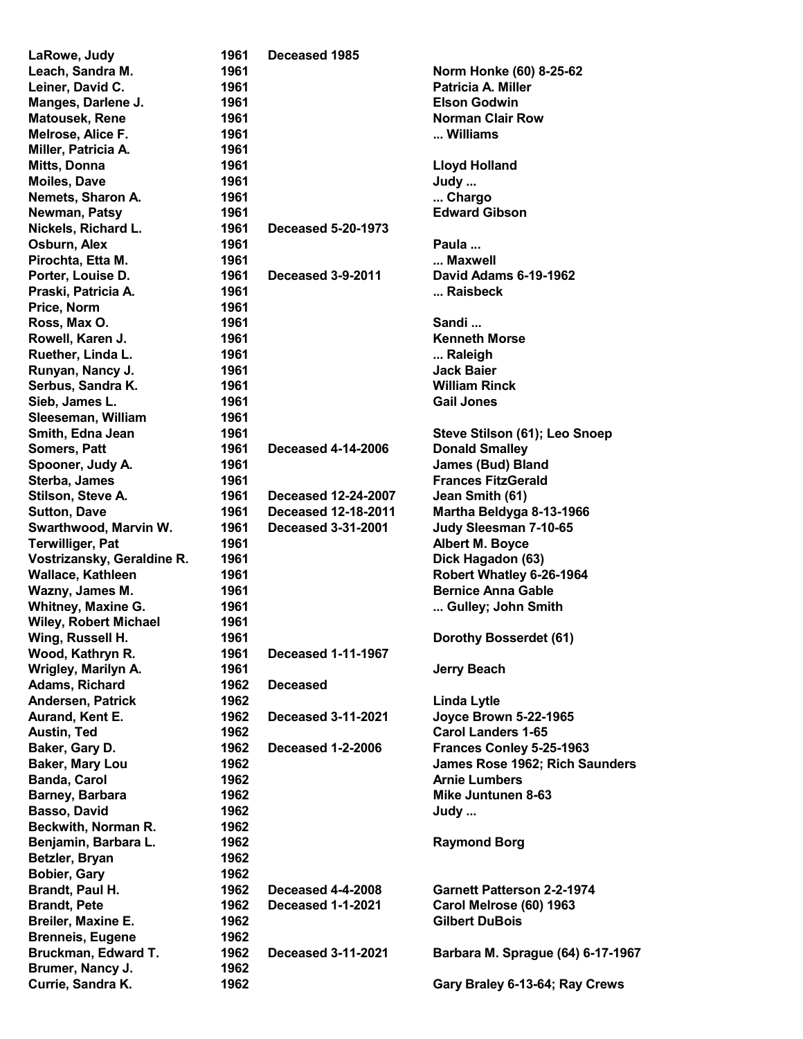| | | | |
|---|---|---|---|
| LaRowe, Judy | 1961 | Deceased 1985 | |
| Leach, Sandra M. | 1961 | | Norm Honke (60) 8-25-62 |
| Leiner, David C. | 1961 | | Patricia A. Miller |
| Manges, Darlene J. | 1961 | | Elson Godwin |
| Matousek, Rene | 1961 | | Norman Clair Row |
| Melrose, Alice F. | 1961 | | ... Williams |
| Miller, Patricia A. | 1961 | | |
| Mitts, Donna | 1961 | | Lloyd Holland |
| Moiles, Dave | 1961 | | Judy ... |
| Nemets, Sharon A. | 1961 | | ... Chargo |
| Newman, Patsy | 1961 | | Edward Gibson |
| Nickels, Richard L. | 1961 | Deceased 5-20-1973 | |
| Osburn, Alex | 1961 | | Paula ... |
| Pirochta, Etta M. | 1961 | | ... Maxwell |
| Porter, Louise D. | 1961 | Deceased 3-9-2011 | David Adams 6-19-1962 |
| Praski, Patricia A. | 1961 | | ... Raisbeck |
| Price, Norm | 1961 | | |
| Ross, Max O. | 1961 | | Sandi ... |
| Rowell, Karen J. | 1961 | | Kenneth Morse |
| Ruether, Linda L. | 1961 | | ... Raleigh |
| Runyan, Nancy J. | 1961 | | Jack Baier |
| Serbus, Sandra K. | 1961 | | William Rinck |
| Sieb, James L. | 1961 | | Gail Jones |
| Sleeseman, William | 1961 | | |
| Smith, Edna Jean | 1961 | | Steve Stilson (61); Leo Snoep |
| Somers, Patt | 1961 | Deceased 4-14-2006 | Donald Smalley |
| Spooner, Judy A. | 1961 | | James (Bud) Bland |
| Sterba, James | 1961 | | Frances FitzGerald |
| Stilson, Steve A. | 1961 | Deceased 12-24-2007 | Jean Smith (61) |
| Sutton, Dave | 1961 | Deceased 12-18-2011 | Martha Beldyga 8-13-1966 |
| Swarthwood, Marvin W. | 1961 | Deceased 3-31-2001 | Judy Sleesman 7-10-65 |
| Terwilliger, Pat | 1961 | | Albert M. Boyce |
| Vostrizansky, Geraldine R. | 1961 | | Dick Hagadon (63) |
| Wallace, Kathleen | 1961 | | Robert Whatley 6-26-1964 |
| Wazny, James M. | 1961 | | Bernice Anna Gable |
| Whitney, Maxine G. | 1961 | | ... Gulley; John Smith |
| Wiley, Robert Michael | 1961 | | |
| Wing, Russell H. | 1961 | | Dorothy Bosserdet (61) |
| Wood, Kathryn R. | 1961 | Deceased 1-11-1967 | |
| Wrigley, Marilyn A. | 1961 | | Jerry Beach |
| Adams, Richard | 1962 | Deceased | |
| Andersen, Patrick | 1962 | | Linda Lytle |
| Aurand, Kent E. | 1962 | Deceased 3-11-2021 | Joyce Brown 5-22-1965 |
| Austin, Ted | 1962 | | Carol Landers 1-65 |
| Baker, Gary D. | 1962 | Deceased 1-2-2006 | Frances Conley 5-25-1963 |
| Baker, Mary Lou | 1962 | | James Rose 1962; Rich Saunders |
| Banda, Carol | 1962 | | Arnie Lumbers |
| Barney, Barbara | 1962 | | Mike Juntunen 8-63 |
| Basso, David | 1962 | | Judy ... |
| Beckwith, Norman R. | 1962 | | |
| Benjamin, Barbara L. | 1962 | | Raymond Borg |
| Betzler, Bryan | 1962 | | |
| Bobier, Gary | 1962 | | |
| Brandt, Paul H. | 1962 | Deceased 4-4-2008 | Garnett Patterson 2-2-1974 |
| Brandt, Pete | 1962 | Deceased 1-1-2021 | Carol Melrose (60) 1963 |
| Breiler, Maxine E. | 1962 | | Gilbert DuBois |
| Brenneis, Eugene | 1962 | | |
| Bruckman, Edward T. | 1962 | Deceased 3-11-2021 | Barbara M. Sprague (64) 6-17-1967 |
| Brumer, Nancy J. | 1962 | | |
| Currie, Sandra K. | 1962 | | Gary Braley 6-13-64; Ray Crews |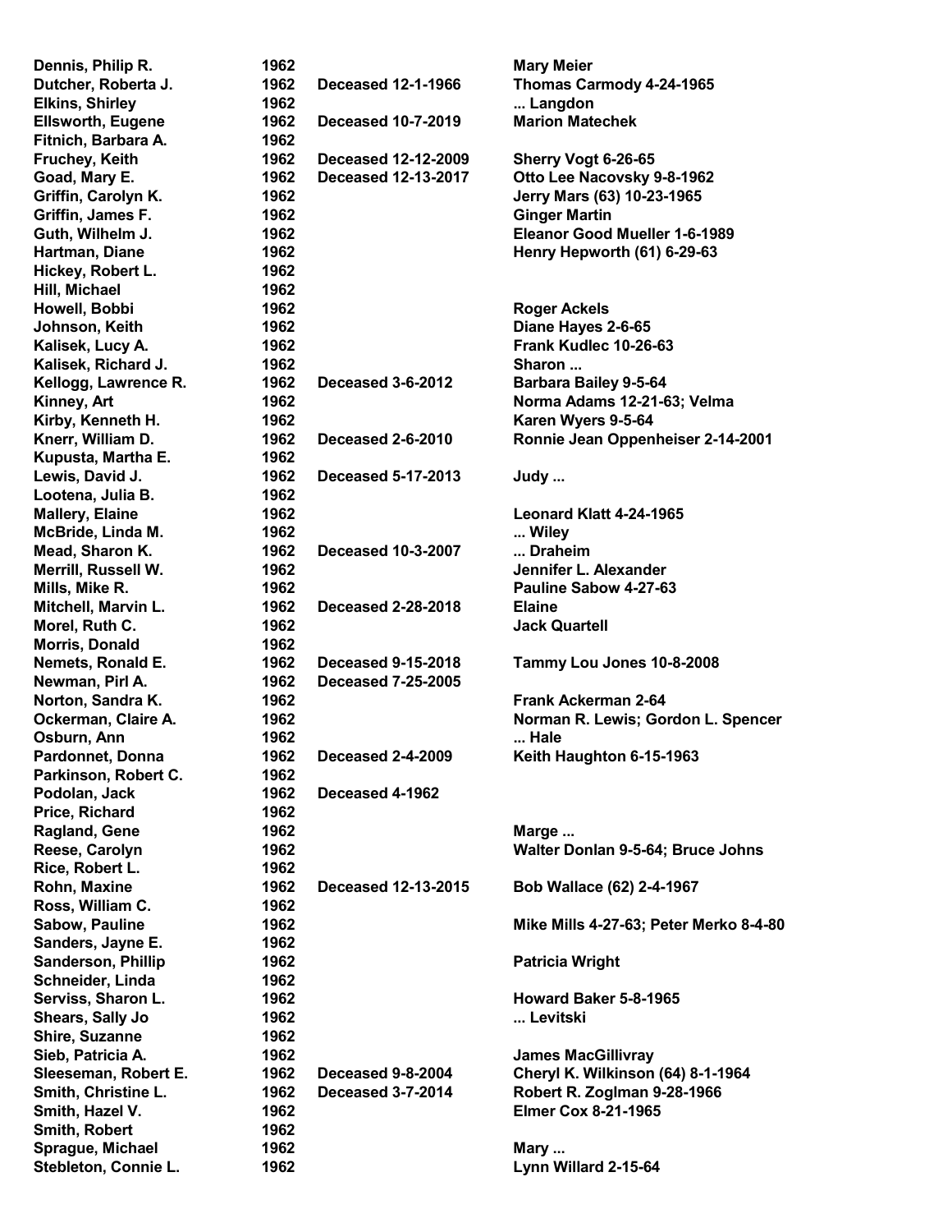| | | | |
|---|---|---|---|
| **Dennis, Philip R.** | **1962** | | **Mary Meier** |
| **Dutcher, Roberta J.** | **1962** | **Deceased 12-1-1966** | **Thomas Carmody 4-24-1965** |
| **Elkins, Shirley** | **1962** | | **... Langdon** |
| **Ellsworth, Eugene** | **1962** | **Deceased 10-7-2019** | **Marion Matechek** |
| **Fitnich, Barbara A.** | **1962** | | |
| **Fruchey, Keith** | **1962** | **Deceased 12-12-2009** | **Sherry Vogt 6-26-65** |
| **Goad, Mary E.** | **1962** | **Deceased 12-13-2017** | **Otto Lee Nacovsky 9-8-1962** |
| **Griffin, Carolyn K.** | **1962** | | **Jerry Mars (63) 10-23-1965** |
| **Griffin, James F.** | **1962** | | **Ginger Martin** |
| **Guth, Wilhelm J.** | **1962** | | **Eleanor Good Mueller 1-6-1989** |
| **Hartman, Diane** | **1962** | | **Henry Hepworth (61) 6-29-63** |
| **Hickey, Robert L.** | **1962** | | |
| **Hill, Michael** | **1962** | | |
| **Howell, Bobbi** | **1962** | | **Roger Ackels** |
| **Johnson, Keith** | **1962** | | **Diane Hayes 2-6-65** |
| **Kalisek, Lucy A.** | **1962** | | **Frank Kudlec 10-26-63** |
| **Kalisek, Richard J.** | **1962** | | **Sharon ...** |
| **Kellogg, Lawrence R.** | **1962** | **Deceased 3-6-2012** | **Barbara Bailey 9-5-64** |
| **Kinney, Art** | **1962** | | **Norma Adams 12-21-63; Velma** |
| **Kirby, Kenneth H.** | **1962** | | **Karen Wyers 9-5-64** |
| **Knerr, William D.** | **1962** | **Deceased 2-6-2010** | **Ronnie Jean Oppenheiser 2-14-2001** |
| **Kupusta, Martha E.** | **1962** | | |
| **Lewis, David J.** | **1962** | **Deceased 5-17-2013** | **Judy ...** |
| **Lootena, Julia B.** | **1962** | | |
| **Mallery, Elaine** | **1962** | | **Leonard Klatt 4-24-1965** |
| **McBride, Linda M.** | **1962** | | **... Wiley** |
| **Mead, Sharon K.** | **1962** | **Deceased 10-3-2007** | **... Draheim** |
| **Merrill, Russell W.** | **1962** | | **Jennifer L. Alexander** |
| **Mills, Mike R.** | **1962** | | **Pauline Sabow 4-27-63** |
| **Mitchell, Marvin L.** | **1962** | **Deceased 2-28-2018** | **Elaine** |
| **Morel, Ruth C.** | **1962** | | **Jack Quartell** |
| **Morris, Donald** | **1962** | | |
| **Nemets, Ronald E.** | **1962** | **Deceased 9-15-2018** | **Tammy Lou Jones 10-8-2008** |
| **Newman, Pirl A.** | **1962** | **Deceased 7-25-2005** | |
| **Norton, Sandra K.** | **1962** | | **Frank Ackerman 2-64** |
| **Ockerman, Claire A.** | **1962** | | **Norman R. Lewis; Gordon L. Spencer** |
| **Osburn, Ann** | **1962** | | **... Hale** |
| **Pardonnet, Donna** | **1962** | **Deceased 2-4-2009** | **Keith Haughton 6-15-1963** |
| **Parkinson, Robert C.** | **1962** | | |
| **Podolan, Jack** | **1962** | **Deceased 4-1962** | |
| **Price, Richard** | **1962** | | |
| **Ragland, Gene** | **1962** | | **Marge ...** |
| **Reese, Carolyn** | **1962** | | **Walter Donlan 9-5-64; Bruce Johns** |
| **Rice, Robert L.** | **1962** | | |
| **Rohn, Maxine** | **1962** | **Deceased 12-13-2015** | **Bob Wallace (62) 2-4-1967** |
| **Ross, William C.** | **1962** | | |
| **Sabow, Pauline** | **1962** | | **Mike Mills 4-27-63; Peter Merko 8-4-80** |
| **Sanders, Jayne E.** | **1962** | | |
| **Sanderson, Phillip** | **1962** | | **Patricia Wright** |
| **Schneider, Linda** | **1962** | | |
| **Serviss, Sharon L.** | **1962** | | **Howard Baker 5-8-1965** |
| **Shears, Sally Jo** | **1962** | | **... Levitski** |
| **Shire, Suzanne** | **1962** | | |
| **Sieb, Patricia A.** | **1962** | | **James MacGillivray** |
| **Sleeseman, Robert E.** | **1962** | **Deceased 9-8-2004** | **Cheryl K. Wilkinson (64) 8-1-1964** |
| **Smith, Christine L.** | **1962** | **Deceased 3-7-2014** | **Robert R. Zoglman 9-28-1966** |
| **Smith, Hazel V.** | **1962** | | **Elmer Cox 8-21-1965** |
| **Smith, Robert** | **1962** | | |
| **Sprague, Michael** | **1962** | | **Mary ...** |
| **Stebleton, Connie L.** | **1962** | | **Lynn Willard 2-15-64** |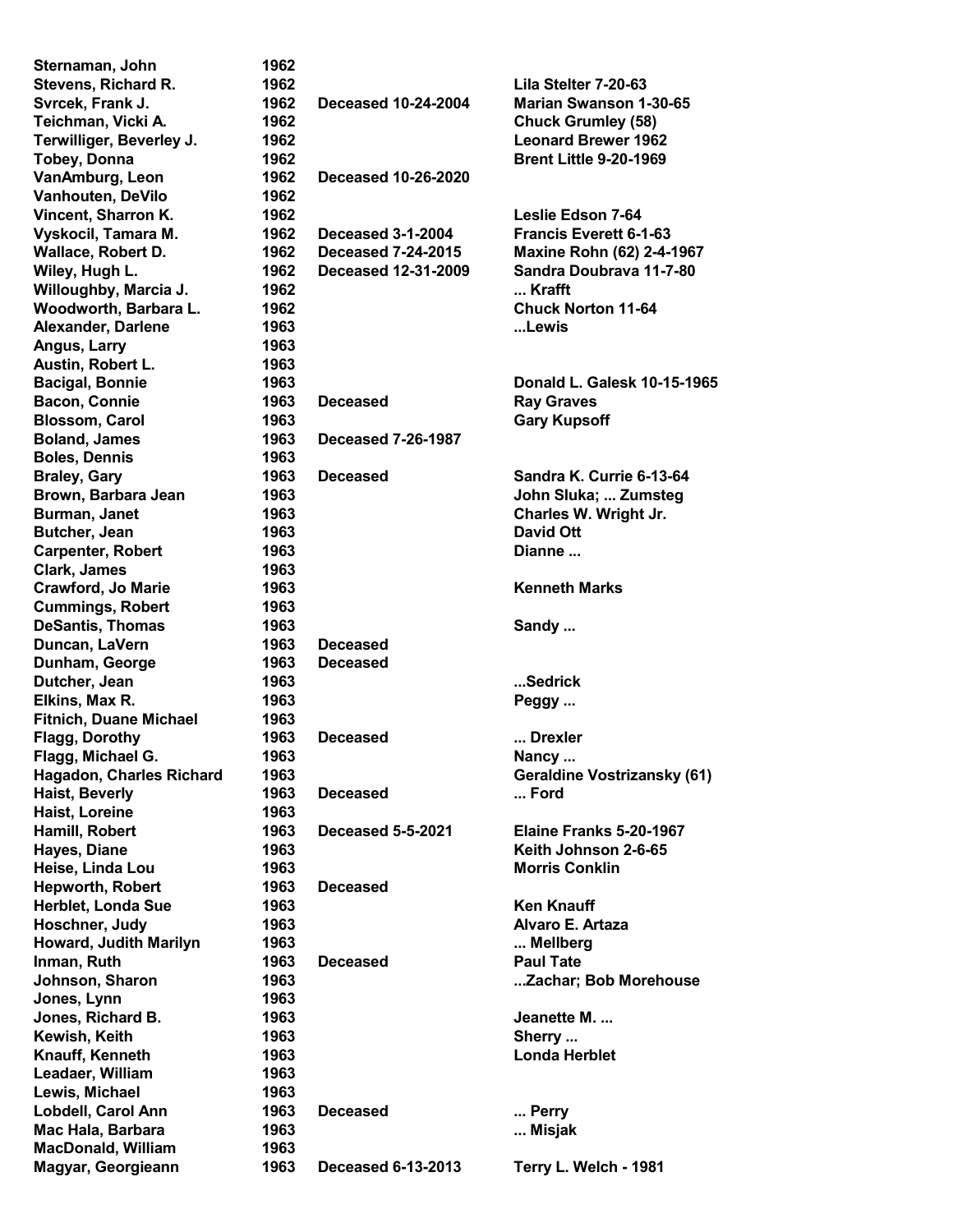| | | | |
|---|---|---|---|
| Sternaman, John | 1962 | | |
| Stevens, Richard R. | 1962 | | Lila Stelter 7-20-63 |
| Svrcek, Frank J. | 1962 | Deceased 10-24-2004 | Marian Swanson 1-30-65 |
| Teichman, Vicki A. | 1962 | | Chuck Grumley (58) |
| Terwilliger, Beverley J. | 1962 | | Leonard Brewer 1962 |
| Tobey, Donna | 1962 | | Brent Little 9-20-1969 |
| VanAmburg, Leon | 1962 | Deceased 10-26-2020 | |
| Vanhouten, DeVilo | 1962 | | |
| Vincent, Sharron K. | 1962 | | Leslie Edson 7-64 |
| Vyskocil, Tamara M. | 1962 | Deceased 3-1-2004 | Francis Everett 6-1-63 |
| Wallace, Robert D. | 1962 | Deceased 7-24-2015 | Maxine Rohn (62) 2-4-1967 |
| Wiley, Hugh L. | 1962 | Deceased 12-31-2009 | Sandra Doubrava 11-7-80 |
| Willoughby, Marcia J. | 1962 | | ... Krafft |
| Woodworth, Barbara L. | 1962 | | Chuck Norton 11-64 |
| Alexander, Darlene | 1963 | | ...Lewis |
| Angus, Larry | 1963 | | |
| Austin, Robert L. | 1963 | | |
| Bacigal, Bonnie | 1963 | | Donald L. Galesk 10-15-1965 |
| Bacon, Connie | 1963 | Deceased | Ray Graves |
| Blossom, Carol | 1963 | | Gary Kupsoff |
| Boland, James | 1963 | Deceased 7-26-1987 | |
| Boles, Dennis | 1963 | | |
| Braley, Gary | 1963 | Deceased | Sandra K. Currie 6-13-64 |
| Brown, Barbara Jean | 1963 | | John Sluka; ... Zumsteg |
| Burman, Janet | 1963 | | Charles W. Wright Jr. |
| Butcher, Jean | 1963 | | David Ott |
| Carpenter, Robert | 1963 | | Dianne ... |
| Clark, James | 1963 | | |
| Crawford, Jo Marie | 1963 | | Kenneth Marks |
| Cummings, Robert | 1963 | | |
| DeSantis, Thomas | 1963 | | Sandy ... |
| Duncan, LaVern | 1963 | Deceased | |
| Dunham, George | 1963 | Deceased | |
| Dutcher, Jean | 1963 | | ...Sedrick |
| Elkins, Max R. | 1963 | | Peggy ... |
| Fitnich, Duane Michael | 1963 | | |
| Flagg, Dorothy | 1963 | Deceased | ... Drexler |
| Flagg, Michael G. | 1963 | | Nancy ... |
| Hagadon, Charles Richard | 1963 | | Geraldine Vostrizansky (61) |
| Haist, Beverly | 1963 | Deceased | ... Ford |
| Haist, Loreine | 1963 | | |
| Hamill, Robert | 1963 | Deceased 5-5-2021 | Elaine Franks 5-20-1967 |
| Hayes, Diane | 1963 | | Keith Johnson 2-6-65 |
| Heise, Linda Lou | 1963 | | Morris Conklin |
| Hepworth, Robert | 1963 | Deceased | |
| Herblet, Londa Sue | 1963 | | Ken Knauff |
| Hoschner, Judy | 1963 | | Alvaro E. Artaza |
| Howard, Judith Marilyn | 1963 | | ... Mellberg |
| Inman, Ruth | 1963 | Deceased | Paul Tate |
| Johnson, Sharon | 1963 | | ...Zachar; Bob Morehouse |
| Jones, Lynn | 1963 | | |
| Jones, Richard B. | 1963 | | Jeanette M. ... |
| Kewish, Keith | 1963 | | Sherry ... |
| Knauff, Kenneth | 1963 | | Londa Herblet |
| Leadaer, William | 1963 | | |
| Lewis, Michael | 1963 | | |
| Lobdell, Carol Ann | 1963 | Deceased | ... Perry |
| Mac Hala, Barbara | 1963 | | ... Misjak |
| MacDonald, William | 1963 | | |
| Magyar, Georgieann | 1963 | Deceased 6-13-2013 | Terry L. Welch - 1981 |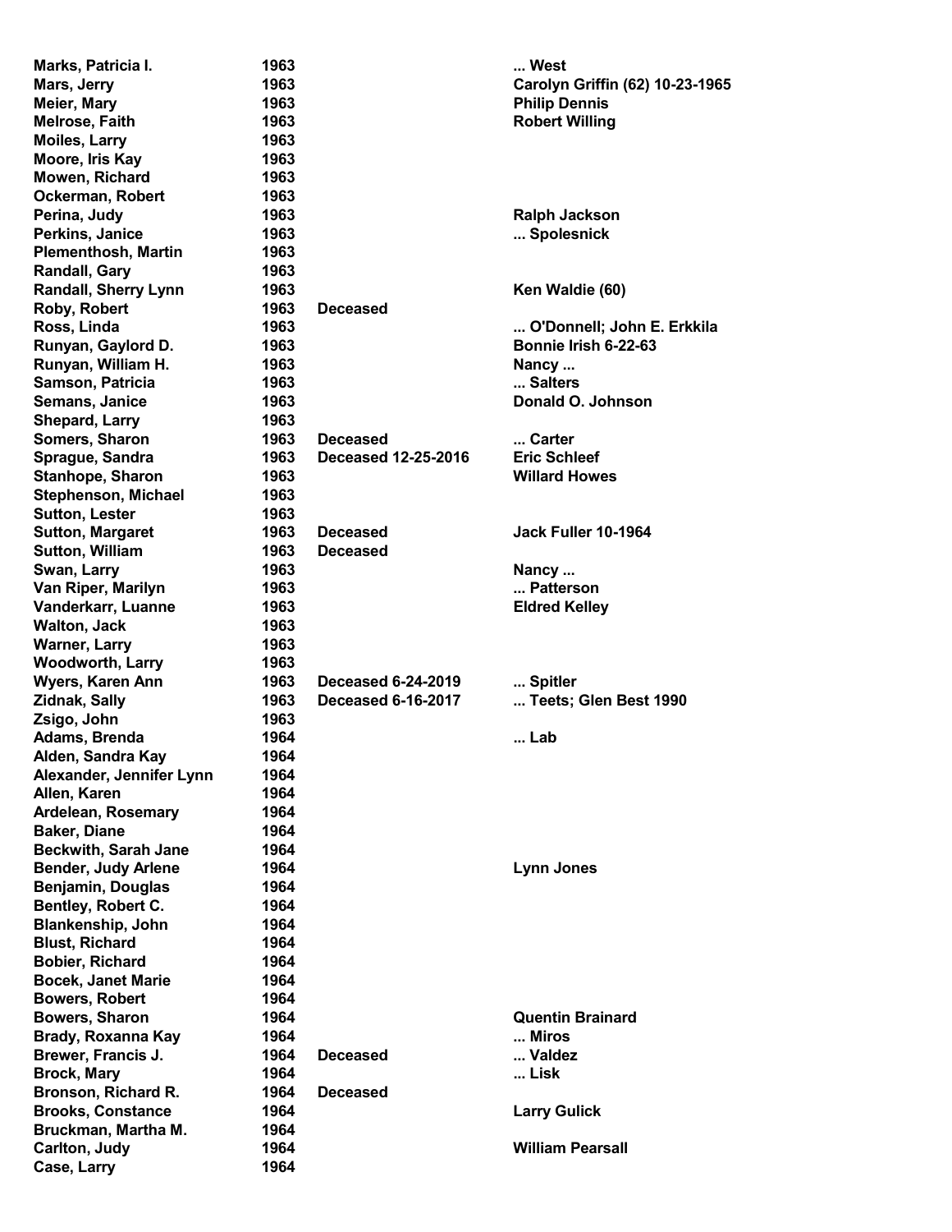| | | | |
|---|---|---|---|
| Marks, Patricia I. | 1963 | | ... West |
| Mars, Jerry | 1963 | | Carolyn Griffin (62) 10-23-1965 |
| Meier, Mary | 1963 | | Philip Dennis |
| Melrose, Faith | 1963 | | Robert Willing |
| Moiles, Larry | 1963 | | |
| Moore, Iris Kay | 1963 | | |
| Mowen, Richard | 1963 | | |
| Ockerman, Robert | 1963 | | |
| Perina, Judy | 1963 | | Ralph Jackson |
| Perkins, Janice | 1963 | | ... Spolesnick |
| Plementhosh, Martin | 1963 | | |
| Randall, Gary | 1963 | | |
| Randall, Sherry Lynn | 1963 | | Ken Waldie (60) |
| Roby, Robert | 1963 | Deceased | |
| Ross, Linda | 1963 | | ... O'Donnell; John E. Erkkila |
| Runyan, Gaylord D. | 1963 | | Bonnie Irish 6-22-63 |
| Runyan, William H. | 1963 | | Nancy ... |
| Samson, Patricia | 1963 | | ... Salters |
| Semans, Janice | 1963 | | Donald O. Johnson |
| Shepard, Larry | 1963 | | |
| Somers, Sharon | 1963 | Deceased | ... Carter |
| Sprague, Sandra | 1963 | Deceased 12-25-2016 | Eric Schleef |
| Stanhope, Sharon | 1963 | | Willard Howes |
| Stephenson, Michael | 1963 | | |
| Sutton, Lester | 1963 | | |
| Sutton, Margaret | 1963 | Deceased | Jack Fuller 10-1964 |
| Sutton, William | 1963 | Deceased | |
| Swan, Larry | 1963 | | Nancy ... |
| Van Riper, Marilyn | 1963 | | ... Patterson |
| Vanderkarr, Luanne | 1963 | | Eldred Kelley |
| Walton, Jack | 1963 | | |
| Warner, Larry | 1963 | | |
| Woodworth, Larry | 1963 | | |
| Wyers, Karen Ann | 1963 | Deceased 6-24-2019 | ... Spitler |
| Zidnak, Sally | 1963 | Deceased 6-16-2017 | ... Teets; Glen Best 1990 |
| Zsigo, John | 1963 | | |
| Adams, Brenda | 1964 | | ... Lab |
| Alden, Sandra Kay | 1964 | | |
| Alexander, Jennifer Lynn | 1964 | | |
| Allen, Karen | 1964 | | |
| Ardelean, Rosemary | 1964 | | |
| Baker, Diane | 1964 | | |
| Beckwith, Sarah Jane | 1964 | | |
| Bender, Judy Arlene | 1964 | | Lynn Jones |
| Benjamin, Douglas | 1964 | | |
| Bentley, Robert C. | 1964 | | |
| Blankenship, John | 1964 | | |
| Blust, Richard | 1964 | | |
| Bobier, Richard | 1964 | | |
| Bocek, Janet Marie | 1964 | | |
| Bowers, Robert | 1964 | | |
| Bowers, Sharon | 1964 | | Quentin Brainard |
| Brady, Roxanna Kay | 1964 | | ... Miros |
| Brewer, Francis J. | 1964 | Deceased | ... Valdez |
| Brock, Mary | 1964 | | ... Lisk |
| Bronson, Richard R. | 1964 | Deceased | |
| Brooks, Constance | 1964 | | Larry Gulick |
| Bruckman, Martha M. | 1964 | | |
| Carlton, Judy | 1964 | | William Pearsall |
| Case, Larry | 1964 | | |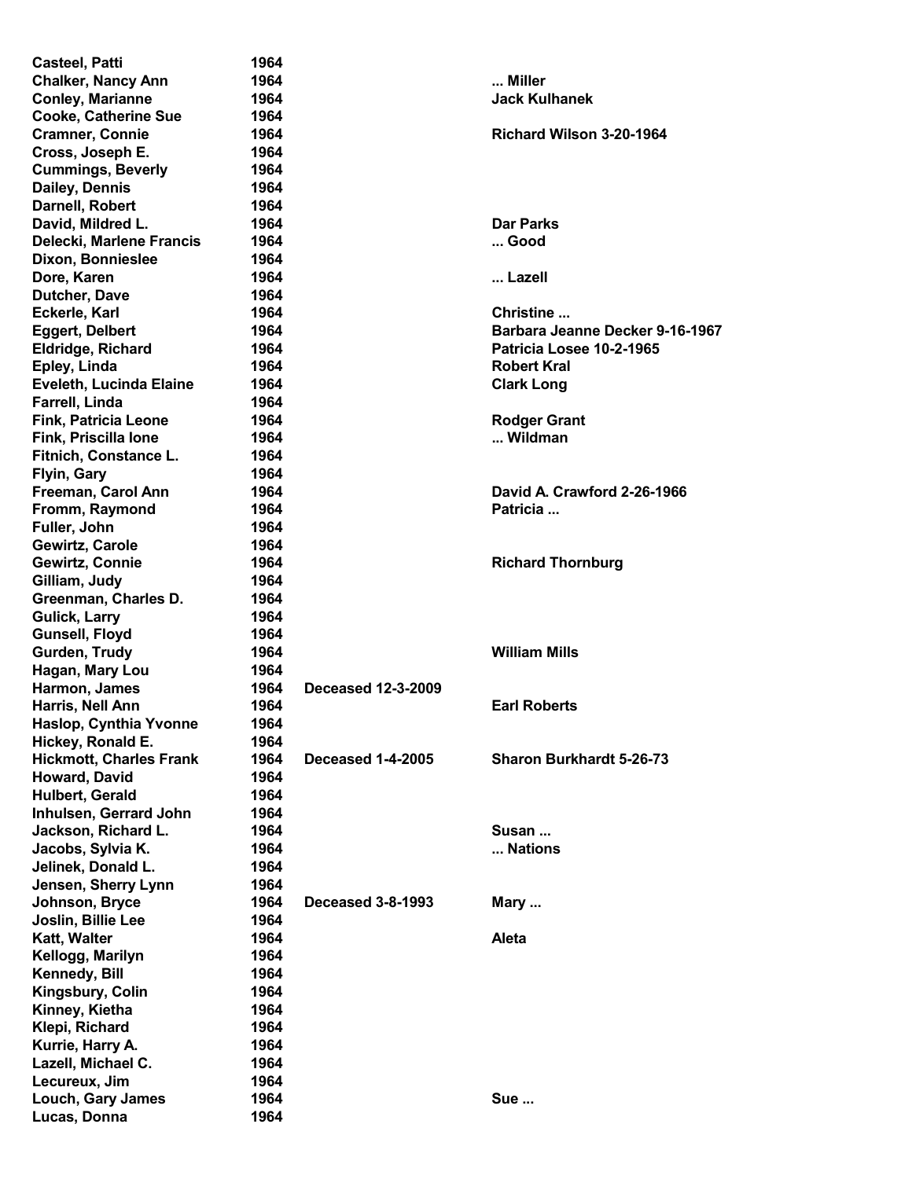| | | | |
|---|---|---|---|
| Casteel, Patti | 1964 | | |
| Chalker, Nancy Ann | 1964 | | ... Miller |
| Conley, Marianne | 1964 | | Jack Kulhanek |
| Cooke, Catherine Sue | 1964 | | |
| Cramner, Connie | 1964 | | Richard Wilson 3-20-1964 |
| Cross, Joseph E. | 1964 | | |
| Cummings, Beverly | 1964 | | |
| Dailey, Dennis | 1964 | | |
| Darnell, Robert | 1964 | | |
| David, Mildred L. | 1964 | | Dar Parks |
| Delecki, Marlene Francis | 1964 | | ... Good |
| Dixon, Bonnieslee | 1964 | | |
| Dore, Karen | 1964 | | ... Lazell |
| Dutcher, Dave | 1964 | | |
| Eckerle, Karl | 1964 | | Christine ... |
| Eggert, Delbert | 1964 | | Barbara Jeanne Decker 9-16-1967 |
| Eldridge, Richard | 1964 | | Patricia Losee 10-2-1965 |
| Epley, Linda | 1964 | | Robert Kral |
| Eveleth, Lucinda Elaine | 1964 | | Clark Long |
| Farrell, Linda | 1964 | | |
| Fink, Patricia Leone | 1964 | | Rodger Grant |
| Fink, Priscilla Ione | 1964 | | ... Wildman |
| Fitnich, Constance L. | 1964 | | |
| Flyin, Gary | 1964 | | |
| Freeman, Carol Ann | 1964 | | David A. Crawford 2-26-1966 |
| Fromm, Raymond | 1964 | | Patricia ... |
| Fuller, John | 1964 | | |
| Gewirtz, Carole | 1964 | | |
| Gewirtz, Connie | 1964 | | Richard Thornburg |
| Gilliam, Judy | 1964 | | |
| Greenman, Charles D. | 1964 | | |
| Gulick, Larry | 1964 | | |
| Gunsell, Floyd | 1964 | | |
| Gurden, Trudy | 1964 | | William Mills |
| Hagan, Mary Lou | 1964 | | |
| Harmon, James | 1964 | Deceased 12-3-2009 | |
| Harris, Nell Ann | 1964 | | Earl Roberts |
| Haslop, Cynthia Yvonne | 1964 | | |
| Hickey, Ronald E. | 1964 | | |
| Hickmott, Charles Frank | 1964 | Deceased 1-4-2005 | Sharon Burkhardt 5-26-73 |
| Howard, David | 1964 | | |
| Hulbert, Gerald | 1964 | | |
| Inhulsen, Gerrard John | 1964 | | |
| Jackson, Richard L. | 1964 | | Susan ... |
| Jacobs, Sylvia K. | 1964 | | ... Nations |
| Jelinek, Donald L. | 1964 | | |
| Jensen, Sherry Lynn | 1964 | | |
| Johnson, Bryce | 1964 | Deceased 3-8-1993 | Mary ... |
| Joslin, Billie Lee | 1964 | | |
| Katt, Walter | 1964 | | Aleta |
| Kellogg, Marilyn | 1964 | | |
| Kennedy, Bill | 1964 | | |
| Kingsbury, Colin | 1964 | | |
| Kinney, Kietha | 1964 | | |
| Klepi, Richard | 1964 | | |
| Kurrie, Harry A. | 1964 | | |
| Lazell, Michael C. | 1964 | | |
| Lecureux, Jim | 1964 | | |
| Louch, Gary James | 1964 | | Sue ... |
| Lucas, Donna | 1964 | | |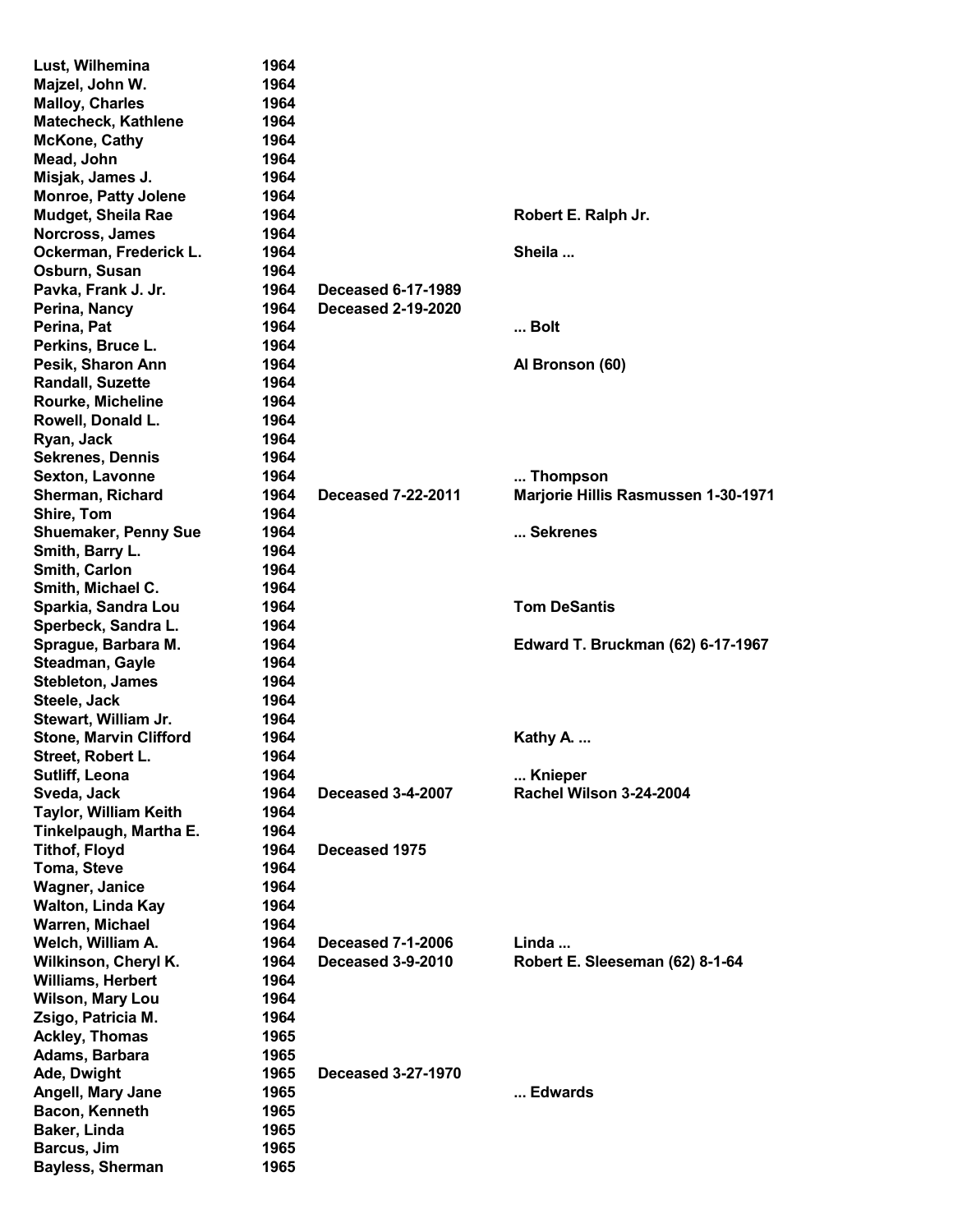| | | | |
|---|---|---|---|
| Lust, Wilhemina | 1964 | | |
| Majzel, John W. | 1964 | | |
| Malloy, Charles | 1964 | | |
| Matecheck, Kathlene | 1964 | | |
| McKone, Cathy | 1964 | | |
| Mead, John | 1964 | | |
| Misjak, James J. | 1964 | | |
| Monroe, Patty Jolene | 1964 | | |
| Mudget, Sheila Rae | 1964 | | Robert E. Ralph Jr. |
| Norcross, James | 1964 | | |
| Ockerman, Frederick L. | 1964 | | Sheila ... |
| Osburn, Susan | 1964 | | |
| Pavka, Frank J. Jr. | 1964 | Deceased 6-17-1989 | |
| Perina, Nancy | 1964 | Deceased 2-19-2020 | |
| Perina, Pat | 1964 | | ... Bolt |
| Perkins, Bruce L. | 1964 | | |
| Pesik, Sharon Ann | 1964 | | Al Bronson (60) |
| Randall, Suzette | 1964 | | |
| Rourke, Micheline | 1964 | | |
| Rowell, Donald L. | 1964 | | |
| Ryan, Jack | 1964 | | |
| Sekrenes, Dennis | 1964 | | |
| Sexton, Lavonne | 1964 | | ... Thompson |
| Sherman, Richard | 1964 | Deceased 7-22-2011 | Marjorie Hillis Rasmussen 1-30-1971 |
| Shire, Tom | 1964 | | |
| Shuemaker, Penny Sue | 1964 | | ... Sekrenes |
| Smith, Barry L. | 1964 | | |
| Smith, Carlon | 1964 | | |
| Smith, Michael C. | 1964 | | |
| Sparkia, Sandra Lou | 1964 | | Tom DeSantis |
| Sperbeck, Sandra L. | 1964 | | |
| Sprague, Barbara M. | 1964 | | Edward T. Bruckman (62) 6-17-1967 |
| Steadman, Gayle | 1964 | | |
| Stebleton, James | 1964 | | |
| Steele, Jack | 1964 | | |
| Stewart, William Jr. | 1964 | | |
| Stone, Marvin Clifford | 1964 | | Kathy A. ... |
| Street, Robert L. | 1964 | | |
| Sutliff, Leona | 1964 | | ... Knieper |
| Sveda, Jack | 1964 | Deceased 3-4-2007 | Rachel Wilson 3-24-2004 |
| Taylor, William Keith | 1964 | | |
| Tinkelpaugh, Martha E. | 1964 | | |
| Tithof, Floyd | 1964 | Deceased 1975 | |
| Toma, Steve | 1964 | | |
| Wagner, Janice | 1964 | | |
| Walton, Linda Kay | 1964 | | |
| Warren, Michael | 1964 | | |
| Welch, William A. | 1964 | Deceased 7-1-2006 | Linda ... |
| Wilkinson, Cheryl K. | 1964 | Deceased 3-9-2010 | Robert E. Sleeseman (62) 8-1-64 |
| Williams, Herbert | 1964 | | |
| Wilson, Mary Lou | 1964 | | |
| Zsigo, Patricia M. | 1964 | | |
| Ackley, Thomas | 1965 | | |
| Adams, Barbara | 1965 | | |
| Ade, Dwight | 1965 | Deceased 3-27-1970 | |
| Angell, Mary Jane | 1965 | | ... Edwards |
| Bacon, Kenneth | 1965 | | |
| Baker, Linda | 1965 | | |
| Barcus, Jim | 1965 | | |
| Bayless, Sherman | 1965 | | |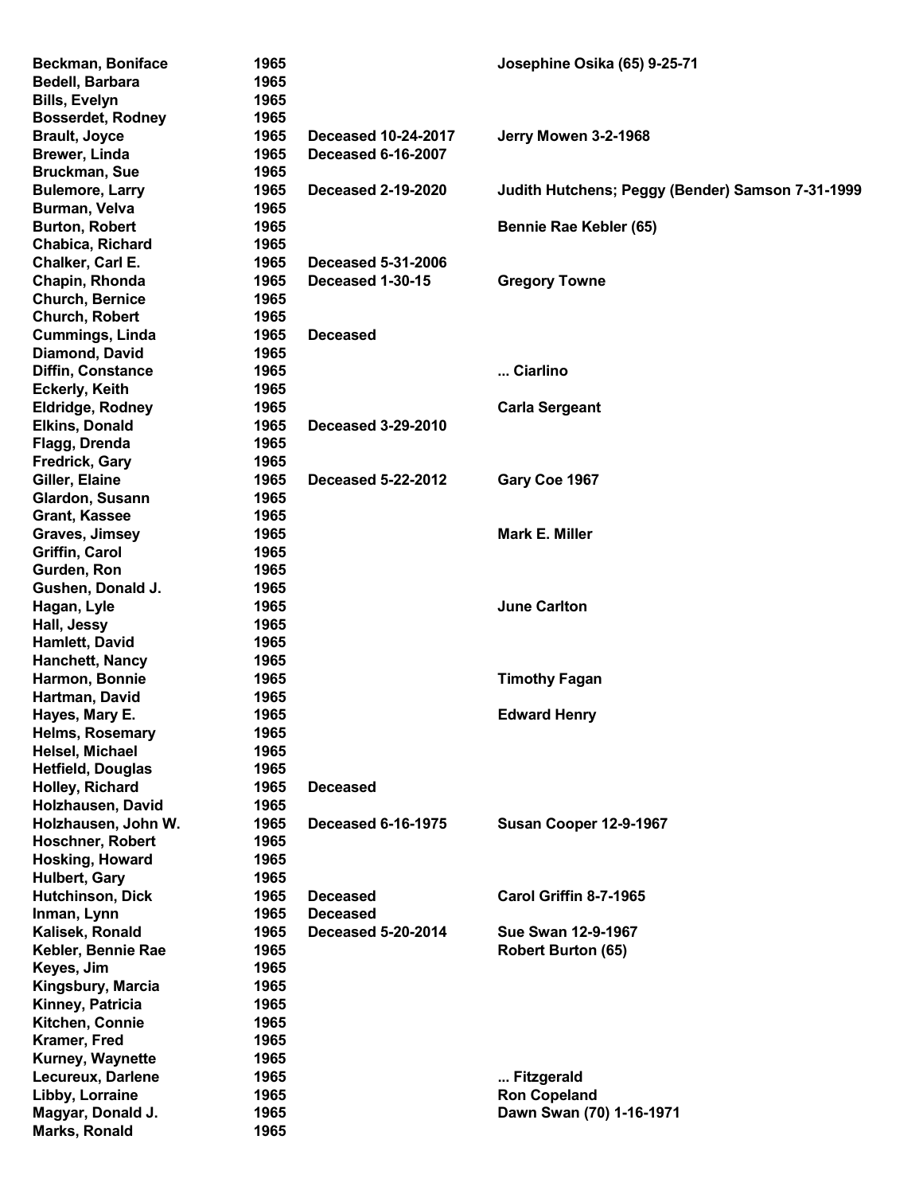| | | | |
|---|---|---|---|
| **Beckman, Boniface** | **1965** | | **Josephine Osika (65) 9-25-71** |
| **Bedell, Barbara** | **1965** | | |
| **Bills, Evelyn** | **1965** | | |
| **Bosserdet, Rodney** | **1965** | | |
| **Brault, Joyce** | **1965** | **Deceased 10-24-2017** | **Jerry Mowen 3-2-1968** |
| **Brewer, Linda** | **1965** | **Deceased 6-16-2007** | |
| **Bruckman, Sue** | **1965** | | |
| **Bulemore, Larry** | **1965** | **Deceased 2-19-2020** | **Judith Hutchens; Peggy (Bender) Samson 7-31-1999** |
| **Burman, Velva** | **1965** | | |
| **Burton, Robert** | **1965** | | **Bennie Rae Kebler (65)** |
| **Chabica, Richard** | **1965** | | |
| **Chalker, Carl E.** | **1965** | **Deceased 5-31-2006** | |
| **Chapin, Rhonda** | **1965** | **Deceased 1-30-15** | **Gregory Towne** |
| **Church, Bernice** | **1965** | | |
| **Church, Robert** | **1965** | | |
| **Cummings, Linda** | **1965** | **Deceased** | |
| **Diamond, David** | **1965** | | |
| **Diffin, Constance** | **1965** | | **... Ciarlino** |
| **Eckerly, Keith** | **1965** | | |
| **Eldridge, Rodney** | **1965** | | **Carla Sergeant** |
| **Elkins, Donald** | **1965** | **Deceased 3-29-2010** | |
| **Flagg, Drenda** | **1965** | | |
| **Fredrick, Gary** | **1965** | | |
| **Giller, Elaine** | **1965** | **Deceased 5-22-2012** | **Gary Coe 1967** |
| **Glardon, Susann** | **1965** | | |
| **Grant, Kassee** | **1965** | | |
| **Graves, Jimsey** | **1965** | | **Mark E. Miller** |
| **Griffin, Carol** | **1965** | | |
| **Gurden, Ron** | **1965** | | |
| **Gushen, Donald J.** | **1965** | | |
| **Hagan, Lyle** | **1965** | | **June Carlton** |
| **Hall, Jessy** | **1965** | | |
| **Hamlett, David** | **1965** | | |
| **Hanchett, Nancy** | **1965** | | |
| **Harmon, Bonnie** | **1965** | | **Timothy Fagan** |
| **Hartman, David** | **1965** | | |
| **Hayes, Mary E.** | **1965** | | **Edward Henry** |
| **Helms, Rosemary** | **1965** | | |
| **Helsel, Michael** | **1965** | | |
| **Hetfield, Douglas** | **1965** | | |
| **Holley, Richard** | **1965** | **Deceased** | |
| **Holzhausen, David** | **1965** | | |
| **Holzhausen, John W.** | **1965** | **Deceased 6-16-1975** | **Susan Cooper 12-9-1967** |
| **Hoschner, Robert** | **1965** | | |
| **Hosking, Howard** | **1965** | | |
| **Hulbert, Gary** | **1965** | | |
| **Hutchinson, Dick** | **1965** | **Deceased** | **Carol Griffin 8-7-1965** |
| **Inman, Lynn** | **1965** | **Deceased** | |
| **Kalisek, Ronald** | **1965** | **Deceased 5-20-2014** | **Sue Swan 12-9-1967** |
| **Kebler, Bennie Rae** | **1965** | | **Robert Burton (65)** |
| **Keyes, Jim** | **1965** | | |
| **Kingsbury, Marcia** | **1965** | | |
| **Kinney, Patricia** | **1965** | | |
| **Kitchen, Connie** | **1965** | | |
| **Kramer, Fred** | **1965** | | |
| **Kurney, Waynette** | **1965** | | |
| **Lecureux, Darlene** | **1965** | | **... Fitzgerald** |
| **Libby, Lorraine** | **1965** | | **Ron Copeland** |
| **Magyar, Donald J.** | **1965** | | **Dawn Swan (70) 1-16-1971** |
| **Marks, Ronald** | **1965** | | |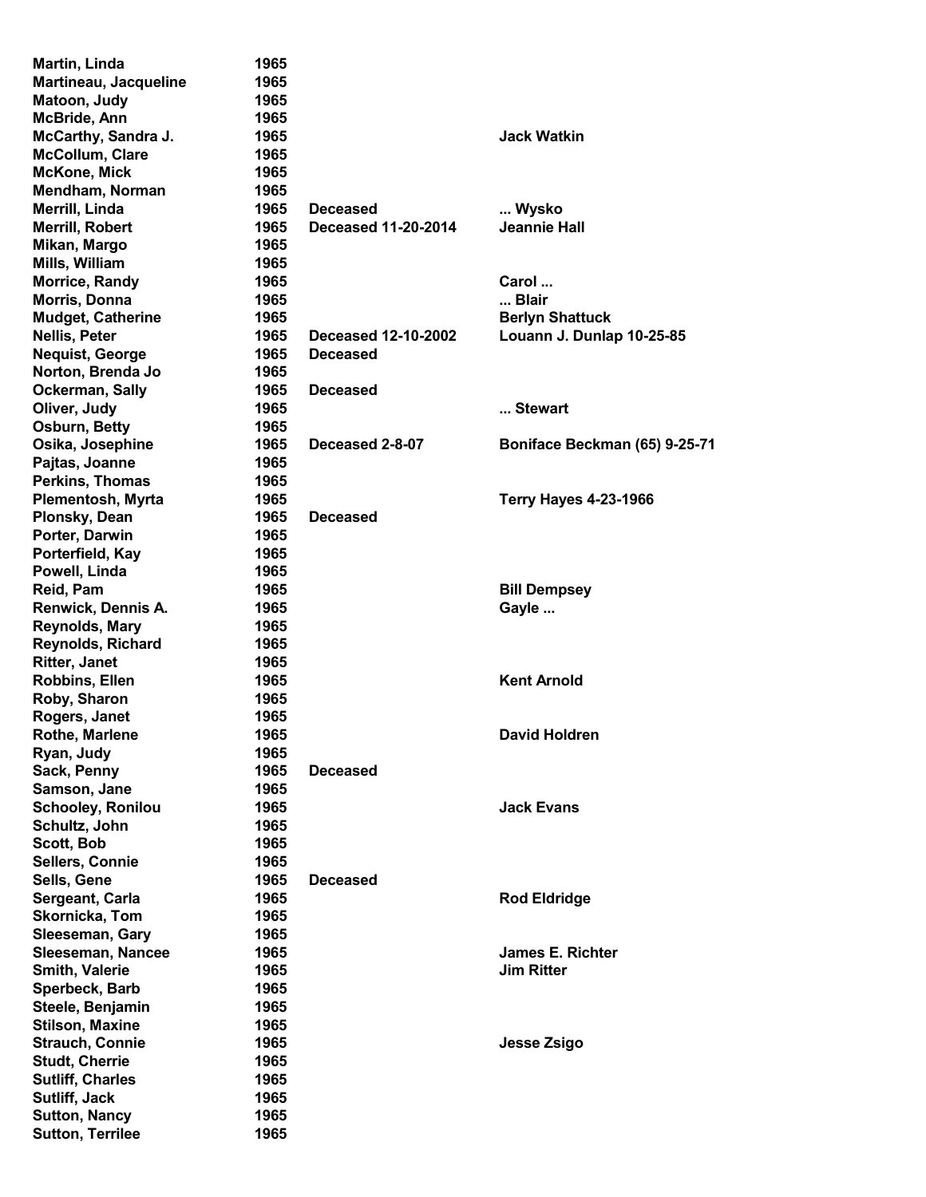| | | | |
|---|---|---|---|
| Martin, Linda | 1965 | | |
| Martineau, Jacqueline | 1965 | | |
| Matoon, Judy | 1965 | | |
| McBride, Ann | 1965 | | |
| McCarthy, Sandra J. | 1965 | | Jack Watkin |
| McCollum, Clare | 1965 | | |
| McKone, Mick | 1965 | | |
| Mendham, Norman | 1965 | | |
| Merrill, Linda | 1965 | Deceased | ... Wysko |
| Merrill, Robert | 1965 | Deceased 11-20-2014 | Jeannie Hall |
| Mikan, Margo | 1965 | | |
| Mills, William | 1965 | | |
| Morrice, Randy | 1965 | | Carol ... |
| Morris, Donna | 1965 | | ... Blair |
| Mudget, Catherine | 1965 | | Berlyn Shattuck |
| Nellis, Peter | 1965 | Deceased 12-10-2002 | Louann J. Dunlap 10-25-85 |
| Nequist, George | 1965 | Deceased | |
| Norton, Brenda Jo | 1965 | | |
| Ockerman, Sally | 1965 | Deceased | |
| Oliver, Judy | 1965 | | ... Stewart |
| Osburn, Betty | 1965 | | |
| Osika, Josephine | 1965 | Deceased 2-8-07 | Boniface Beckman (65) 9-25-71 |
| Pajtas, Joanne | 1965 | | |
| Perkins, Thomas | 1965 | | |
| Plementosh, Myrta | 1965 | | Terry Hayes 4-23-1966 |
| Plonsky, Dean | 1965 | Deceased | |
| Porter, Darwin | 1965 | | |
| Porterfield, Kay | 1965 | | |
| Powell, Linda | 1965 | | |
| Reid, Pam | 1965 | | Bill Dempsey |
| Renwick, Dennis A. | 1965 | | Gayle ... |
| Reynolds, Mary | 1965 | | |
| Reynolds, Richard | 1965 | | |
| Ritter, Janet | 1965 | | |
| Robbins, Ellen | 1965 | | Kent Arnold |
| Roby, Sharon | 1965 | | |
| Rogers, Janet | 1965 | | |
| Rothe, Marlene | 1965 | | David Holdren |
| Ryan, Judy | 1965 | | |
| Sack, Penny | 1965 | Deceased | |
| Samson, Jane | 1965 | | |
| Schooley, Ronilou | 1965 | | Jack Evans |
| Schultz, John | 1965 | | |
| Scott, Bob | 1965 | | |
| Sellers, Connie | 1965 | | |
| Sells, Gene | 1965 | Deceased | |
| Sergeant, Carla | 1965 | | Rod Eldridge |
| Skornicka, Tom | 1965 | | |
| Sleeseman, Gary | 1965 | | |
| Sleeseman, Nancee | 1965 | | James E. Richter |
| Smith, Valerie | 1965 | | Jim Ritter |
| Sperbeck, Barb | 1965 | | |
| Steele, Benjamin | 1965 | | |
| Stilson, Maxine | 1965 | | |
| Strauch, Connie | 1965 | | Jesse Zsigo |
| Studt, Cherrie | 1965 | | |
| Sutliff, Charles | 1965 | | |
| Sutliff, Jack | 1965 | | |
| Sutton, Nancy | 1965 | | |
| Sutton, Terrilee | 1965 | | |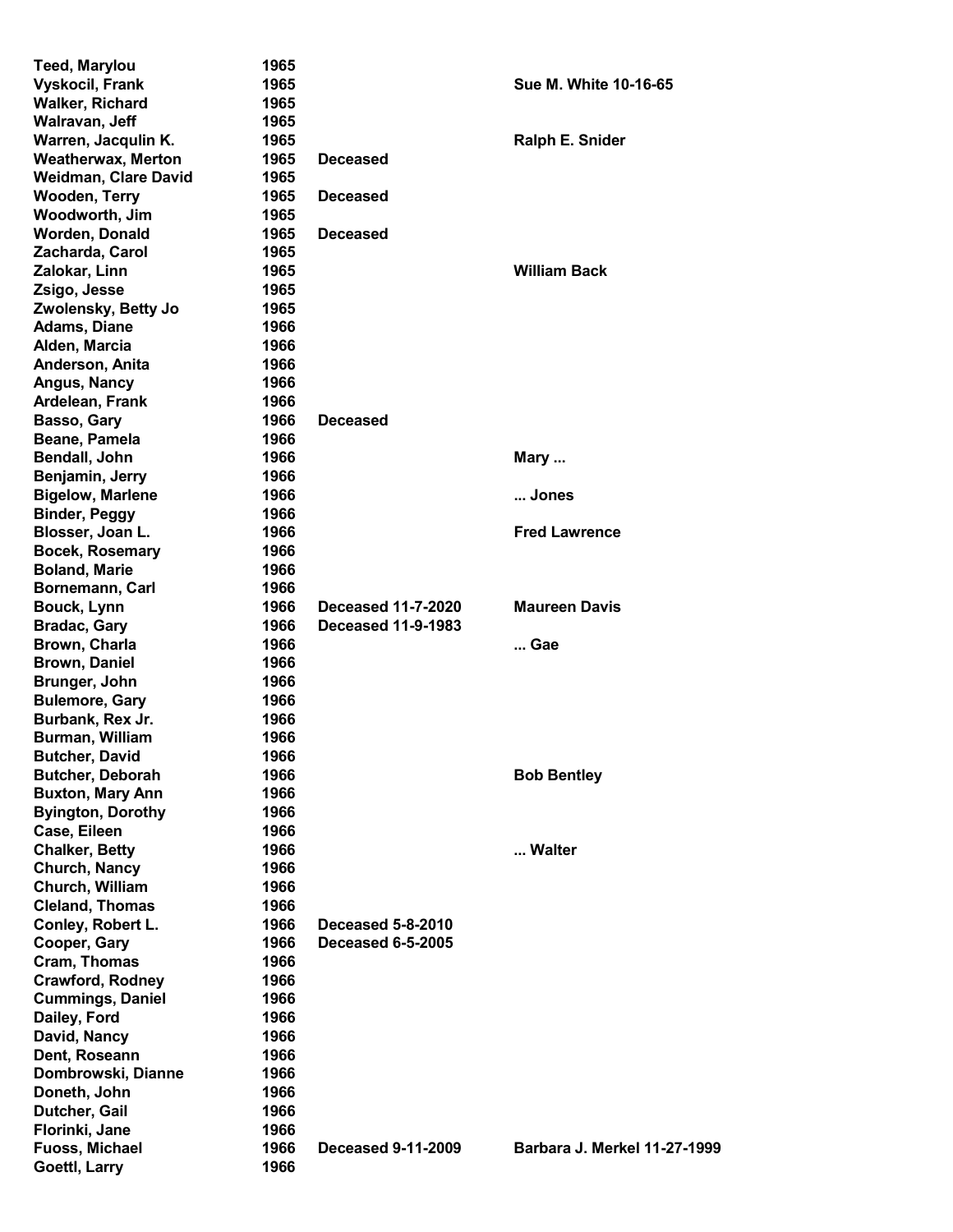| | | | |
|---|---|---|---|
| Teed, Marylou | 1965 | | |
| Vyskocil, Frank | 1965 | | Sue M. White 10-16-65 |
| Walker, Richard | 1965 | | |
| Walravan, Jeff | 1965 | | |
| Warren, Jacqulin K. | 1965 | | Ralph E. Snider |
| Weatherwax, Merton | 1965 | Deceased | |
| Weidman, Clare David | 1965 | | |
| Wooden, Terry | 1965 | Deceased | |
| Woodworth, Jim | 1965 | | |
| Worden, Donald | 1965 | Deceased | |
| Zacharda, Carol | 1965 | | |
| Zalokar, Linn | 1965 | | William Back |
| Zsigo, Jesse | 1965 | | |
| Zwolensky, Betty Jo | 1965 | | |
| Adams, Diane | 1966 | | |
| Alden, Marcia | 1966 | | |
| Anderson, Anita | 1966 | | |
| Angus, Nancy | 1966 | | |
| Ardelean, Frank | 1966 | | |
| Basso, Gary | 1966 | Deceased | |
| Beane, Pamela | 1966 | | |
| Bendall, John | 1966 | | Mary ... |
| Benjamin, Jerry | 1966 | | |
| Bigelow, Marlene | 1966 | | ... Jones |
| Binder, Peggy | 1966 | | |
| Blosser, Joan L. | 1966 | | Fred Lawrence |
| Bocek, Rosemary | 1966 | | |
| Boland, Marie | 1966 | | |
| Bornemann, Carl | 1966 | | |
| Bouck, Lynn | 1966 | Deceased 11-7-2020 | Maureen Davis |
| Bradac, Gary | 1966 | Deceased 11-9-1983 | |
| Brown, Charla | 1966 | | ... Gae |
| Brown, Daniel | 1966 | | |
| Brunger, John | 1966 | | |
| Bulemore, Gary | 1966 | | |
| Burbank, Rex Jr. | 1966 | | |
| Burman, William | 1966 | | |
| Butcher, David | 1966 | | |
| Butcher, Deborah | 1966 | | Bob Bentley |
| Buxton, Mary Ann | 1966 | | |
| Byington, Dorothy | 1966 | | |
| Case, Eileen | 1966 | | |
| Chalker, Betty | 1966 | | ... Walter |
| Church, Nancy | 1966 | | |
| Church, William | 1966 | | |
| Cleland, Thomas | 1966 | | |
| Conley, Robert L. | 1966 | Deceased 5-8-2010 | |
| Cooper, Gary | 1966 | Deceased 6-5-2005 | |
| Cram, Thomas | 1966 | | |
| Crawford, Rodney | 1966 | | |
| Cummings, Daniel | 1966 | | |
| Dailey, Ford | 1966 | | |
| David, Nancy | 1966 | | |
| Dent, Roseann | 1966 | | |
| Dombrowski, Dianne | 1966 | | |
| Doneth, John | 1966 | | |
| Dutcher, Gail | 1966 | | |
| Florinki, Jane | 1966 | | |
| Fuoss, Michael | 1966 | Deceased 9-11-2009 | Barbara J. Merkel 11-27-1999 |
| Goettl, Larry | 1966 | | |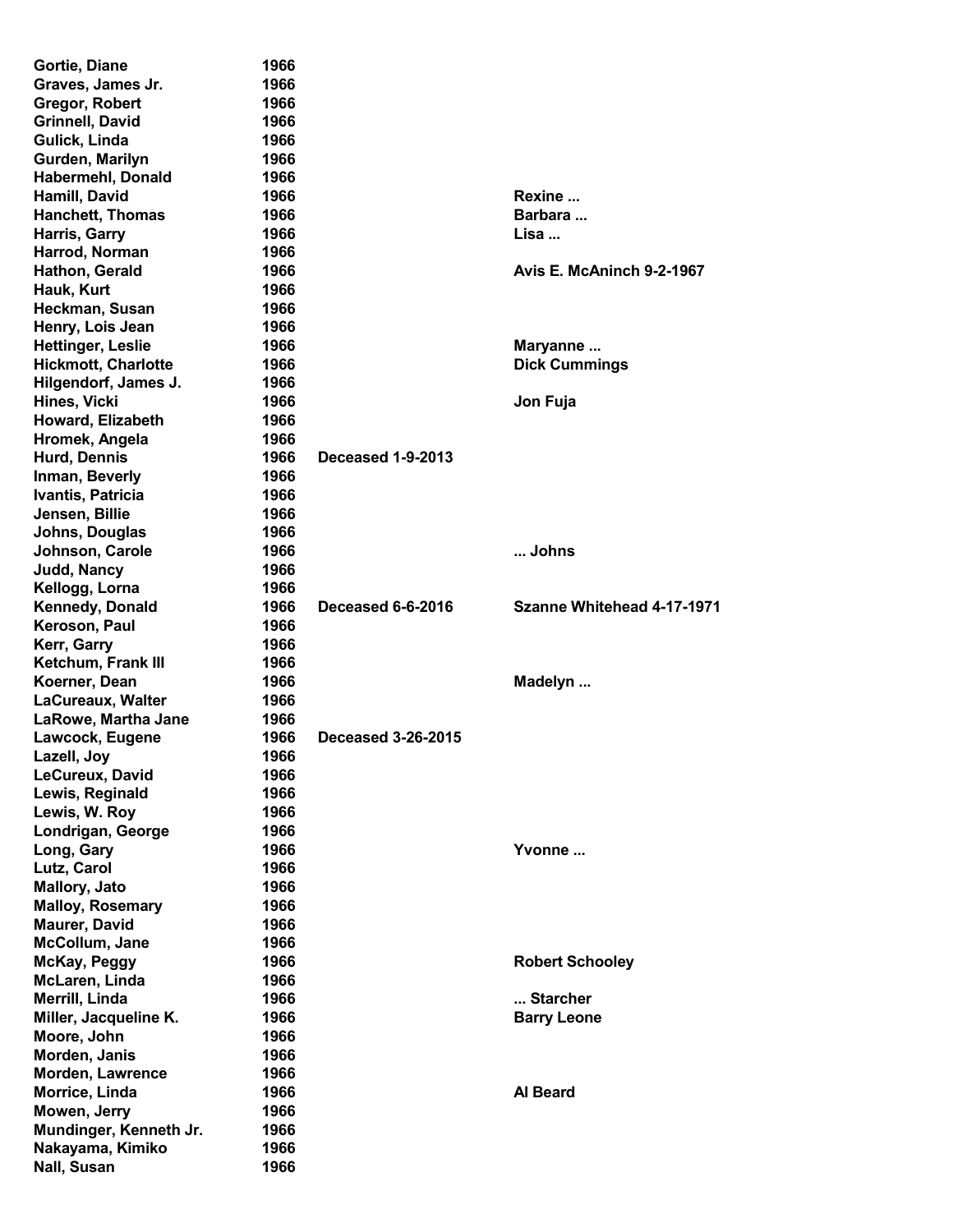| | | | |
|---|---|---|---|
| **Gortie, Diane** | **1966** | | |
| **Graves, James Jr.** | **1966** | | |
| **Gregor, Robert** | **1966** | | |
| **Grinnell, David** | **1966** | | |
| **Gulick, Linda** | **1966** | | |
| **Gurden, Marilyn** | **1966** | | |
| **Habermehl, Donald** | **1966** | | |
| **Hamill, David** | **1966** | | **Rexine ...** |
| **Hanchett, Thomas** | **1966** | | **Barbara ...** |
| **Harris, Garry** | **1966** | | **Lisa ...** |
| **Harrod, Norman** | **1966** | | |
| **Hathon, Gerald** | **1966** | | **Avis E. McAninch 9-2-1967** |
| **Hauk, Kurt** | **1966** | | |
| **Heckman, Susan** | **1966** | | |
| **Henry, Lois Jean** | **1966** | | |
| **Hettinger, Leslie** | **1966** | | **Maryanne ...** |
| **Hickmott, Charlotte** | **1966** | | **Dick Cummings** |
| **Hilgendorf, James J.** | **1966** | | |
| **Hines, Vicki** | **1966** | | **Jon Fuja** |
| **Howard, Elizabeth** | **1966** | | |
| **Hromek, Angela** | **1966** | | |
| **Hurd, Dennis** | **1966** | **Deceased 1-9-2013** | |
| **Inman, Beverly** | **1966** | | |
| **Ivantis, Patricia** | **1966** | | |
| **Jensen, Billie** | **1966** | | |
| **Johns, Douglas** | **1966** | | |
| **Johnson, Carole** | **1966** | | **... Johns** |
| **Judd, Nancy** | **1966** | | |
| **Kellogg, Lorna** | **1966** | | |
| **Kennedy, Donald** | **1966** | **Deceased 6-6-2016** | **Szanne Whitehead 4-17-1971** |
| **Keroson, Paul** | **1966** | | |
| **Kerr, Garry** | **1966** | | |
| **Ketchum, Frank III** | **1966** | | |
| **Koerner, Dean** | **1966** | | **Madelyn ...** |
| **LaCureaux, Walter** | **1966** | | |
| **LaRowe, Martha Jane** | **1966** | | |
| **Lawcock, Eugene** | **1966** | **Deceased 3-26-2015** | |
| **Lazell, Joy** | **1966** | | |
| **LeCureux, David** | **1966** | | |
| **Lewis, Reginald** | **1966** | | |
| **Lewis, W. Roy** | **1966** | | |
| **Londrigan, George** | **1966** | | |
| **Long, Gary** | **1966** | | **Yvonne ...** |
| **Lutz, Carol** | **1966** | | |
| **Mallory, Jato** | **1966** | | |
| **Malloy, Rosemary** | **1966** | | |
| **Maurer, David** | **1966** | | |
| **McCollum, Jane** | **1966** | | |
| **McKay, Peggy** | **1966** | | **Robert Schooley** |
| **McLaren, Linda** | **1966** | | |
| **Merrill, Linda** | **1966** | | **... Starcher** |
| **Miller, Jacqueline K.** | **1966** | | **Barry Leone** |
| **Moore, John** | **1966** | | |
| **Morden, Janis** | **1966** | | |
| **Morden, Lawrence** | **1966** | | |
| **Morrice, Linda** | **1966** | | **Al Beard** |
| **Mowen, Jerry** | **1966** | | |
| **Mundinger, Kenneth Jr.** | **1966** | | |
| **Nakayama, Kimiko** | **1966** | | |
| **Nall, Susan** | **1966** | | |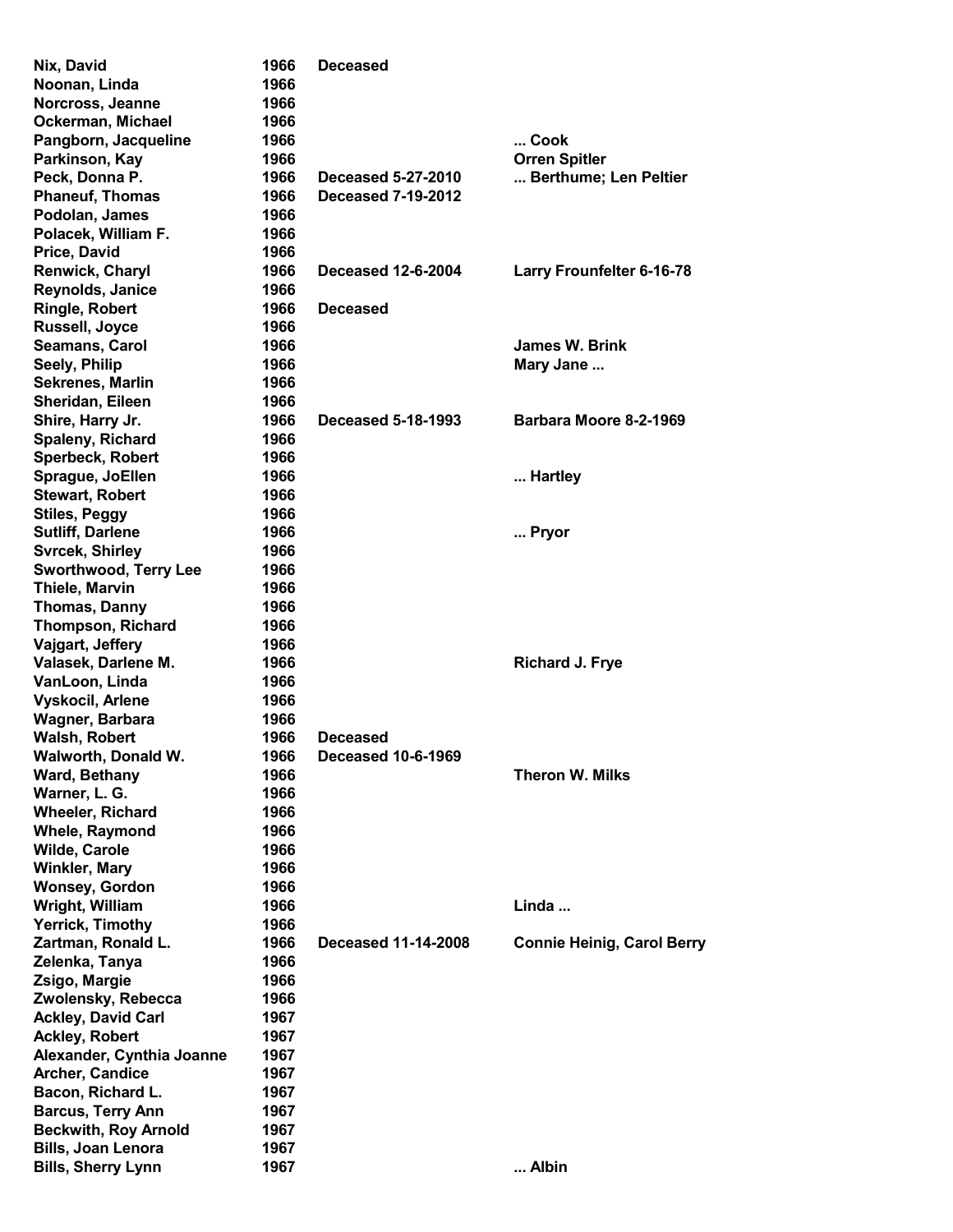| | | | |
|---|---|---|---|
| **Nix, David** | **1966** | **Deceased** | |
| **Noonan, Linda** | **1966** | | |
| **Norcross, Jeanne** | **1966** | | |
| **Ockerman, Michael** | **1966** | | |
| **Pangborn, Jacqueline** | **1966** | | **... Cook** |
| **Parkinson, Kay** | **1966** | | **Orren Spitler** |
| **Peck, Donna P.** | **1966** | **Deceased 5-27-2010** | **... Berthume; Len Peltier** |
| **Phaneuf, Thomas** | **1966** | **Deceased 7-19-2012** | |
| **Podolan, James** | **1966** | | |
| **Polacek, William F.** | **1966** | | |
| **Price, David** | **1966** | | |
| **Renwick, Charyl** | **1966** | **Deceased 12-6-2004** | **Larry Frounfelter 6-16-78** |
| **Reynolds, Janice** | **1966** | | |
| **Ringle, Robert** | **1966** | **Deceased** | |
| **Russell, Joyce** | **1966** | | |
| **Seamans, Carol** | **1966** | | **James W. Brink** |
| **Seely, Philip** | **1966** | | **Mary Jane ...** |
| **Sekrenes, Marlin** | **1966** | | |
| **Sheridan, Eileen** | **1966** | | |
| **Shire, Harry Jr.** | **1966** | **Deceased 5-18-1993** | **Barbara Moore 8-2-1969** |
| **Spaleny, Richard** | **1966** | | |
| **Sperbeck, Robert** | **1966** | | |
| **Sprague, JoEllen** | **1966** | | **... Hartley** |
| **Stewart, Robert** | **1966** | | |
| **Stiles, Peggy** | **1966** | | |
| **Sutliff, Darlene** | **1966** | | **... Pryor** |
| **Svrcek, Shirley** | **1966** | | |
| **Sworthwood, Terry Lee** | **1966** | | |
| **Thiele, Marvin** | **1966** | | |
| **Thomas, Danny** | **1966** | | |
| **Thompson, Richard** | **1966** | | |
| **Vajgart, Jeffery** | **1966** | | |
| **Valasek, Darlene M.** | **1966** | | **Richard J. Frye** |
| **VanLoon, Linda** | **1966** | | |
| **Vyskocil, Arlene** | **1966** | | |
| **Wagner, Barbara** | **1966** | | |
| **Walsh, Robert** | **1966** | **Deceased** | |
| **Walworth, Donald W.** | **1966** | **Deceased 10-6-1969** | |
| **Ward, Bethany** | **1966** | | **Theron W. Milks** |
| **Warner, L. G.** | **1966** | | |
| **Wheeler, Richard** | **1966** | | |
| **Whele, Raymond** | **1966** | | |
| **Wilde, Carole** | **1966** | | |
| **Winkler, Mary** | **1966** | | |
| **Wonsey, Gordon** | **1966** | | |
| **Wright, William** | **1966** | | **Linda ...** |
| **Yerrick, Timothy** | **1966** | | |
| **Zartman, Ronald L.** | **1966** | **Deceased 11-14-2008** | **Connie Heinig, Carol Berry** |
| **Zelenka, Tanya** | **1966** | | |
| **Zsigo, Margie** | **1966** | | |
| **Zwolensky, Rebecca** | **1966** | | |
| **Ackley, David Carl** | **1967** | | |
| **Ackley, Robert** | **1967** | | |
| **Alexander, Cynthia Joanne** | **1967** | | |
| **Archer, Candice** | **1967** | | |
| **Bacon, Richard L.** | **1967** | | |
| **Barcus, Terry Ann** | **1967** | | |
| **Beckwith, Roy Arnold** | **1967** | | |
| **Bills, Joan Lenora** | **1967** | | |
| **Bills, Sherry Lynn** | **1967** | | **... Albin** |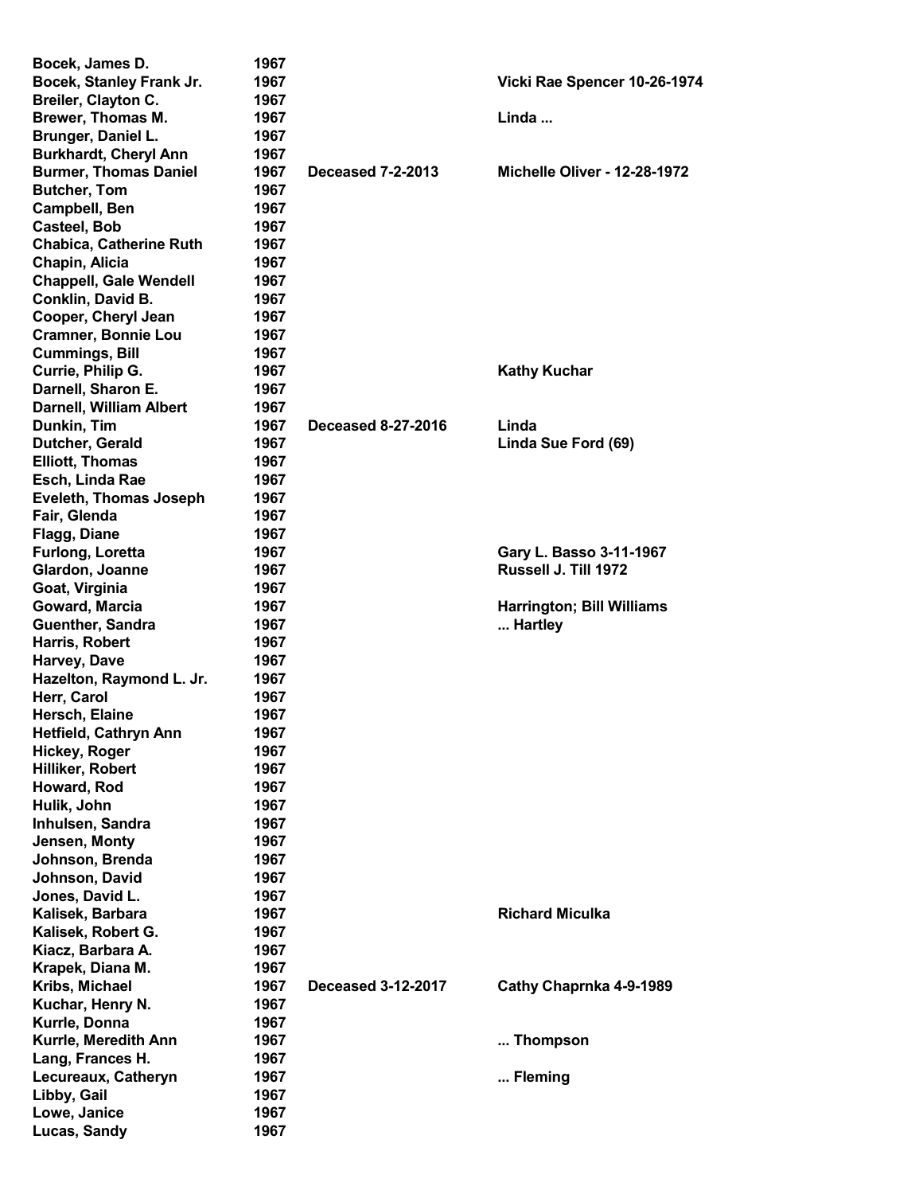| | | | |
|---|---|---|---|
| **Bocek, James D.** | **1967** | | |
| **Bocek, Stanley Frank Jr.** | **1967** | | **Vicki Rae Spencer 10-26-1974** |
| **Breiler, Clayton C.** | **1967** | | |
| **Brewer, Thomas M.** | **1967** | | **Linda ...** |
| **Brunger, Daniel L.** | **1967** | | |
| **Burkhardt, Cheryl Ann** | **1967** | | |
| **Burmer, Thomas Daniel** | **1967** | **Deceased 7-2-2013** | **Michelle Oliver - 12-28-1972** |
| **Butcher, Tom** | **1967** | | |
| **Campbell, Ben** | **1967** | | |
| **Casteel, Bob** | **1967** | | |
| **Chabica, Catherine Ruth** | **1967** | | |
| **Chapin, Alicia** | **1967** | | |
| **Chappell, Gale Wendell** | **1967** | | |
| **Conklin, David B.** | **1967** | | |
| **Cooper, Cheryl Jean** | **1967** | | |
| **Cramner, Bonnie Lou** | **1967** | | |
| **Cummings, Bill** | **1967** | | |
| **Currie, Philip G.** | **1967** | | **Kathy Kuchar** |
| **Darnell, Sharon E.** | **1967** | | |
| **Darnell, William Albert** | **1967** | | |
| **Dunkin, Tim** | **1967** | **Deceased 8-27-2016** | **Linda** |
| **Dutcher, Gerald** | **1967** | | **Linda Sue Ford (69)** |
| **Elliott, Thomas** | **1967** | | |
| **Esch, Linda Rae** | **1967** | | |
| **Eveleth, Thomas Joseph** | **1967** | | |
| **Fair, Glenda** | **1967** | | |
| **Flagg, Diane** | **1967** | | |
| **Furlong, Loretta** | **1967** | | **Gary L. Basso 3-11-1967** |
| **Glardon, Joanne** | **1967** | | **Russell J. Till 1972** |
| **Goat, Virginia** | **1967** | | |
| **Goward, Marcia** | **1967** | | **Harrington; Bill Williams** |
| **Guenther, Sandra** | **1967** | | **... Hartley** |
| **Harris, Robert** | **1967** | | |
| **Harvey, Dave** | **1967** | | |
| **Hazelton, Raymond L. Jr.** | **1967** | | |
| **Herr, Carol** | **1967** | | |
| **Hersch, Elaine** | **1967** | | |
| **Hetfield, Cathryn Ann** | **1967** | | |
| **Hickey, Roger** | **1967** | | |
| **Hilliker, Robert** | **1967** | | |
| **Howard, Rod** | **1967** | | |
| **Hulik, John** | **1967** | | |
| **Inhulsen, Sandra** | **1967** | | |
| **Jensen, Monty** | **1967** | | |
| **Johnson, Brenda** | **1967** | | |
| **Johnson, David** | **1967** | | |
| **Jones, David L.** | **1967** | | |
| **Kalisek, Barbara** | **1967** | | **Richard Miculka** |
| **Kalisek, Robert G.** | **1967** | | |
| **Kiacz, Barbara A.** | **1967** | | |
| **Krapek, Diana M.** | **1967** | | |
| **Kribs, Michael** | **1967** | **Deceased 3-12-2017** | **Cathy Chaprnka 4-9-1989** |
| **Kuchar, Henry N.** | **1967** | | |
| **Kurrle, Donna** | **1967** | | |
| **Kurrle, Meredith Ann** | **1967** | | **... Thompson** |
| **Lang, Frances H.** | **1967** | | |
| **Lecureaux, Catheryn** | **1967** | | **... Fleming** |
| **Libby, Gail** | **1967** | | |
| **Lowe, Janice** | **1967** | | |
| **Lucas, Sandy** | **1967** | | |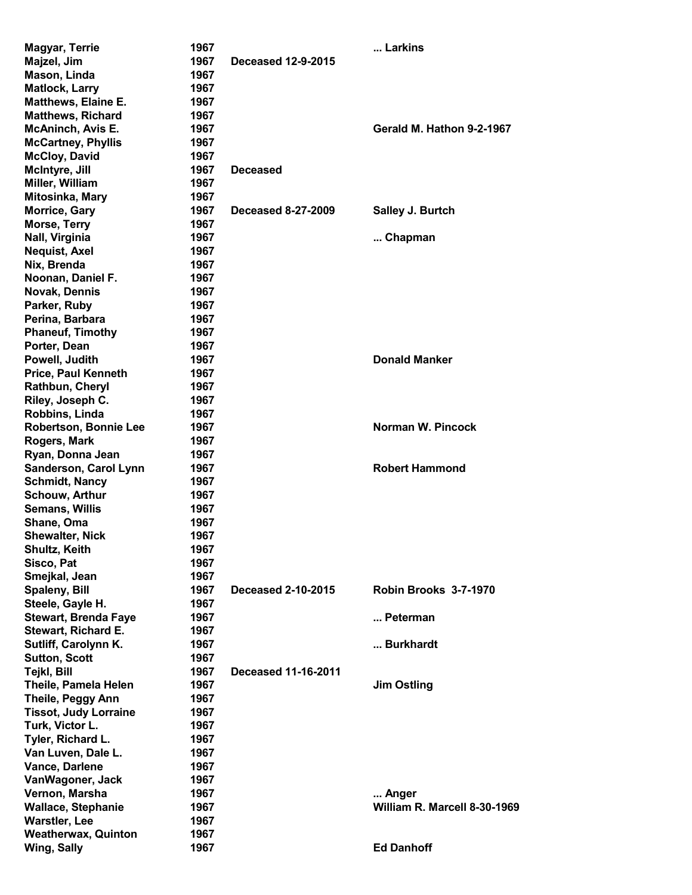| Name | Year | Status | Spouse |
|---|---|---|---|
| Magyar, Terrie | 1967 | | ... Larkins |
| Majzel, Jim | 1967 | Deceased 12-9-2015 | |
| Mason, Linda | 1967 | | |
| Matlock, Larry | 1967 | | |
| Matthews, Elaine E. | 1967 | | |
| Matthews, Richard | 1967 | | |
| McAninch, Avis E. | 1967 | | Gerald M. Hathon 9-2-1967 |
| McCartney, Phyllis | 1967 | | |
| McCloy, David | 1967 | | |
| McIntyre, Jill | 1967 | Deceased | |
| Miller, William | 1967 | | |
| Mitosinka, Mary | 1967 | | |
| Morrice, Gary | 1967 | Deceased 8-27-2009 | Salley J. Burtch |
| Morse, Terry | 1967 | | |
| Nall, Virginia | 1967 | | ... Chapman |
| Nequist, Axel | 1967 | | |
| Nix, Brenda | 1967 | | |
| Noonan, Daniel F. | 1967 | | |
| Novak, Dennis | 1967 | | |
| Parker, Ruby | 1967 | | |
| Perina, Barbara | 1967 | | |
| Phaneuf, Timothy | 1967 | | |
| Porter, Dean | 1967 | | |
| Powell, Judith | 1967 | | Donald Manker |
| Price, Paul Kenneth | 1967 | | |
| Rathbun, Cheryl | 1967 | | |
| Riley, Joseph C. | 1967 | | |
| Robbins, Linda | 1967 | | |
| Robertson, Bonnie Lee | 1967 | | Norman W. Pincock |
| Rogers, Mark | 1967 | | |
| Ryan, Donna Jean | 1967 | | |
| Sanderson, Carol Lynn | 1967 | | Robert Hammond |
| Schmidt, Nancy | 1967 | | |
| Schouw, Arthur | 1967 | | |
| Semans, Willis | 1967 | | |
| Shane, Oma | 1967 | | |
| Shewalter, Nick | 1967 | | |
| Shultz, Keith | 1967 | | |
| Sisco, Pat | 1967 | | |
| Smejkal, Jean | 1967 | | |
| Spaleny, Bill | 1967 | Deceased 2-10-2015 | Robin Brooks 3-7-1970 |
| Steele, Gayle H. | 1967 | | |
| Stewart, Brenda Faye | 1967 | | ... Peterman |
| Stewart, Richard E. | 1967 | | |
| Sutliff, Carolynn K. | 1967 | | ... Burkhardt |
| Sutton, Scott | 1967 | | |
| Tejkl, Bill | 1967 | Deceased 11-16-2011 | |
| Theile, Pamela Helen | 1967 | | Jim Ostling |
| Theile, Peggy Ann | 1967 | | |
| Tissot, Judy Lorraine | 1967 | | |
| Turk, Victor L. | 1967 | | |
| Tyler, Richard L. | 1967 | | |
| Van Luven, Dale L. | 1967 | | |
| Vance, Darlene | 1967 | | |
| VanWagoner, Jack | 1967 | | |
| Vernon, Marsha | 1967 | | ... Anger |
| Wallace, Stephanie | 1967 | | William R. Marcell 8-30-1969 |
| Warstler, Lee | 1967 | | |
| Weatherwax, Quinton | 1967 | | |
| Wing, Sally | 1967 | | Ed Danhoff |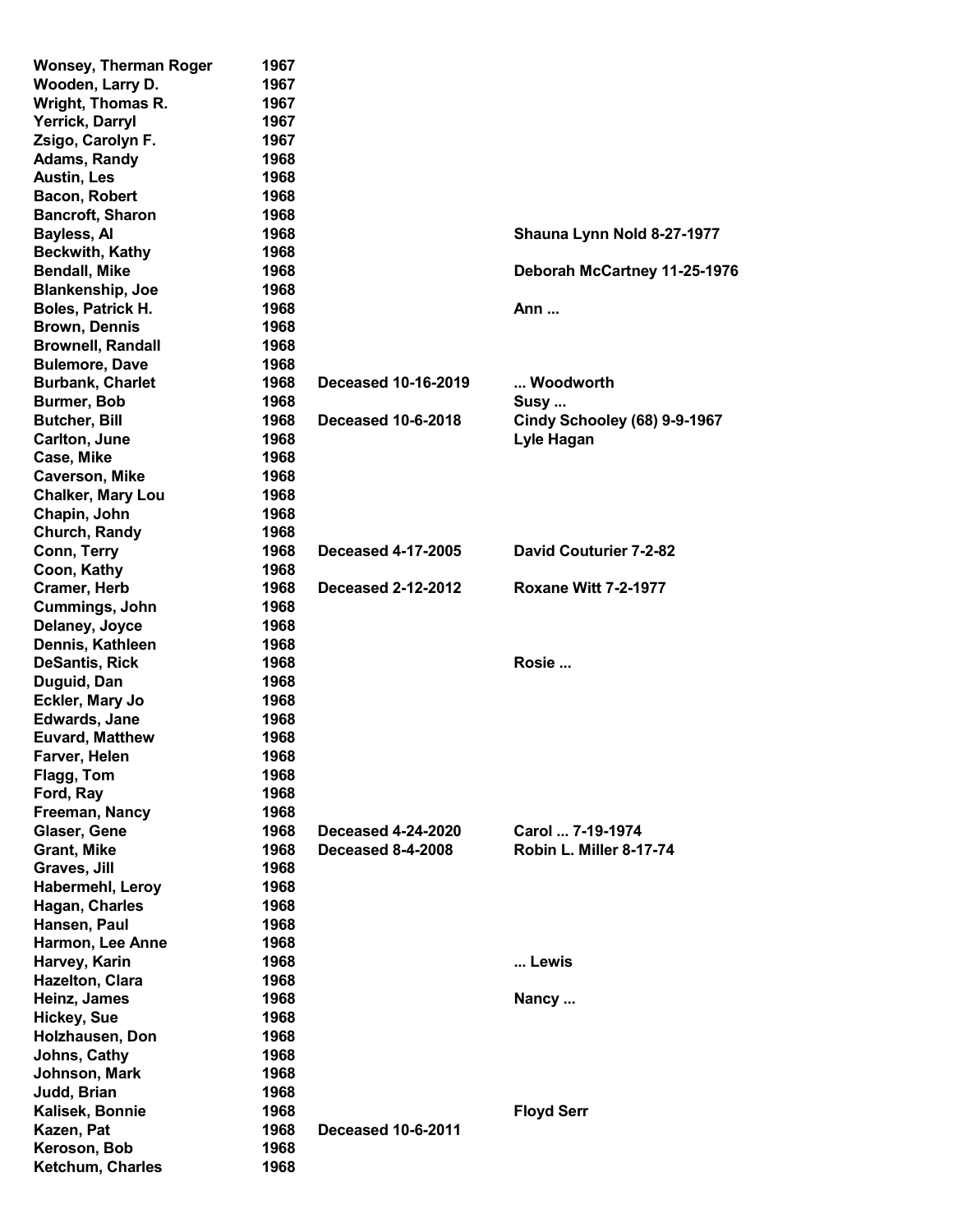| | | | |
|---|---|---|---|
| **Wonsey, Therman Roger** | **1967** | | |
| **Wooden, Larry D.** | **1967** | | |
| **Wright, Thomas R.** | **1967** | | |
| **Yerrick, Darryl** | **1967** | | |
| **Zsigo, Carolyn F.** | **1967** | | |
| **Adams, Randy** | **1968** | | |
| **Austin, Les** | **1968** | | |
| **Bacon, Robert** | **1968** | | |
| **Bancroft, Sharon** | **1968** | | |
| **Bayless, Al** | **1968** | | **Shauna Lynn Nold 8-27-1977** |
| **Beckwith, Kathy** | **1968** | | |
| **Bendall, Mike** | **1968** | | **Deborah McCartney 11-25-1976** |
| **Blankenship, Joe** | **1968** | | |
| **Boles, Patrick H.** | **1968** | | **Ann ...** |
| **Brown, Dennis** | **1968** | | |
| **Brownell, Randall** | **1968** | | |
| **Bulemore, Dave** | **1968** | | |
| **Burbank, Charlet** | **1968** | **Deceased 10-16-2019** | **... Woodworth** |
| **Burmer, Bob** | **1968** | | **Susy ...** |
| **Butcher, Bill** | **1968** | **Deceased 10-6-2018** | **Cindy Schooley (68) 9-9-1967** |
| **Carlton, June** | **1968** | | **Lyle Hagan** |
| **Case, Mike** | **1968** | | |
| **Caverson, Mike** | **1968** | | |
| **Chalker, Mary Lou** | **1968** | | |
| **Chapin, John** | **1968** | | |
| **Church, Randy** | **1968** | | |
| **Conn, Terry** | **1968** | **Deceased 4-17-2005** | **David Couturier 7-2-82** |
| **Coon, Kathy** | **1968** | | |
| **Cramer, Herb** | **1968** | **Deceased 2-12-2012** | **Roxane Witt 7-2-1977** |
| **Cummings, John** | **1968** | | |
| **Delaney, Joyce** | **1968** | | |
| **Dennis, Kathleen** | **1968** | | |
| **DeSantis, Rick** | **1968** | | **Rosie ...** |
| **Duguid, Dan** | **1968** | | |
| **Eckler, Mary Jo** | **1968** | | |
| **Edwards, Jane** | **1968** | | |
| **Euvard, Matthew** | **1968** | | |
| **Farver, Helen** | **1968** | | |
| **Flagg, Tom** | **1968** | | |
| **Ford, Ray** | **1968** | | |
| **Freeman, Nancy** | **1968** | | |
| **Glaser, Gene** | **1968** | **Deceased 4-24-2020** | Carol ... 7-19-1974 |
| **Grant, Mike** | **1968** | **Deceased 8-4-2008** | **Robin L. Miller 8-17-74** |
| **Graves, Jill** | **1968** | | |
| **Habermehl, Leroy** | **1968** | | |
| **Hagan, Charles** | **1968** | | |
| **Hansen, Paul** | **1968** | | |
| **Harmon, Lee Anne** | **1968** | | |
| **Harvey, Karin** | **1968** | | **... Lewis** |
| **Hazelton, Clara** | **1968** | | |
| **Heinz, James** | **1968** | | **Nancy ...** |
| **Hickey, Sue** | **1968** | | |
| **Holzhausen, Don** | **1968** | | |
| **Johns, Cathy** | **1968** | | |
| **Johnson, Mark** | **1968** | | |
| **Judd, Brian** | **1968** | | |
| **Kalisek, Bonnie** | **1968** | | **Floyd Serr** |
| **Kazen, Pat** | **1968** | **Deceased 10-6-2011** | |
| **Keroson, Bob** | **1968** | | |
| **Ketchum, Charles** | **1968** | | |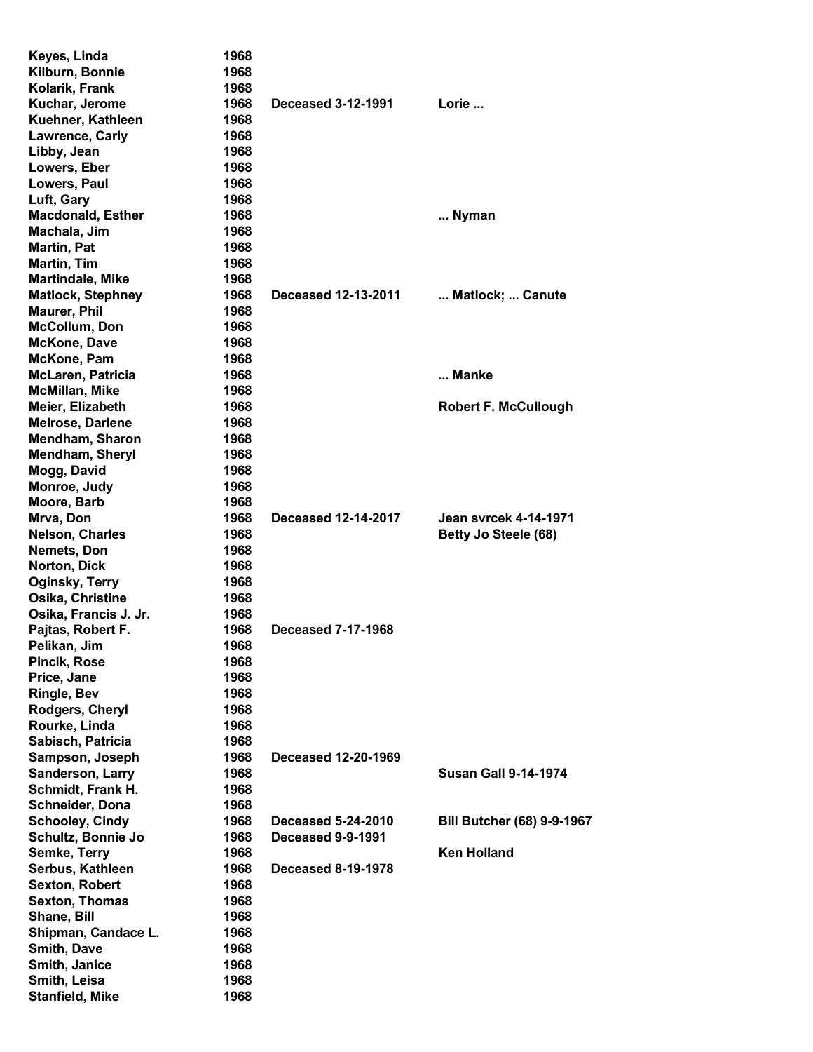| | | | |
|---|---|---|---|
| Keyes, Linda | 1968 | | |
| Kilburn, Bonnie | 1968 | | |
| Kolarik, Frank | 1968 | | |
| Kuchar, Jerome | 1968 | Deceased 3-12-1991 | Lorie ... |
| Kuehner, Kathleen | 1968 | | |
| Lawrence, Carly | 1968 | | |
| Libby, Jean | 1968 | | |
| Lowers, Eber | 1968 | | |
| Lowers, Paul | 1968 | | |
| Luft, Gary | 1968 | | |
| Macdonald, Esther | 1968 | | ... Nyman |
| Machala, Jim | 1968 | | |
| Martin, Pat | 1968 | | |
| Martin, Tim | 1968 | | |
| Martindale, Mike | 1968 | | |
| Matlock, Stephney | 1968 | Deceased 12-13-2011 | ... Matlock; ... Canute |
| Maurer, Phil | 1968 | | |
| McCollum, Don | 1968 | | |
| McKone, Dave | 1968 | | |
| McKone, Pam | 1968 | | |
| McLaren, Patricia | 1968 | | ... Manke |
| McMillan, Mike | 1968 | | |
| Meier, Elizabeth | 1968 | | Robert F. McCullough |
| Melrose, Darlene | 1968 | | |
| Mendham, Sharon | 1968 | | |
| Mendham, Sheryl | 1968 | | |
| Mogg, David | 1968 | | |
| Monroe, Judy | 1968 | | |
| Moore, Barb | 1968 | | |
| Mrva, Don | 1968 | Deceased 12-14-2017 | Jean svrcek 4-14-1971 |
| Nelson, Charles | 1968 | | Betty Jo Steele (68) |
| Nemets, Don | 1968 | | |
| Norton, Dick | 1968 | | |
| Oginsky, Terry | 1968 | | |
| Osika, Christine | 1968 | | |
| Osika, Francis J. Jr. | 1968 | | |
| Pajtas, Robert F. | 1968 | Deceased 7-17-1968 | |
| Pelikan, Jim | 1968 | | |
| Pincik, Rose | 1968 | | |
| Price, Jane | 1968 | | |
| Ringle, Bev | 1968 | | |
| Rodgers, Cheryl | 1968 | | |
| Rourke, Linda | 1968 | | |
| Sabisch, Patricia | 1968 | | |
| Sampson, Joseph | 1968 | Deceased 12-20-1969 | |
| Sanderson, Larry | 1968 | | Susan Gall 9-14-1974 |
| Schmidt, Frank H. | 1968 | | |
| Schneider, Dona | 1968 | | |
| Schooley, Cindy | 1968 | Deceased 5-24-2010 | Bill Butcher (68) 9-9-1967 |
| Schultz, Bonnie Jo | 1968 | Deceased 9-9-1991 | |
| Semke, Terry | 1968 | | Ken Holland |
| Serbus, Kathleen | 1968 | Deceased 8-19-1978 | |
| Sexton, Robert | 1968 | | |
| Sexton, Thomas | 1968 | | |
| Shane, Bill | 1968 | | |
| Shipman, Candace L. | 1968 | | |
| Smith, Dave | 1968 | | |
| Smith, Janice | 1968 | | |
| Smith, Leisa | 1968 | | |
| Stanfield, Mike | 1968 | | |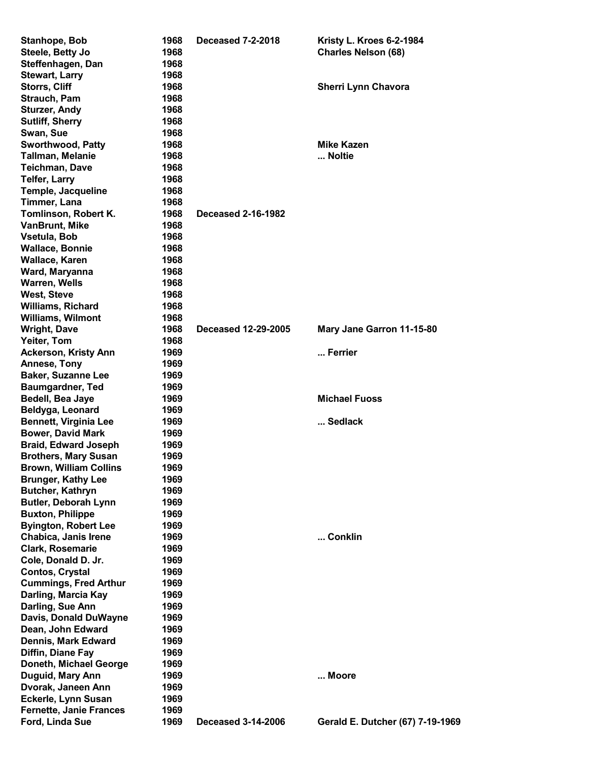| | | | |
|---|---|---|---|
| **Stanhope, Bob** | **1968** | **Deceased 7-2-2018** | **Kristy L. Kroes 6-2-1984** |
| **Steele, Betty Jo** | **1968** | | **Charles Nelson (68)** |
| **Steffenhagen, Dan** | **1968** | | |
| **Stewart, Larry** | **1968** | | |
| **Storrs, Cliff** | **1968** | | **Sherri Lynn Chavora** |
| **Strauch, Pam** | **1968** | | |
| **Sturzer, Andy** | **1968** | | |
| **Sutliff, Sherry** | **1968** | | |
| **Swan, Sue** | **1968** | | |
| **Sworthwood, Patty** | **1968** | | **Mike Kazen** |
| **Tallman, Melanie** | **1968** | | **... Noltie** |
| **Teichman, Dave** | **1968** | | |
| **Telfer, Larry** | **1968** | | |
| **Temple, Jacqueline** | **1968** | | |
| **Timmer, Lana** | **1968** | | |
| **Tomlinson, Robert K.** | **1968** | **Deceased 2-16-1982** | |
| **VanBrunt, Mike** | **1968** | | |
| **Vsetula, Bob** | **1968** | | |
| **Wallace, Bonnie** | **1968** | | |
| **Wallace, Karen** | **1968** | | |
| **Ward, Maryanna** | **1968** | | |
| **Warren, Wells** | **1968** | | |
| **West, Steve** | **1968** | | |
| **Williams, Richard** | **1968** | | |
| **Williams, Wilmont** | **1968** | | |
| **Wright, Dave** | **1968** | **Deceased 12-29-2005** | **Mary Jane Garron 11-15-80** |
| **Yeiter, Tom** | **1968** | | |
| **Ackerson, Kristy Ann** | **1969** | | **... Ferrier** |
| **Annese, Tony** | **1969** | | |
| **Baker, Suzanne Lee** | **1969** | | |
| **Baumgardner, Ted** | **1969** | | |
| **Bedell, Bea Jaye** | **1969** | | **Michael Fuoss** |
| **Beldyga, Leonard** | **1969** | | |
| **Bennett, Virginia Lee** | **1969** | | **... Sedlack** |
| **Bower, David Mark** | **1969** | | |
| **Braid, Edward Joseph** | **1969** | | |
| **Brothers, Mary Susan** | **1969** | | |
| **Brown, William Collins** | **1969** | | |
| **Brunger, Kathy Lee** | **1969** | | |
| **Butcher, Kathryn** | **1969** | | |
| **Butler, Deborah Lynn** | **1969** | | |
| **Buxton, Philippe** | **1969** | | |
| **Byington, Robert Lee** | **1969** | | |
| **Chabica, Janis Irene** | **1969** | | **... Conklin** |
| **Clark, Rosemarie** | **1969** | | |
| **Cole, Donald D. Jr.** | **1969** | | |
| **Contos, Crystal** | **1969** | | |
| **Cummings, Fred Arthur** | **1969** | | |
| **Darling, Marcia Kay** | **1969** | | |
| **Darling, Sue Ann** | **1969** | | |
| **Davis, Donald DuWayne** | **1969** | | |
| **Dean, John Edward** | **1969** | | |
| **Dennis, Mark Edward** | **1969** | | |
| **Diffin, Diane Fay** | **1969** | | |
| **Doneth, Michael George** | **1969** | | |
| **Duguid, Mary Ann** | **1969** | | **... Moore** |
| **Dvorak, Janeen Ann** | **1969** | | |
| **Eckerle, Lynn Susan** | **1969** | | |
| **Fernette, Janie Frances** | **1969** | | |
| **Ford, Linda Sue** | **1969** | **Deceased 3-14-2006** | **Gerald E. Dutcher (67) 7-19-1969** |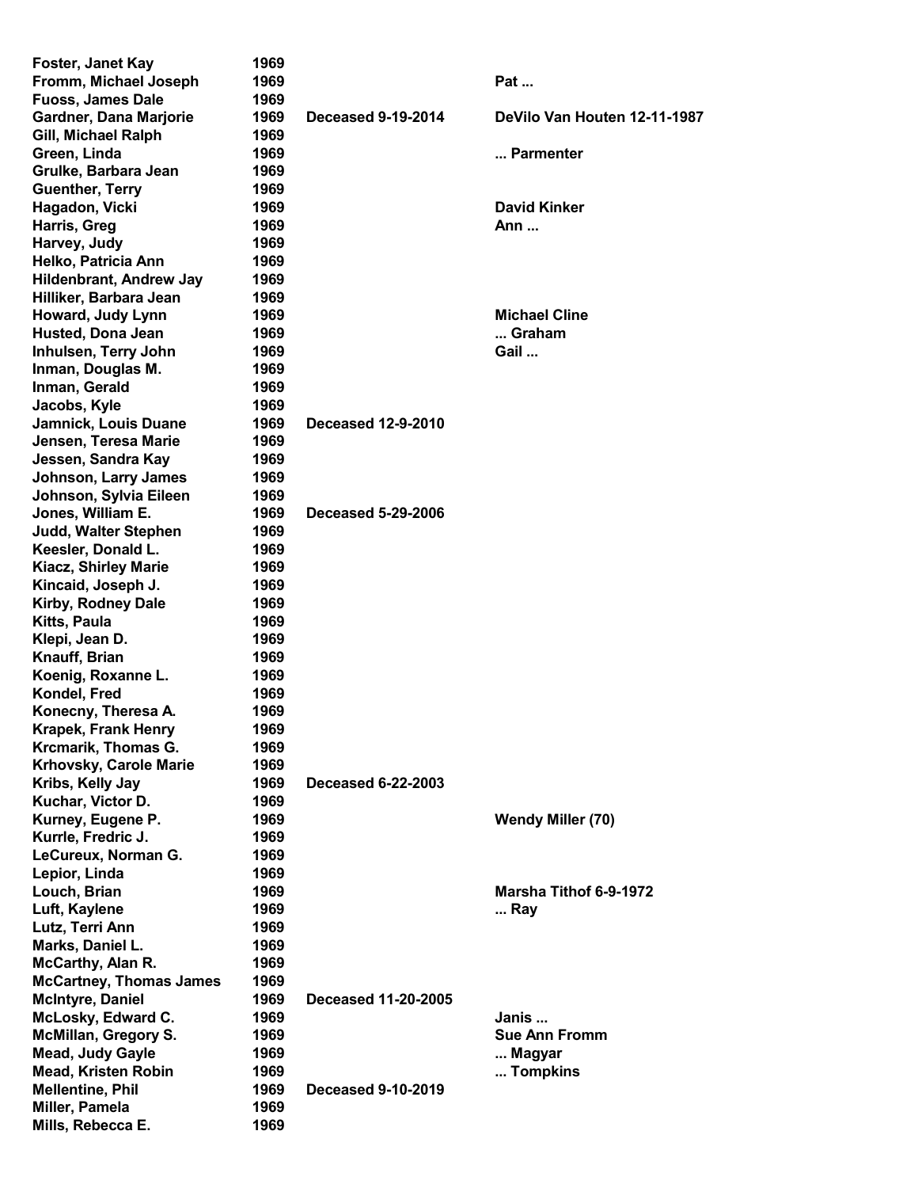| | | | |
|---|---|---|---|
| **Foster, Janet Kay** | **1969** | | |
| **Fromm, Michael Joseph** | **1969** | | **Pat ...** |
| **Fuoss, James Dale** | **1969** | | |
| **Gardner, Dana Marjorie** | **1969** | **Deceased 9-19-2014** | **DeVilo Van Houten 12-11-1987** |
| **Gill, Michael Ralph** | **1969** | | |
| **Green, Linda** | **1969** | | **... Parmenter** |
| **Grulke, Barbara Jean** | **1969** | | |
| **Guenther, Terry** | **1969** | | |
| **Hagadon, Vicki** | **1969** | | **David Kinker** |
| **Harris, Greg** | **1969** | | **Ann ...** |
| **Harvey, Judy** | **1969** | | |
| **Helko, Patricia Ann** | **1969** | | |
| **Hildenbrant, Andrew Jay** | **1969** | | |
| **Hilliker, Barbara Jean** | **1969** | | |
| **Howard, Judy Lynn** | **1969** | | **Michael Cline** |
| **Husted, Dona Jean** | **1969** | | **... Graham** |
| **Inhulsen, Terry John** | **1969** | | **Gail ...** |
| **Inman, Douglas M.** | **1969** | | |
| **Inman, Gerald** | **1969** | | |
| **Jacobs, Kyle** | **1969** | | |
| **Jamnick, Louis Duane** | **1969** | **Deceased 12-9-2010** | |
| **Jensen, Teresa Marie** | **1969** | | |
| **Jessen, Sandra Kay** | **1969** | | |
| **Johnson, Larry James** | **1969** | | |
| **Johnson, Sylvia Eileen** | **1969** | | |
| **Jones, William E.** | **1969** | **Deceased 5-29-2006** | |
| **Judd, Walter Stephen** | **1969** | | |
| **Keesler, Donald L.** | **1969** | | |
| **Kiacz, Shirley Marie** | **1969** | | |
| **Kincaid, Joseph J.** | **1969** | | |
| **Kirby, Rodney Dale** | **1969** | | |
| **Kitts, Paula** | **1969** | | |
| **Klepi, Jean D.** | **1969** | | |
| **Knauff, Brian** | **1969** | | |
| **Koenig, Roxanne L.** | **1969** | | |
| **Kondel, Fred** | **1969** | | |
| **Konecny, Theresa A.** | **1969** | | |
| **Krapek, Frank Henry** | **1969** | | |
| **Krcmarik, Thomas G.** | **1969** | | |
| **Krhovsky, Carole Marie** | **1969** | | |
| **Kribs, Kelly Jay** | **1969** | **Deceased 6-22-2003** | |
| **Kuchar, Victor D.** | **1969** | | |
| **Kurney, Eugene P.** | **1969** | | **Wendy Miller (70)** |
| **Kurrle, Fredric J.** | **1969** | | |
| **LeCureux, Norman G.** | **1969** | | |
| **Lepior, Linda** | **1969** | | |
| **Louch, Brian** | **1969** | | **Marsha Tithof 6-9-1972** |
| **Luft, Kaylene** | **1969** | | **... Ray** |
| **Lutz, Terri Ann** | **1969** | | |
| **Marks, Daniel L.** | **1969** | | |
| **McCarthy, Alan R.** | **1969** | | |
| **McCartney, Thomas James** | **1969** | | |
| **McIntyre, Daniel** | **1969** | **Deceased 11-20-2005** | |
| **McLosky, Edward C.** | **1969** | | **Janis ...** |
| **McMillan, Gregory S.** | **1969** | | **Sue Ann Fromm** |
| **Mead, Judy Gayle** | **1969** | | **... Magyar** |
| **Mead, Kristen Robin** | **1969** | | **... Tompkins** |
| **Mellentine, Phil** | **1969** | **Deceased 9-10-2019** | |
| **Miller, Pamela** | **1969** | | |
| **Mills, Rebecca E.** | **1969** | | |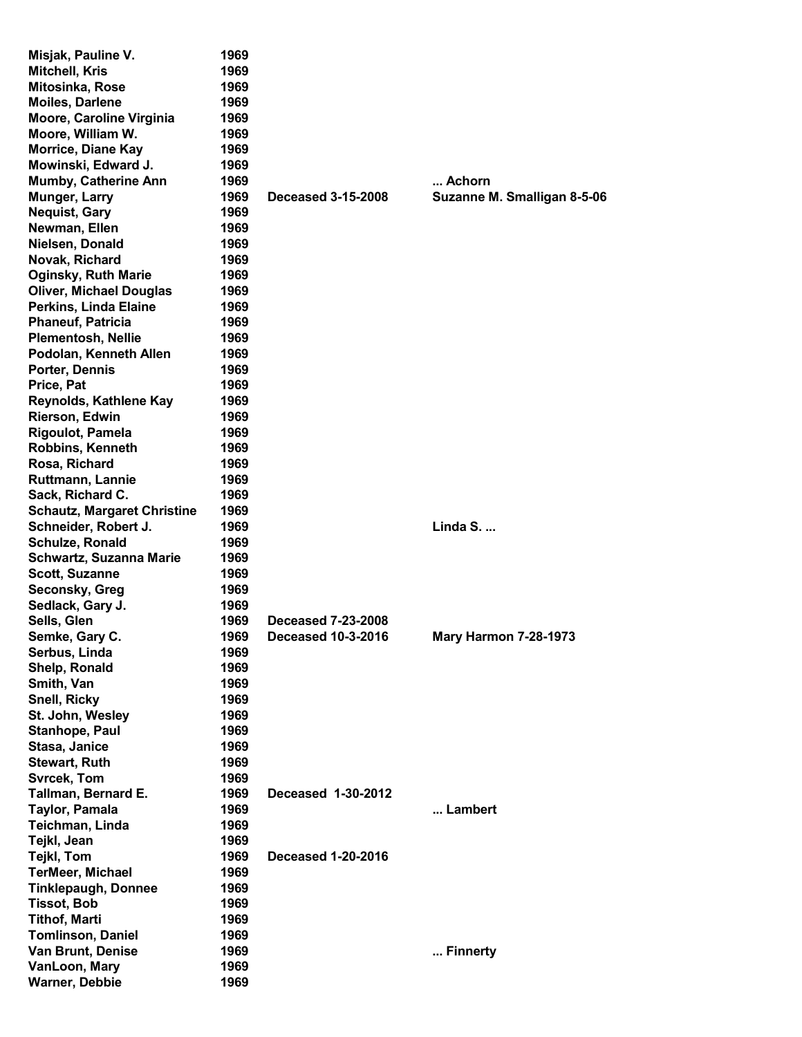| | | | |
|---|---|---|---|
| Misjak, Pauline V. | 1969 | | |
| Mitchell, Kris | 1969 | | |
| Mitosinka, Rose | 1969 | | |
| Moiles, Darlene | 1969 | | |
| Moore, Caroline Virginia | 1969 | | |
| Moore, William W. | 1969 | | |
| Morrice, Diane Kay | 1969 | | |
| Mowinski, Edward J. | 1969 | | |
| Mumby, Catherine Ann | 1969 | | ... Achorn |
| Munger, Larry | 1969 | Deceased 3-15-2008 | Suzanne M. Smalligan 8-5-06 |
| Nequist, Gary | 1969 | | |
| Newman, Ellen | 1969 | | |
| Nielsen, Donald | 1969 | | |
| Novak, Richard | 1969 | | |
| Oginsky, Ruth Marie | 1969 | | |
| Oliver, Michael Douglas | 1969 | | |
| Perkins, Linda Elaine | 1969 | | |
| Phaneuf, Patricia | 1969 | | |
| Plementosh, Nellie | 1969 | | |
| Podolan, Kenneth Allen | 1969 | | |
| Porter, Dennis | 1969 | | |
| Price, Pat | 1969 | | |
| Reynolds, Kathlene Kay | 1969 | | |
| Rierson, Edwin | 1969 | | |
| Rigoulot, Pamela | 1969 | | |
| Robbins, Kenneth | 1969 | | |
| Rosa, Richard | 1969 | | |
| Ruttmann, Lannie | 1969 | | |
| Sack, Richard C. | 1969 | | |
| Schautz, Margaret Christine | 1969 | | |
| Schneider, Robert J. | 1969 | | Linda S. ... |
| Schulze, Ronald | 1969 | | |
| Schwartz, Suzanna Marie | 1969 | | |
| Scott, Suzanne | 1969 | | |
| Seconsky, Greg | 1969 | | |
| Sedlack, Gary J. | 1969 | | |
| Sells, Glen | 1969 | Deceased 7-23-2008 | |
| Semke, Gary C. | 1969 | Deceased 10-3-2016 | Mary Harmon 7-28-1973 |
| Serbus, Linda | 1969 | | |
| Shelp, Ronald | 1969 | | |
| Smith, Van | 1969 | | |
| Snell, Ricky | 1969 | | |
| St. John, Wesley | 1969 | | |
| Stanhope, Paul | 1969 | | |
| Stasa, Janice | 1969 | | |
| Stewart, Ruth | 1969 | | |
| Svrcek, Tom | 1969 | | |
| Tallman, Bernard E. | 1969 | Deceased 1-30-2012 | |
| Taylor, Pamala | 1969 | | ... Lambert |
| Teichman, Linda | 1969 | | |
| Tejkl, Jean | 1969 | | |
| Tejkl, Tom | 1969 | Deceased 1-20-2016 | |
| TerMeer, Michael | 1969 | | |
| Tinklepaugh, Donnee | 1969 | | |
| Tissot, Bob | 1969 | | |
| Tithof, Marti | 1969 | | |
| Tomlinson, Daniel | 1969 | | |
| Van Brunt, Denise | 1969 | | ... Finnerty |
| VanLoon, Mary | 1969 | | |
| Warner, Debbie | 1969 | | |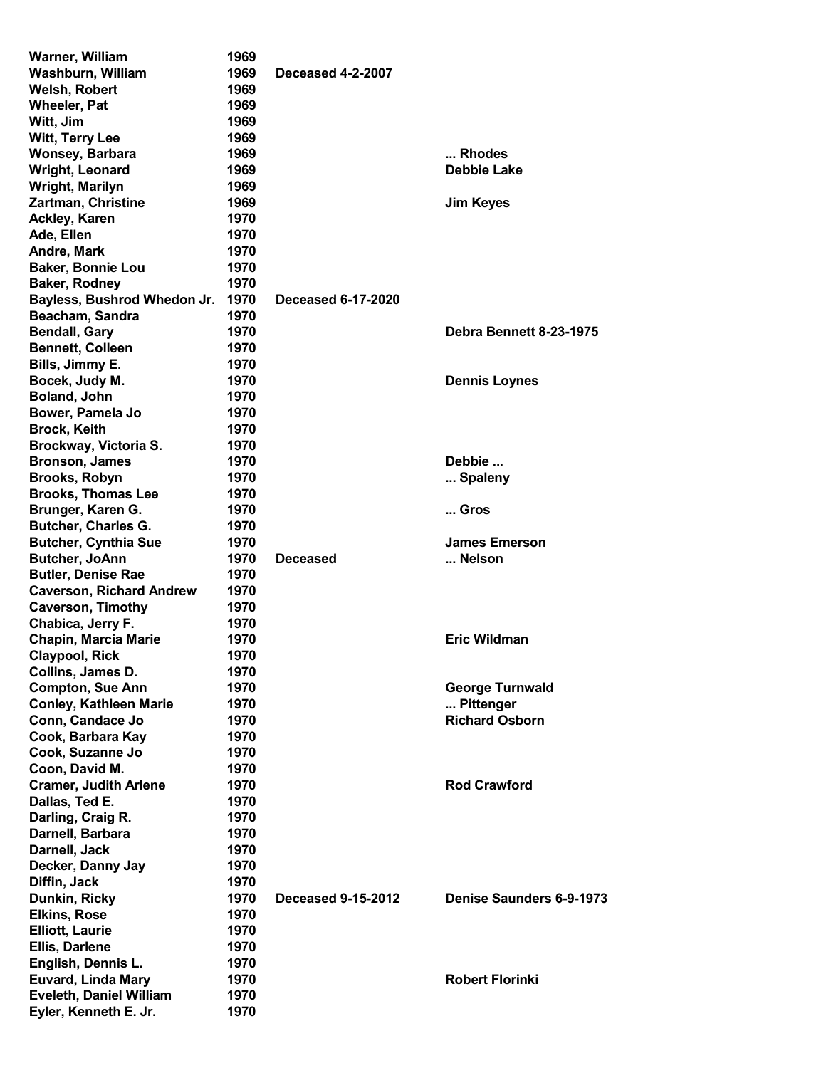| | | | |
|---|---|---|---|
| Warner, William | 1969 | | |
| Washburn, William | 1969 | Deceased 4-2-2007 | |
| Welsh, Robert | 1969 | | |
| Wheeler, Pat | 1969 | | |
| Witt, Jim | 1969 | | |
| Witt, Terry Lee | 1969 | | |
| Wonsey, Barbara | 1969 | | ... Rhodes |
| Wright, Leonard | 1969 | | Debbie Lake |
| Wright, Marilyn | 1969 | | |
| Zartman, Christine | 1969 | | Jim Keyes |
| Ackley, Karen | 1970 | | |
| Ade, Ellen | 1970 | | |
| Andre, Mark | 1970 | | |
| Baker, Bonnie Lou | 1970 | | |
| Baker, Rodney | 1970 | | |
| Bayless, Bushrod Whedon Jr. | 1970 | Deceased 6-17-2020 | |
| Beacham, Sandra | 1970 | | |
| Bendall, Gary | 1970 | | Debra Bennett 8-23-1975 |
| Bennett, Colleen | 1970 | | |
| Bills, Jimmy E. | 1970 | | |
| Bocek, Judy M. | 1970 | | Dennis Loynes |
| Boland, John | 1970 | | |
| Bower, Pamela Jo | 1970 | | |
| Brock, Keith | 1970 | | |
| Brockway, Victoria S. | 1970 | | |
| Bronson, James | 1970 | | Debbie ... |
| Brooks, Robyn | 1970 | | ... Spaleny |
| Brooks, Thomas Lee | 1970 | | |
| Brunger, Karen G. | 1970 | | ... Gros |
| Butcher, Charles G. | 1970 | | |
| Butcher, Cynthia Sue | 1970 | | James Emerson |
| Butcher, JoAnn | 1970 | Deceased | ... Nelson |
| Butler, Denise Rae | 1970 | | |
| Caverson, Richard Andrew | 1970 | | |
| Caverson, Timothy | 1970 | | |
| Chabica, Jerry F. | 1970 | | |
| Chapin, Marcia Marie | 1970 | | Eric Wildman |
| Claypool, Rick | 1970 | | |
| Collins, James D. | 1970 | | |
| Compton, Sue Ann | 1970 | | George Turnwald |
| Conley, Kathleen Marie | 1970 | | ... Pittenger |
| Conn, Candace Jo | 1970 | | Richard Osborn |
| Cook, Barbara Kay | 1970 | | |
| Cook, Suzanne Jo | 1970 | | |
| Coon, David M. | 1970 | | |
| Cramer, Judith Arlene | 1970 | | Rod Crawford |
| Dallas, Ted E. | 1970 | | |
| Darling, Craig R. | 1970 | | |
| Darnell, Barbara | 1970 | | |
| Darnell, Jack | 1970 | | |
| Decker, Danny Jay | 1970 | | |
| Diffin, Jack | 1970 | | |
| Dunkin, Ricky | 1970 | Deceased 9-15-2012 | Denise Saunders 6-9-1973 |
| Elkins, Rose | 1970 | | |
| Elliott, Laurie | 1970 | | |
| Ellis, Darlene | 1970 | | |
| English, Dennis L. | 1970 | | |
| Euvard, Linda Mary | 1970 | | Robert Florinki |
| Eveleth, Daniel William | 1970 | | |
| Eyler, Kenneth E. Jr. | 1970 | | |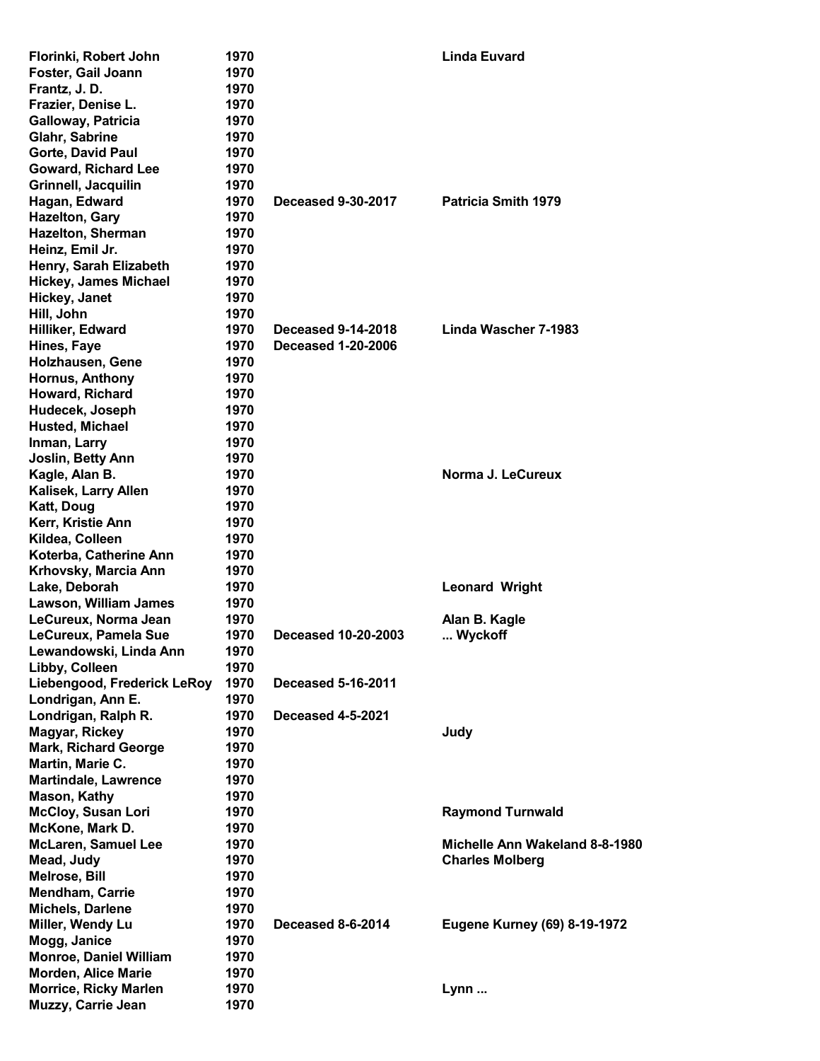| | | | |
|---|---|---|---|
| Florinki, Robert John | 1970 | | Linda Euvard |
| Foster, Gail Joann | 1970 | | |
| Frantz, J. D. | 1970 | | |
| Frazier, Denise L. | 1970 | | |
| Galloway, Patricia | 1970 | | |
| Glahr, Sabrine | 1970 | | |
| Gorte, David Paul | 1970 | | |
| Goward, Richard Lee | 1970 | | |
| Grinnell, Jacquilin | 1970 | | |
| Hagan, Edward | 1970 | Deceased 9-30-2017 | Patricia Smith 1979 |
| Hazelton, Gary | 1970 | | |
| Hazelton, Sherman | 1970 | | |
| Heinz, Emil Jr. | 1970 | | |
| Henry, Sarah Elizabeth | 1970 | | |
| Hickey, James Michael | 1970 | | |
| Hickey, Janet | 1970 | | |
| Hill, John | 1970 | | |
| Hilliker, Edward | 1970 | Deceased 9-14-2018 | Linda Wascher 7-1983 |
| Hines, Faye | 1970 | Deceased 1-20-2006 | |
| Holzhausen, Gene | 1970 | | |
| Hornus, Anthony | 1970 | | |
| Howard, Richard | 1970 | | |
| Hudecek, Joseph | 1970 | | |
| Husted, Michael | 1970 | | |
| Inman, Larry | 1970 | | |
| Joslin, Betty Ann | 1970 | | |
| Kagle, Alan B. | 1970 | | Norma J. LeCureux |
| Kalisek, Larry Allen | 1970 | | |
| Katt, Doug | 1970 | | |
| Kerr, Kristie Ann | 1970 | | |
| Kildea, Colleen | 1970 | | |
| Koterba, Catherine Ann | 1970 | | |
| Krhovsky, Marcia Ann | 1970 | | |
| Lake, Deborah | 1970 | | Leonard Wright |
| Lawson, William James | 1970 | | |
| LeCureux, Norma Jean | 1970 | | Alan B. Kagle |
| LeCureux, Pamela Sue | 1970 | Deceased 10-20-2003 | ... Wyckoff |
| Lewandowski, Linda Ann | 1970 | | |
| Libby, Colleen | 1970 | | |
| Liebengood, Frederick LeRoy | 1970 | Deceased 5-16-2011 | |
| Londrigan, Ann E. | 1970 | | |
| Londrigan, Ralph R. | 1970 | Deceased 4-5-2021 | |
| Magyar, Rickey | 1970 | | Judy |
| Mark, Richard George | 1970 | | |
| Martin, Marie C. | 1970 | | |
| Martindale, Lawrence | 1970 | | |
| Mason, Kathy | 1970 | | |
| McCloy, Susan Lori | 1970 | | Raymond Turnwald |
| McKone, Mark D. | 1970 | | |
| McLaren, Samuel Lee | 1970 | | Michelle Ann Wakeland 8-8-1980 |
| Mead, Judy | 1970 | | Charles Molberg |
| Melrose, Bill | 1970 | | |
| Mendham, Carrie | 1970 | | |
| Michels, Darlene | 1970 | | |
| Miller, Wendy Lu | 1970 | Deceased 8-6-2014 | Eugene Kurney (69) 8-19-1972 |
| Mogg, Janice | 1970 | | |
| Monroe, Daniel William | 1970 | | |
| Morden, Alice Marie | 1970 | | |
| Morrice, Ricky Marlen | 1970 | | Lynn ... |
| Muzzy, Carrie Jean | 1970 | | |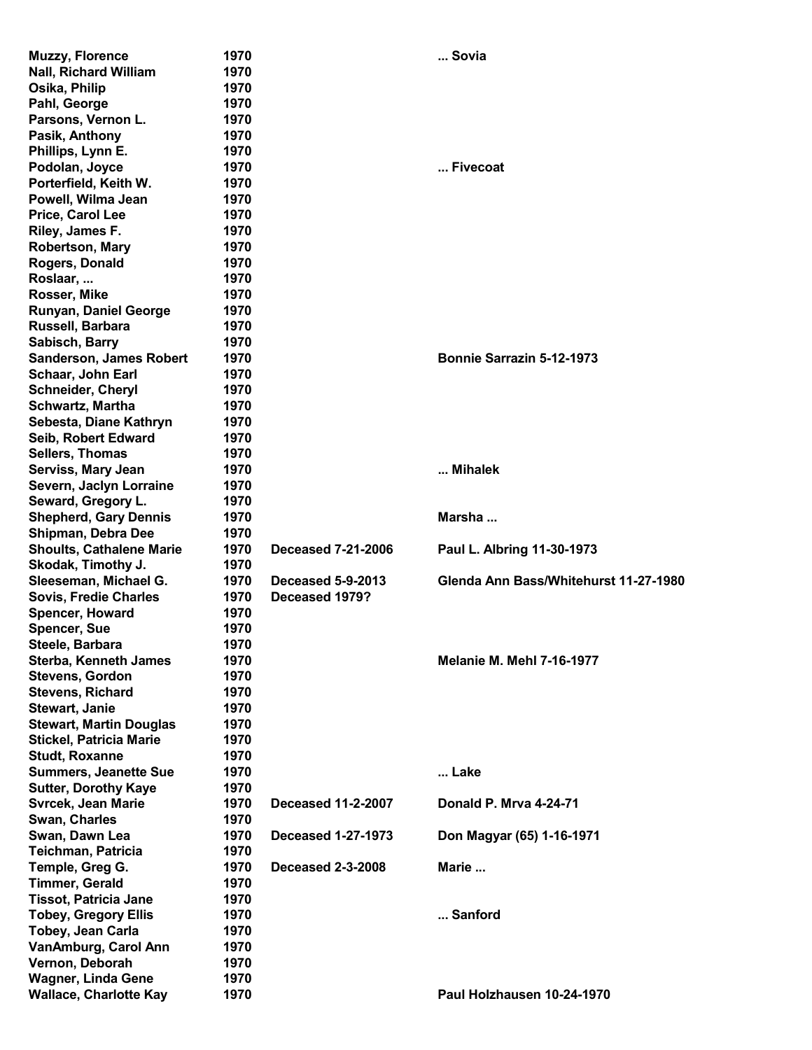| | | | |
|---|---|---|---|
| Muzzy, Florence | 1970 | | ... Sovia |
| Nall, Richard William | 1970 | | |
| Osika, Philip | 1970 | | |
| Pahl, George | 1970 | | |
| Parsons, Vernon L. | 1970 | | |
| Pasik, Anthony | 1970 | | |
| Phillips, Lynn E. | 1970 | | |
| Podolan, Joyce | 1970 | | ... Fivecoat |
| Porterfield, Keith W. | 1970 | | |
| Powell, Wilma Jean | 1970 | | |
| Price, Carol Lee | 1970 | | |
| Riley, James F. | 1970 | | |
| Robertson, Mary | 1970 | | |
| Rogers, Donald | 1970 | | |
| Roslaar, ... | 1970 | | |
| Rosser, Mike | 1970 | | |
| Runyan, Daniel George | 1970 | | |
| Russell, Barbara | 1970 | | |
| Sabisch, Barry | 1970 | | |
| Sanderson, James Robert | 1970 | | Bonnie Sarrazin 5-12-1973 |
| Schaar, John Earl | 1970 | | |
| Schneider, Cheryl | 1970 | | |
| Schwartz, Martha | 1970 | | |
| Sebesta, Diane Kathryn | 1970 | | |
| Seib, Robert Edward | 1970 | | |
| Sellers, Thomas | 1970 | | |
| Serviss, Mary Jean | 1970 | | ... Mihalek |
| Severn, Jaclyn Lorraine | 1970 | | |
| Seward, Gregory L. | 1970 | | |
| Shepherd, Gary Dennis | 1970 | | Marsha ... |
| Shipman, Debra Dee | 1970 | | |
| Shoults, Cathalene Marie | 1970 | Deceased 7-21-2006 | Paul L. Albring 11-30-1973 |
| Skodak, Timothy J. | 1970 | | |
| Sleeseman, Michael G. | 1970 | Deceased 5-9-2013 | Glenda Ann Bass/Whitehurst 11-27-1980 |
| Sovis, Fredie Charles | 1970 | Deceased 1979? | |
| Spencer, Howard | 1970 | | |
| Spencer, Sue | 1970 | | |
| Steele, Barbara | 1970 | | |
| Sterba, Kenneth James | 1970 | | Melanie M. Mehl 7-16-1977 |
| Stevens, Gordon | 1970 | | |
| Stevens, Richard | 1970 | | |
| Stewart, Janie | 1970 | | |
| Stewart, Martin Douglas | 1970 | | |
| Stickel, Patricia Marie | 1970 | | |
| Studt, Roxanne | 1970 | | |
| Summers, Jeanette Sue | 1970 | | ... Lake |
| Sutter, Dorothy Kaye | 1970 | | |
| Svrcek, Jean Marie | 1970 | Deceased 11-2-2007 | Donald P. Mrva 4-24-71 |
| Swan, Charles | 1970 | | |
| Swan, Dawn Lea | 1970 | Deceased 1-27-1973 | Don Magyar (65) 1-16-1971 |
| Teichman, Patricia | 1970 | | |
| Temple, Greg G. | 1970 | Deceased 2-3-2008 | Marie ... |
| Timmer, Gerald | 1970 | | |
| Tissot, Patricia Jane | 1970 | | |
| Tobey, Gregory Ellis | 1970 | | ... Sanford |
| Tobey, Jean Carla | 1970 | | |
| VanAmburg, Carol Ann | 1970 | | |
| Vernon, Deborah | 1970 | | |
| Wagner, Linda Gene | 1970 | | |
| Wallace, Charlotte Kay | 1970 | | Paul Holzhausen 10-24-1970 |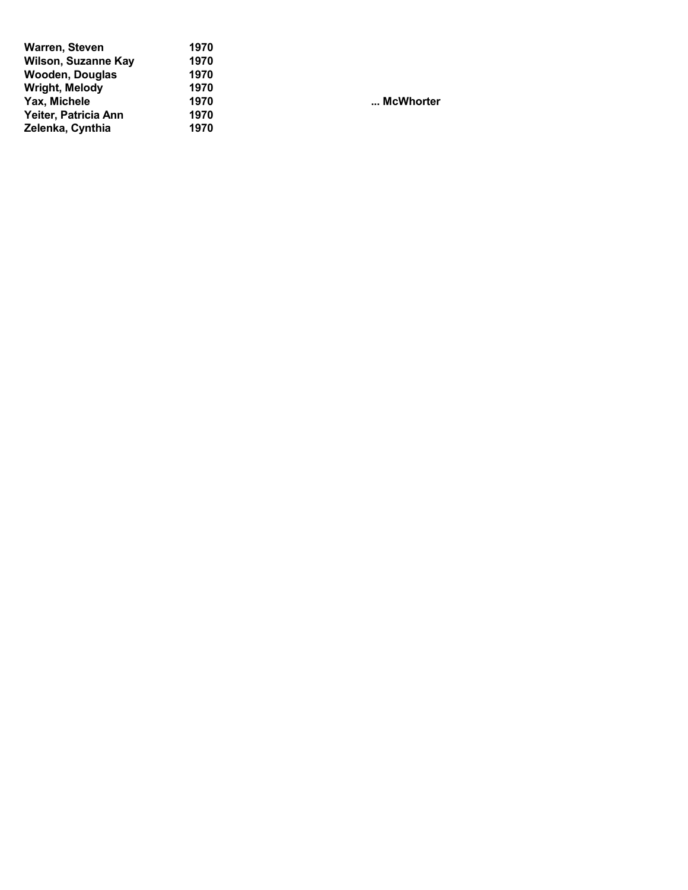| | | |
|---|---|---|
| **Warren, Steven** | **1970** | |
| **Wilson, Suzanne Kay** | **1970** | |
| **Wooden, Douglas** | **1970** | |
| **Wright, Melody** | **1970** | |
| **Yax, Michele** | **1970** | **... McWhorter** |
| **Yeiter, Patricia Ann** | **1970** | |
| **Zelenka, Cynthia** | **1970** | |